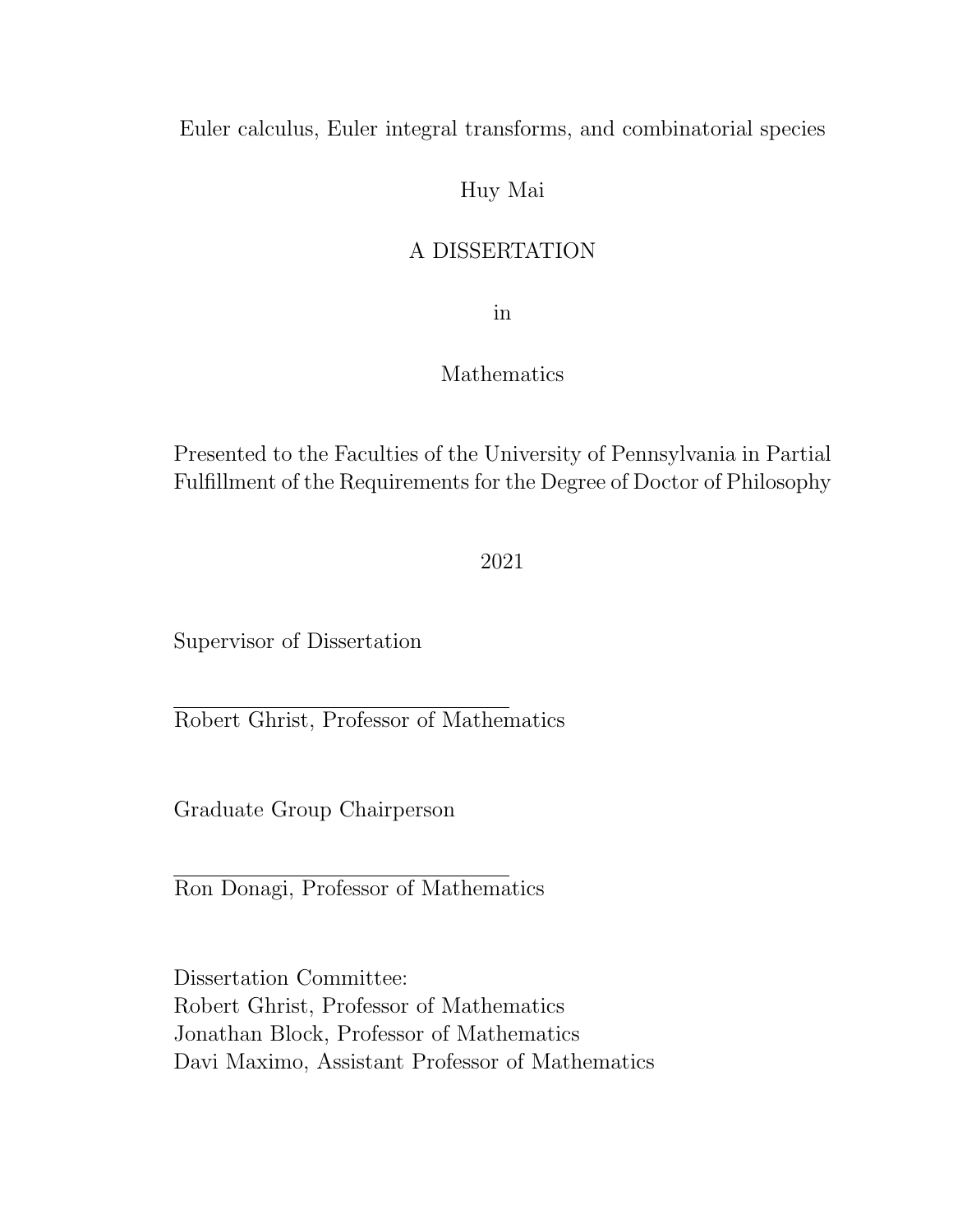# Euler calculus, Euler integral transforms, and combinatorial species

Huy Mai

A DISSERTATION

in

Mathematics

Presented to the Faculties of the University of Pennsylvania in Partial Fulfillment of the Requirements for the Degree of Doctor of Philosophy

2021

Supervisor of Dissertation

Robert Ghrist, Professor of Mathematics

Graduate Group Chairperson

Ron Donagi, Professor of Mathematics

Dissertation Committee:
Robert Ghrist, Professor of Mathematics
Jonathan Block, Professor of Mathematics
Davi Maximo, Assistant Professor of Mathematics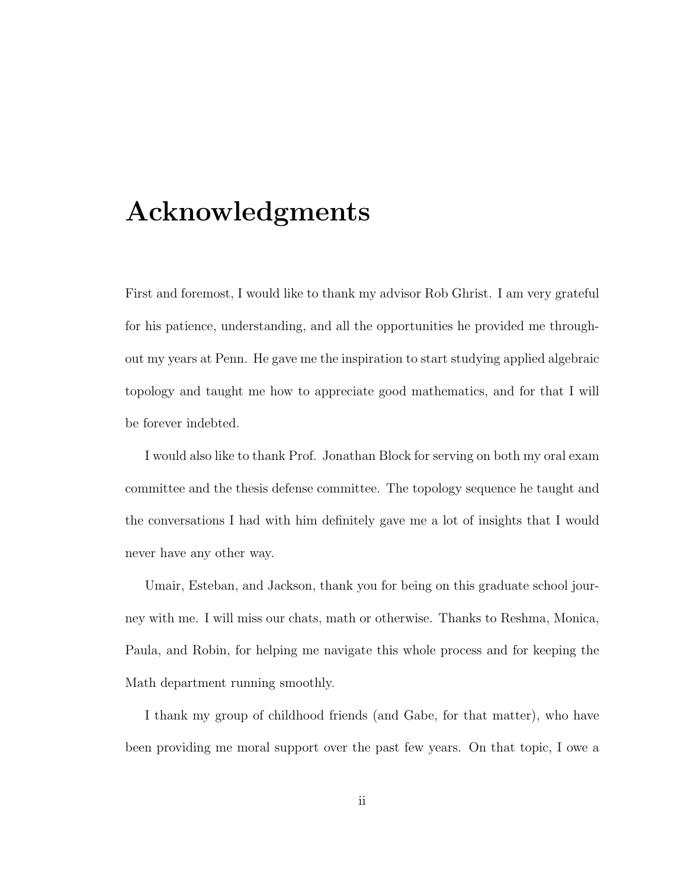# Acknowledgments

First and foremost, I would like to thank my advisor Rob Ghrist. I am very grateful for his patience, understanding, and all the opportunities he provided me throughout my years at Penn. He gave me the inspiration to start studying applied algebraic topology and taught me how to appreciate good mathematics, and for that I will be forever indebted.

I would also like to thank Prof. Jonathan Block for serving on both my oral exam committee and the thesis defense committee. The topology sequence he taught and the conversations I had with him definitely gave me a lot of insights that I would never have any other way.

Umair, Esteban, and Jackson, thank you for being on this graduate school journey with me. I will miss our chats, math or otherwise. Thanks to Reshma, Monica, Paula, and Robin, for helping me navigate this whole process and for keeping the Math department running smoothly.

I thank my group of childhood friends (and Gabe, for that matter), who have been providing me moral support over the past few years. On that topic, I owe a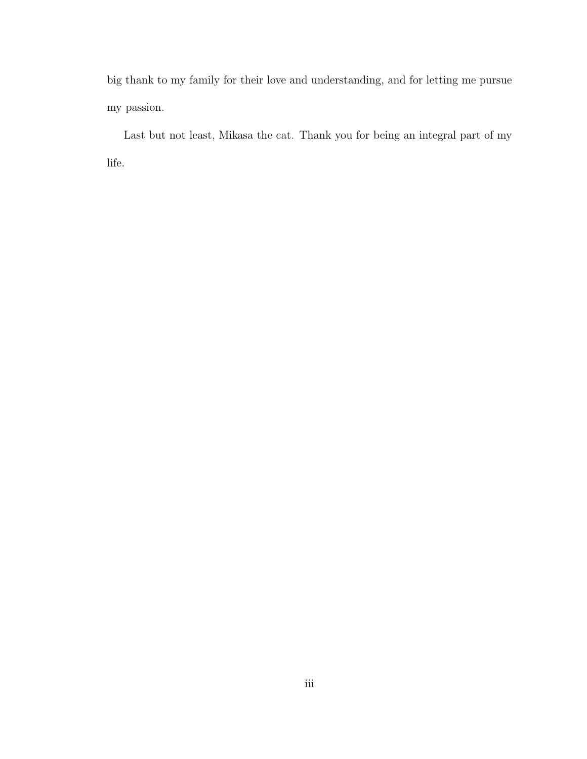big thank to my family for their love and understanding, and for letting me pursue my passion.

Last but not least, Mikasa the cat. Thank you for being an integral part of my life.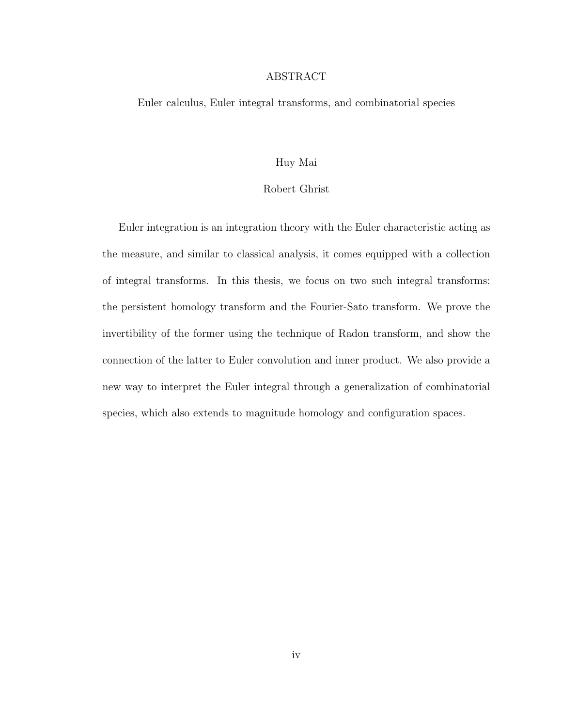# ABSTRACT

Euler calculus, Euler integral transforms, and combinatorial species

Huy Mai

Robert Ghrist

Euler integration is an integration theory with the Euler characteristic acting as the measure, and similar to classical analysis, it comes equipped with a collection of integral transforms. In this thesis, we focus on two such integral transforms: the persistent homology transform and the Fourier-Sato transform. We prove the invertibility of the former using the technique of Radon transform, and show the connection of the latter to Euler convolution and inner product. We also provide a new way to interpret the Euler integral through a generalization of combinatorial species, which also extends to magnitude homology and configuration spaces.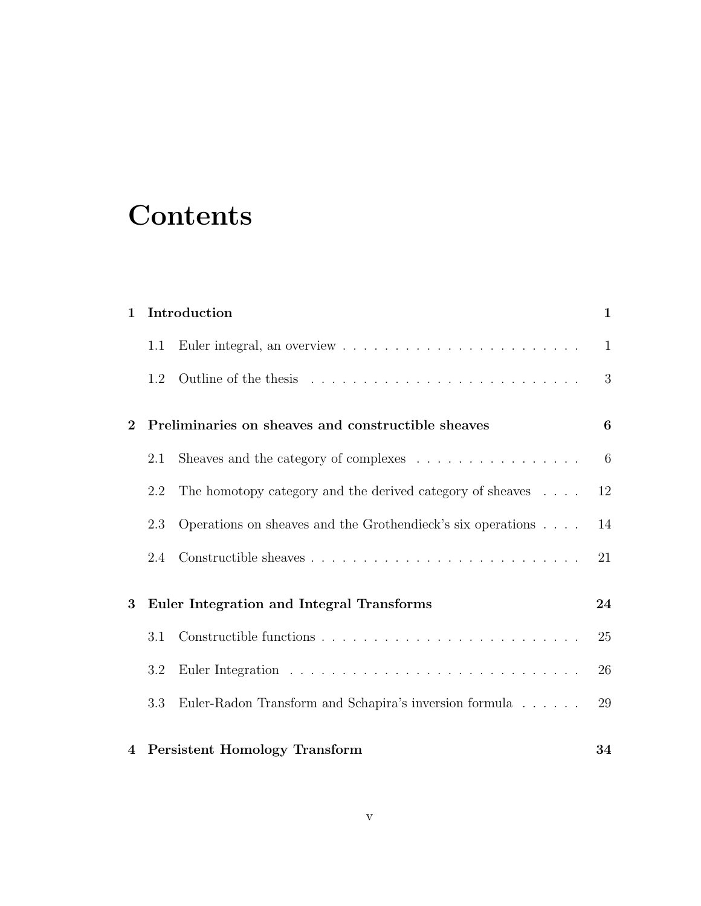# Contents

**1 Introduction** **1**

1.1 Euler integral, an overview . . . . . . . . . . . . . . . . . . . . . . . 1

1.2 Outline of the thesis . . . . . . . . . . . . . . . . . . . . . . . . . . 3

**2 Preliminaries on sheaves and constructible sheaves** **6**

2.1 Sheaves and the category of complexes . . . . . . . . . . . . . . . . 6

2.2 The homotopy category and the derived category of sheaves . . . . 12

2.3 Operations on sheaves and the Grothendieck's six operations . . . . 14

2.4 Constructible sheaves . . . . . . . . . . . . . . . . . . . . . . . . . . 21

**3 Euler Integration and Integral Transforms** **24**

3.1 Constructible functions . . . . . . . . . . . . . . . . . . . . . . . . . 25

3.2 Euler Integration . . . . . . . . . . . . . . . . . . . . . . . . . . . . 26

3.3 Euler-Radon Transform and Schapira's inversion formula . . . . . . 29

**4 Persistent Homology Transform** **34**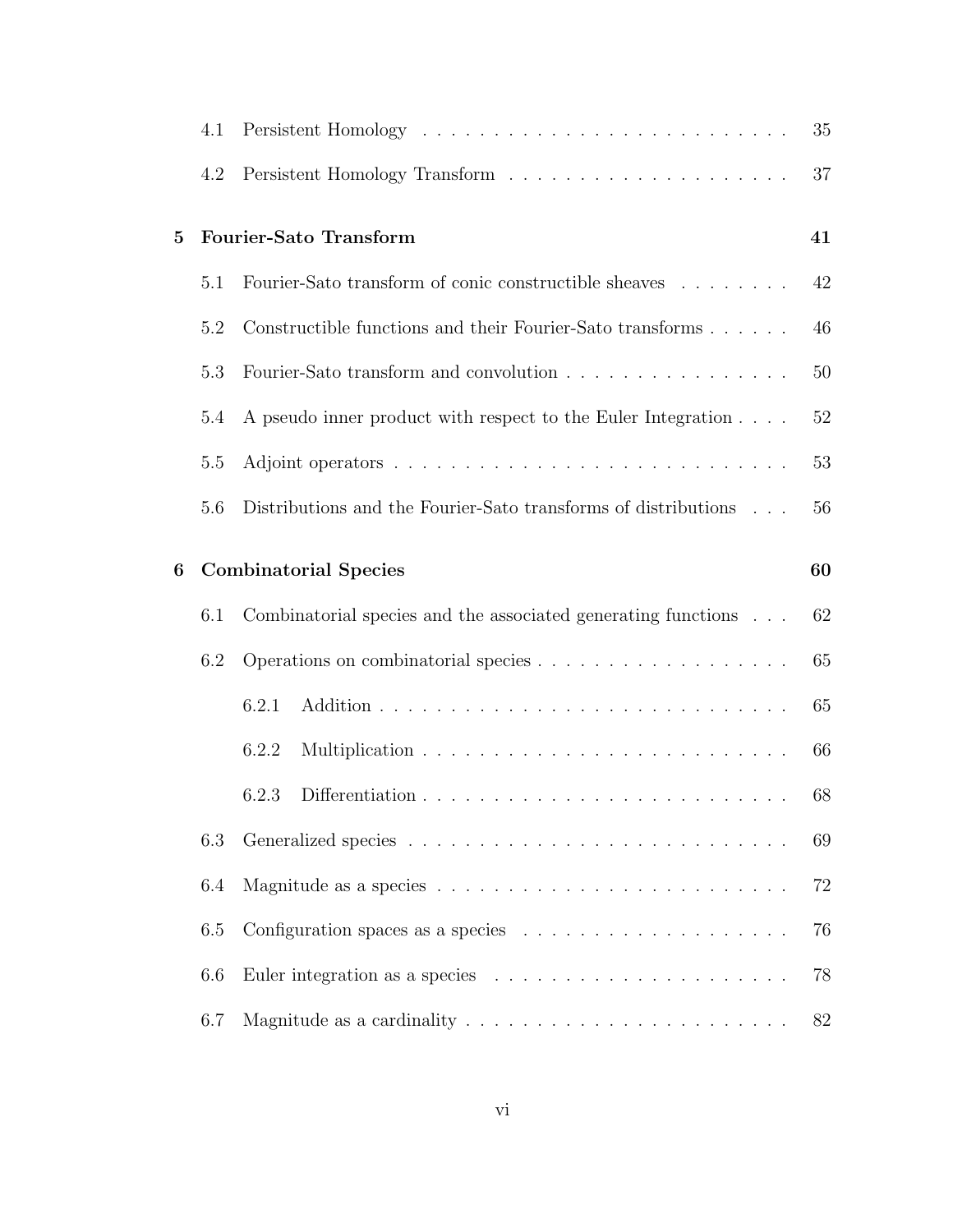4.1 Persistent Homology . . . . . . . . . . . . . . . . . . . . . . . . . 35

4.2 Persistent Homology Transform . . . . . . . . . . . . . . . . . . . . 37

**5 Fourier-Sato Transform 41**

5.1 Fourier-Sato transform of conic constructible sheaves . . . . . . . . 42

5.2 Constructible functions and their Fourier-Sato transforms . . . . . . 46

5.3 Fourier-Sato transform and convolution . . . . . . . . . . . . . . . . 50

5.4 A pseudo inner product with respect to the Euler Integration . . . . 52

5.5 Adjoint operators . . . . . . . . . . . . . . . . . . . . . . . . . . . . 53

5.6 Distributions and the Fourier-Sato transforms of distributions . . . 56

**6 Combinatorial Species 60**

6.1 Combinatorial species and the associated generating functions . . . 62

6.2 Operations on combinatorial species . . . . . . . . . . . . . . . . . . 65

6.2.1 Addition . . . . . . . . . . . . . . . . . . . . . . . . . . . . 65

6.2.2 Multiplication . . . . . . . . . . . . . . . . . . . . . . . . . 66

6.2.3 Differentiation . . . . . . . . . . . . . . . . . . . . . . . . . 68

6.3 Generalized species . . . . . . . . . . . . . . . . . . . . . . . . . . . 69

6.4 Magnitude as a species . . . . . . . . . . . . . . . . . . . . . . . . . 72

6.5 Configuration spaces as a species . . . . . . . . . . . . . . . . . . . 76

6.6 Euler integration as a species . . . . . . . . . . . . . . . . . . . . . 78

6.7 Magnitude as a cardinality . . . . . . . . . . . . . . . . . . . . . . . 82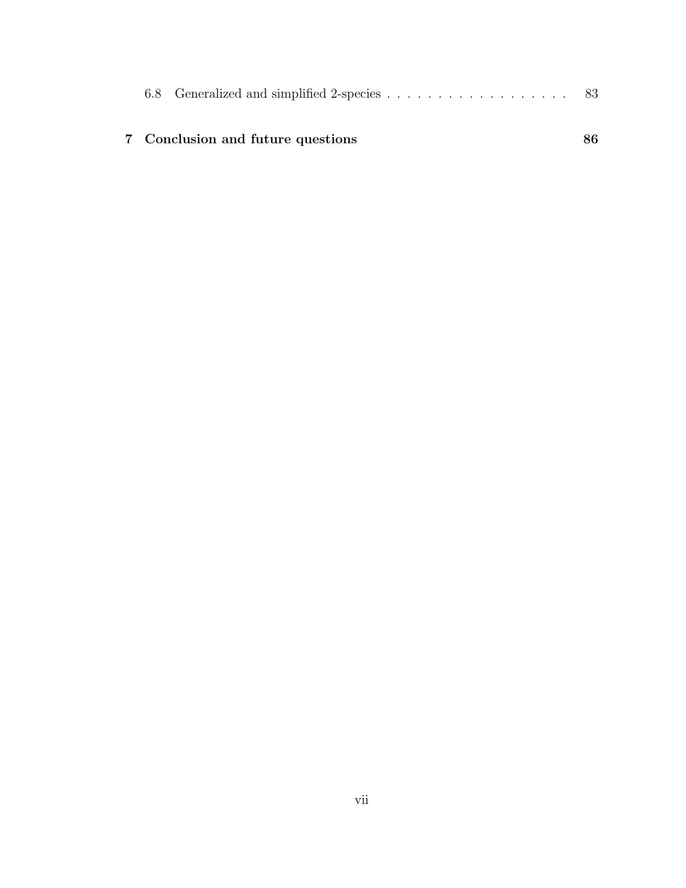6.8 Generalized and simplified 2-species . . . . . . . . . . . . . . . . . . . 83

**7 Conclusion and future questions** **86**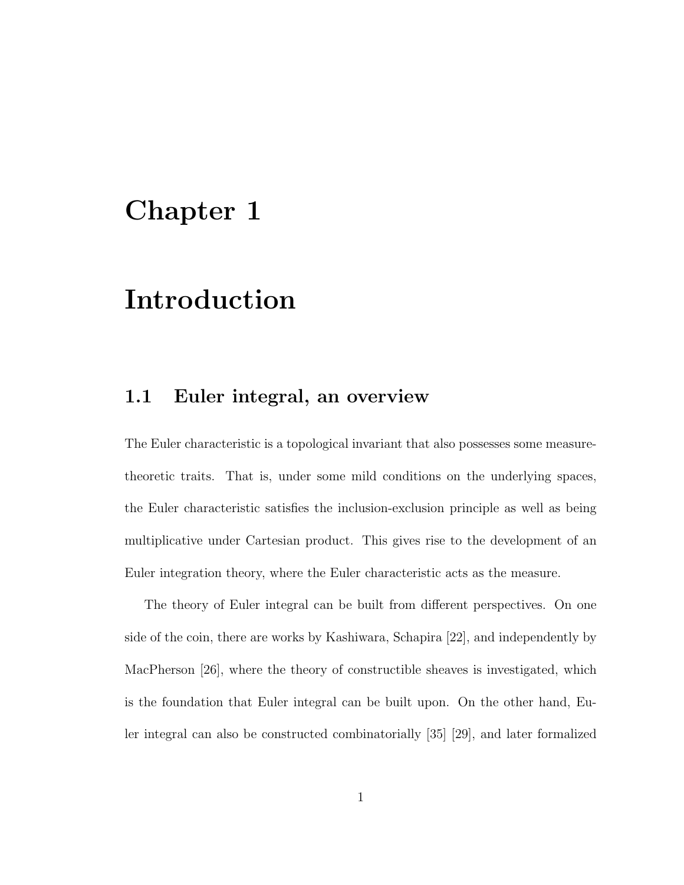# Chapter 1

# Introduction

## 1.1 Euler integral, an overview

The Euler characteristic is a topological invariant that also possesses some measure-theoretic traits. That is, under some mild conditions on the underlying spaces, the Euler characteristic satisfies the inclusion-exclusion principle as well as being multiplicative under Cartesian product. This gives rise to the development of an Euler integration theory, where the Euler characteristic acts as the measure.

The theory of Euler integral can be built from different perspectives. On one side of the coin, there are works by Kashiwara, Schapira [22], and independently by MacPherson [26], where the theory of constructible sheaves is investigated, which is the foundation that Euler integral can be built upon. On the other hand, Euler integral can also be constructed combinatorially [35] [29], and later formalized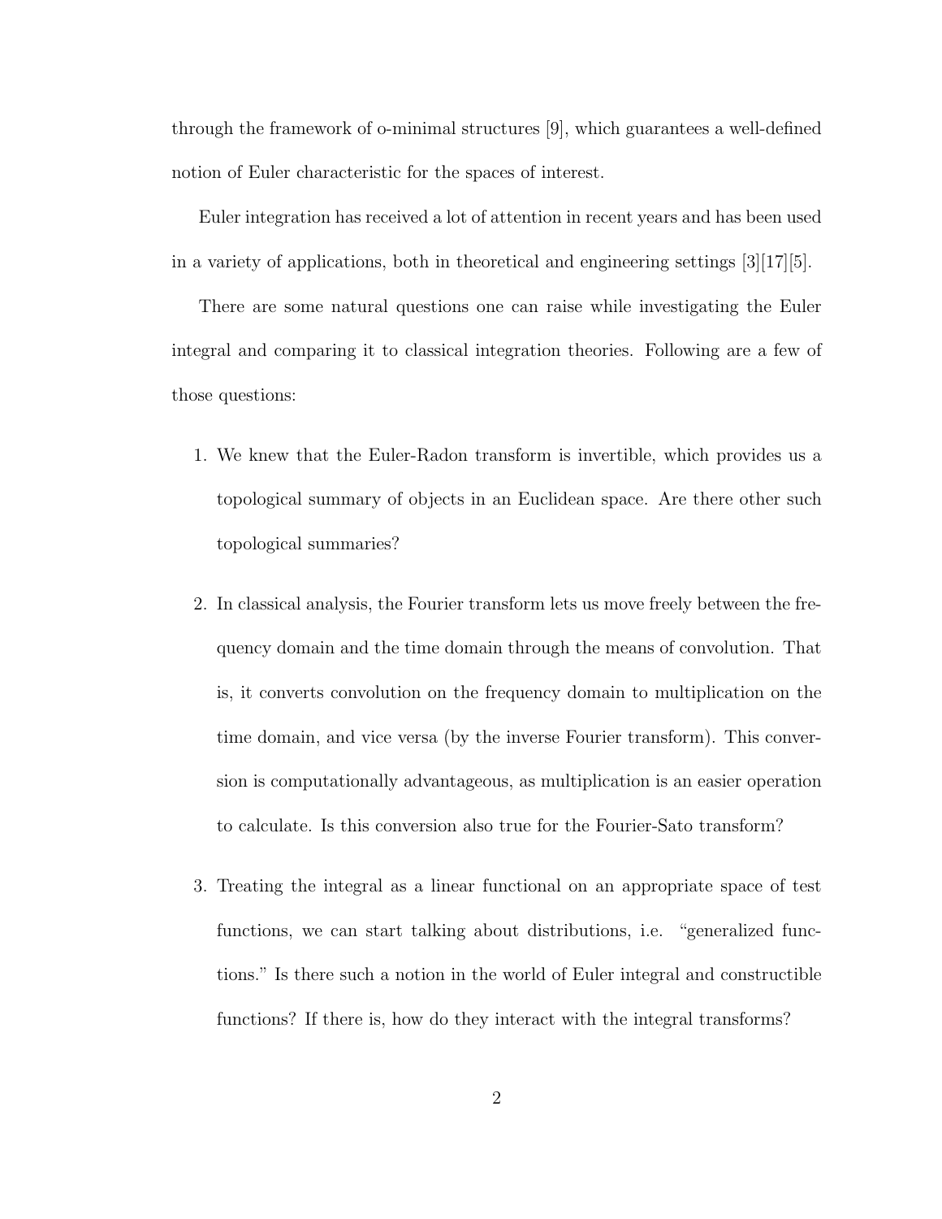through the framework of o-minimal structures [9], which guarantees a well-defined notion of Euler characteristic for the spaces of interest.

Euler integration has received a lot of attention in recent years and has been used in a variety of applications, both in theoretical and engineering settings [3][17][5].

There are some natural questions one can raise while investigating the Euler integral and comparing it to classical integration theories. Following are a few of those questions:

1. We knew that the Euler-Radon transform is invertible, which provides us a topological summary of objects in an Euclidean space. Are there other such topological summaries?

2. In classical analysis, the Fourier transform lets us move freely between the frequency domain and the time domain through the means of convolution. That is, it converts convolution on the frequency domain to multiplication on the time domain, and vice versa (by the inverse Fourier transform). This conversion is computationally advantageous, as multiplication is an easier operation to calculate. Is this conversion also true for the Fourier-Sato transform?

3. Treating the integral as a linear functional on an appropriate space of test functions, we can start talking about distributions, i.e. "generalized functions." Is there such a notion in the world of Euler integral and constructible functions? If there is, how do they interact with the integral transforms?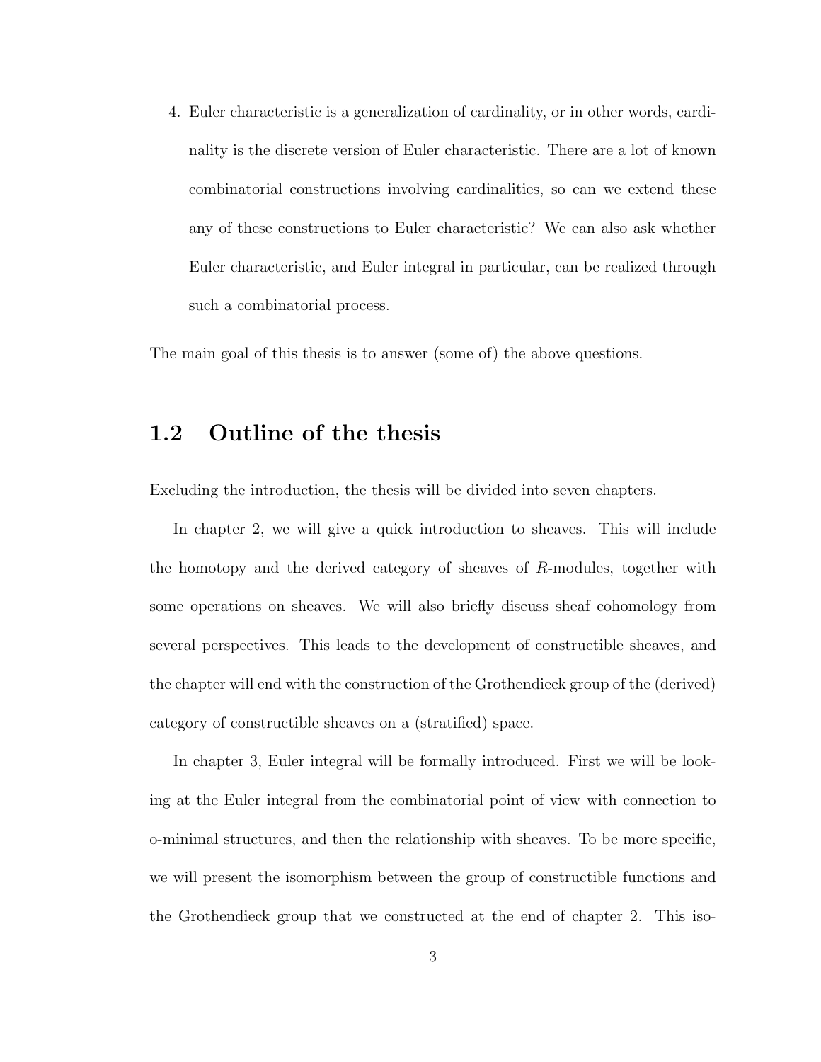4. Euler characteristic is a generalization of cardinality, or in other words, cardinality is the discrete version of Euler characteristic. There are a lot of known combinatorial constructions involving cardinalities, so can we extend these any of these constructions to Euler characteristic? We can also ask whether Euler characteristic, and Euler integral in particular, can be realized through such a combinatorial process.

The main goal of this thesis is to answer (some of) the above questions.

## 1.2 Outline of the thesis

Excluding the introduction, the thesis will be divided into seven chapters.

In chapter 2, we will give a quick introduction to sheaves. This will include the homotopy and the derived category of sheaves of $R$-modules, together with some operations on sheaves. We will also briefly discuss sheaf cohomology from several perspectives. This leads to the development of constructible sheaves, and the chapter will end with the construction of the Grothendieck group of the (derived) category of constructible sheaves on a (stratified) space.

In chapter 3, Euler integral will be formally introduced. First we will be looking at the Euler integral from the combinatorial point of view with connection to o-minimal structures, and then the relationship with sheaves. To be more specific, we will present the isomorphism between the group of constructible functions and the Grothendieck group that we constructed at the end of chapter 2. This iso-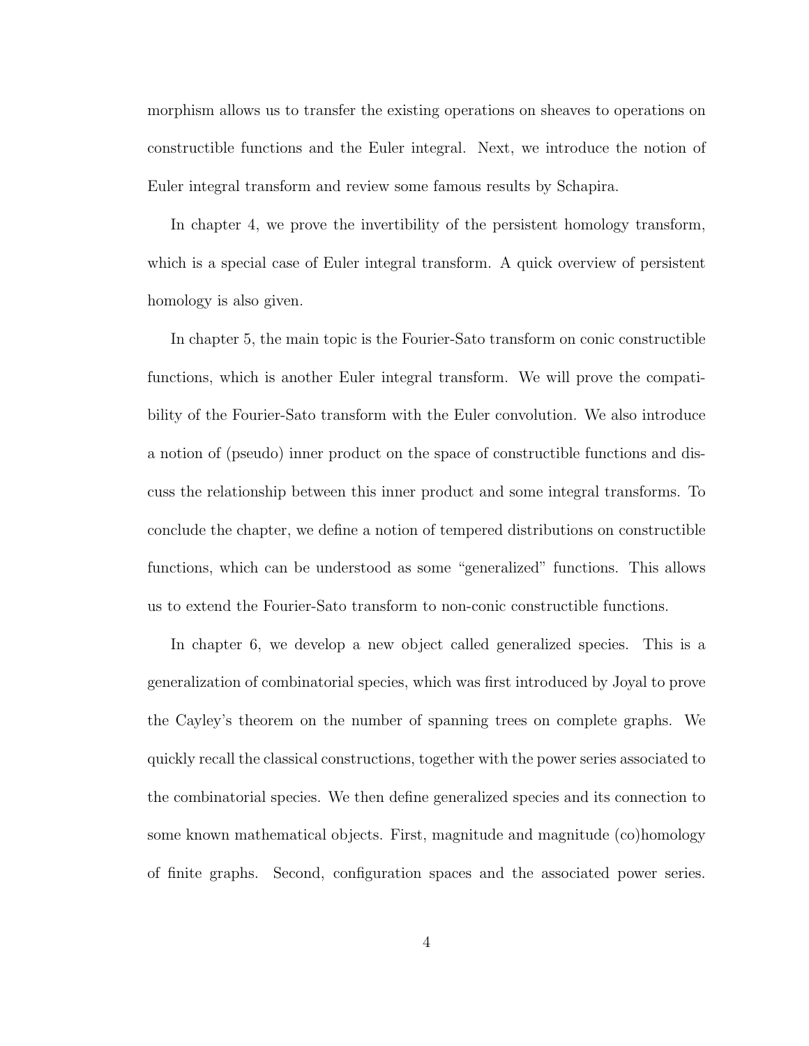morphism allows us to transfer the existing operations on sheaves to operations on constructible functions and the Euler integral. Next, we introduce the notion of Euler integral transform and review some famous results by Schapira.

In chapter 4, we prove the invertibility of the persistent homology transform, which is a special case of Euler integral transform. A quick overview of persistent homology is also given.

In chapter 5, the main topic is the Fourier-Sato transform on conic constructible functions, which is another Euler integral transform. We will prove the compatibility of the Fourier-Sato transform with the Euler convolution. We also introduce a notion of (pseudo) inner product on the space of constructible functions and discuss the relationship between this inner product and some integral transforms. To conclude the chapter, we define a notion of tempered distributions on constructible functions, which can be understood as some "generalized" functions. This allows us to extend the Fourier-Sato transform to non-conic constructible functions.

In chapter 6, we develop a new object called generalized species. This is a generalization of combinatorial species, which was first introduced by Joyal to prove the Cayley's theorem on the number of spanning trees on complete graphs. We quickly recall the classical constructions, together with the power series associated to the combinatorial species. We then define generalized species and its connection to some known mathematical objects. First, magnitude and magnitude (co)homology of finite graphs. Second, configuration spaces and the associated power series.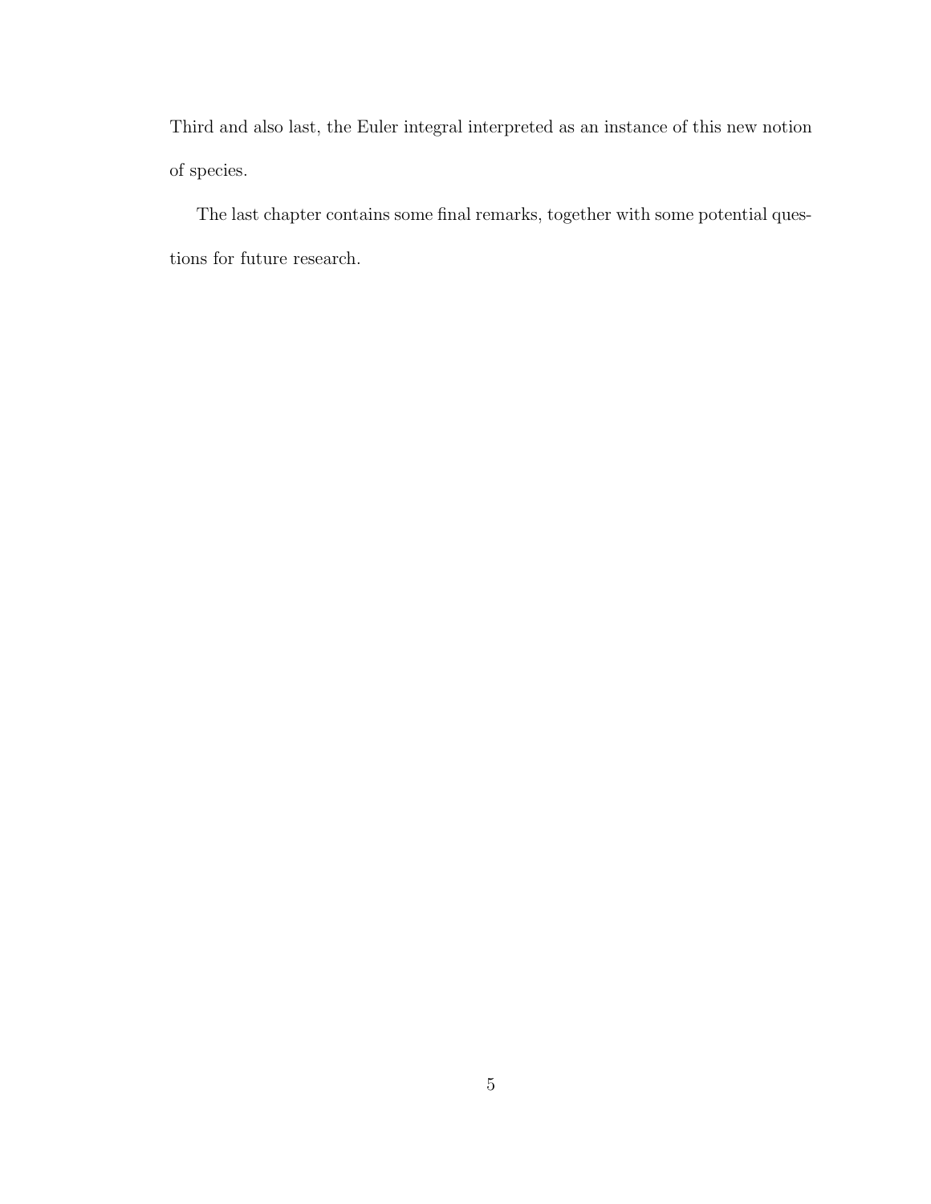Third and also last, the Euler integral interpreted as an instance of this new notion of species.

The last chapter contains some final remarks, together with some potential questions for future research.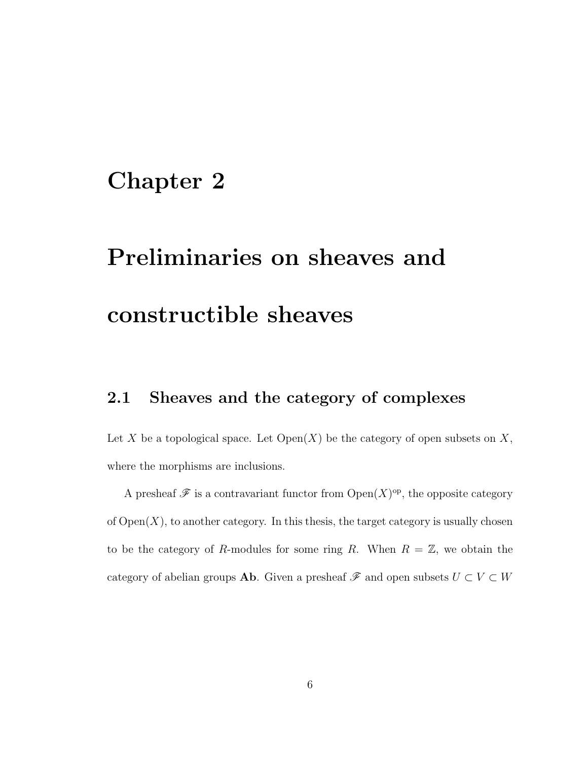# Chapter 2

# Preliminaries on sheaves and constructible sheaves

## 2.1 Sheaves and the category of complexes

Let $X$ be a topological space. Let $\mathrm{Open}(X)$ be the category of open subsets on $X$, where the morphisms are inclusions.

A presheaf $\mathscr{F}$ is a contravariant functor from $\mathrm{Open}(X)^{\mathrm{op}}$, the opposite category of $\mathrm{Open}(X)$, to another category. In this thesis, the target category is usually chosen to be the category of $R$-modules for some ring $R$. When $R = \mathbb{Z}$, we obtain the category of abelian groups **Ab**. Given a presheaf $\mathscr{F}$ and open subsets $U \subset V \subset W$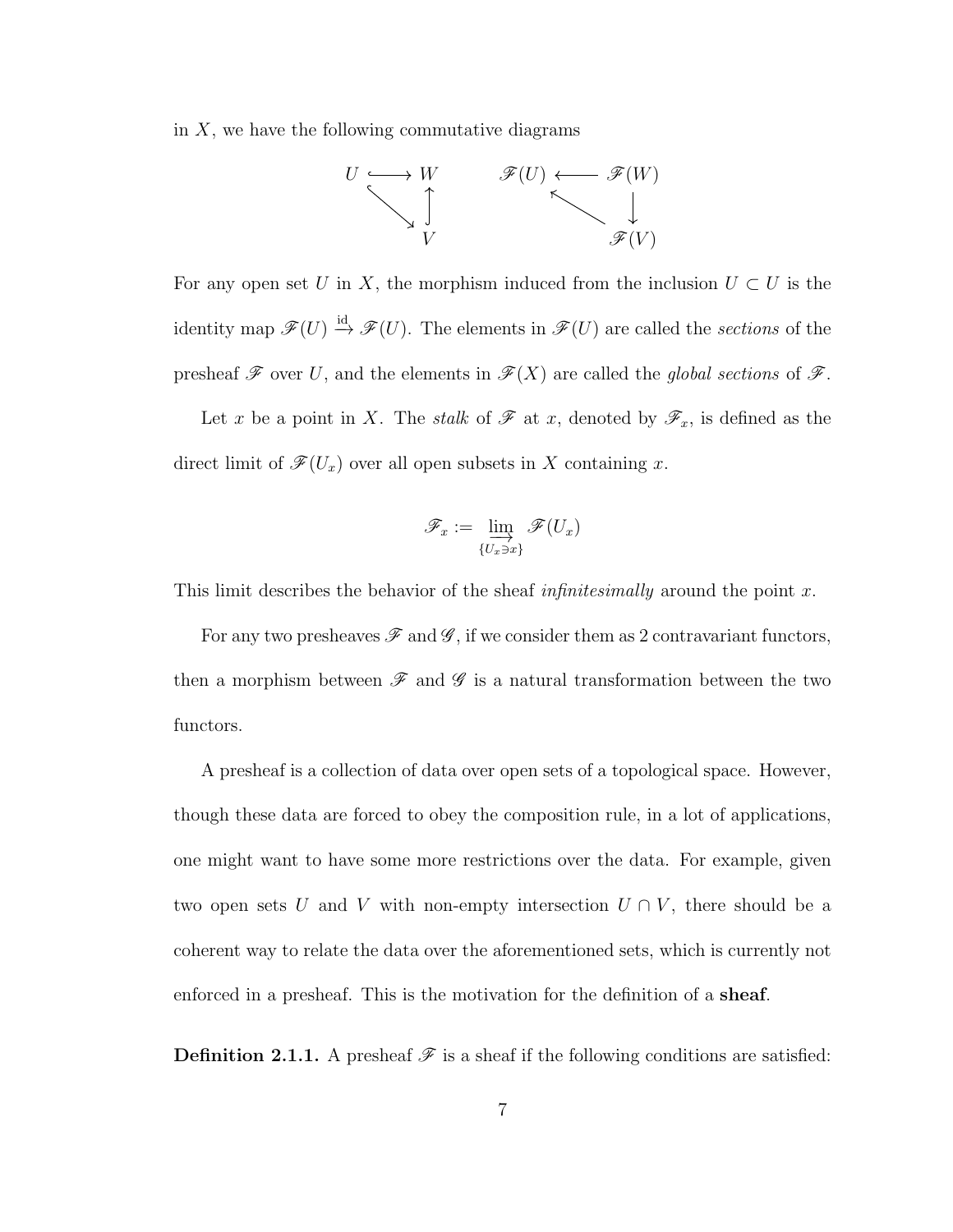in $X$, we have the following commutative diagrams

$$
\begin{array}{ccc}
U & \hookrightarrow & W \\
& \searrow & \uparrow \\
& & V
\end{array}
\qquad\qquad
\begin{array}{ccc}
\mathscr{F}(U) & \longleftarrow & \mathscr{F}(W) \\
& \nwarrow & \downarrow \\
& & \mathscr{F}(V)
\end{array}
$$

For any open set $U$ in $X$, the morphism induced from the inclusion $U \subset U$ is the identity map $\mathscr{F}(U) \xrightarrow{\text{id}} \mathscr{F}(U)$. The elements in $\mathscr{F}(U)$ are called the *sections* of the presheaf $\mathscr{F}$ over $U$, and the elements in $\mathscr{F}(X)$ are called the *global sections* of $\mathscr{F}$.

Let $x$ be a point in $X$. The *stalk* of $\mathscr{F}$ at $x$, denoted by $\mathscr{F}_x$, is defined as the direct limit of $\mathscr{F}(U_x)$ over all open subsets in $X$ containing $x$.

$$\mathscr{F}_x := \varinjlim_{\{U_x \ni x\}} \mathscr{F}(U_x)$$

This limit describes the behavior of the sheaf *infinitesimally* around the point $x$.

For any two presheaves $\mathscr{F}$ and $\mathscr{G}$, if we consider them as 2 contravariant functors, then a morphism between $\mathscr{F}$ and $\mathscr{G}$ is a natural transformation between the two functors.

A presheaf is a collection of data over open sets of a topological space. However, though these data are forced to obey the composition rule, in a lot of applications, one might want to have some more restrictions over the data. For example, given two open sets $U$ and $V$ with non-empty intersection $U \cap V$, there should be a coherent way to relate the data over the aforementioned sets, which is currently not enforced in a presheaf. This is the motivation for the definition of a **sheaf**.

**Definition 2.1.1.** A presheaf $\mathscr{F}$ is a sheaf if the following conditions are satisfied: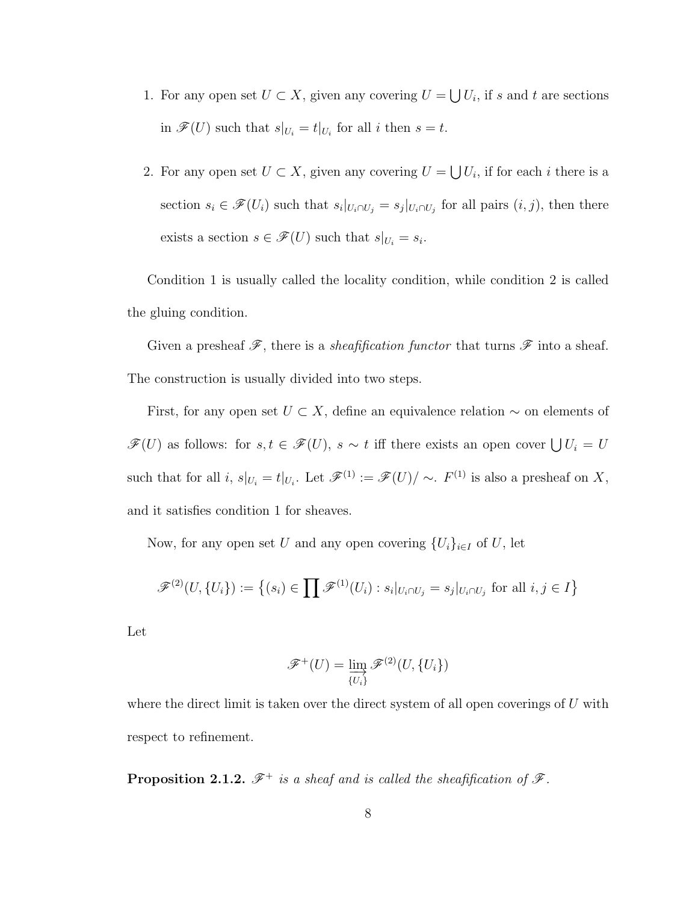1. For any open set $U \subset X$, given any covering $U = \bigcup U_i$, if $s$ and $t$ are sections in $\mathscr{F}(U)$ such that $s|_{U_i} = t|_{U_i}$ for all $i$ then $s = t$.

2. For any open set $U \subset X$, given any covering $U = \bigcup U_i$, if for each $i$ there is a section $s_i \in \mathscr{F}(U_i)$ such that $s_i|_{U_i \cap U_j} = s_j|_{U_i \cap U_j}$ for all pairs $(i, j)$, then there exists a section $s \in \mathscr{F}(U)$ such that $s|_{U_i} = s_i$.

Condition 1 is usually called the locality condition, while condition 2 is called the gluing condition.

Given a presheaf $\mathscr{F}$, there is a *sheafification functor* that turns $\mathscr{F}$ into a sheaf. The construction is usually divided into two steps.

First, for any open set $U \subset X$, define an equivalence relation $\sim$ on elements of $\mathscr{F}(U)$ as follows: for $s, t \in \mathscr{F}(U)$, $s \sim t$ iff there exists an open cover $\bigcup U_i = U$ such that for all $i$, $s|_{U_i} = t|_{U_i}$. Let $\mathscr{F}^{(1)} := \mathscr{F}(U)/\sim$. $F^{(1)}$ is also a presheaf on $X$, and it satisfies condition 1 for sheaves.

Now, for any open set $U$ and any open covering $\{U_i\}_{i \in I}$ of $U$, let

$$\mathscr{F}^{(2)}(U, \{U_i\}) := \left\{(s_i) \in \prod \mathscr{F}^{(1)}(U_i) : s_i|_{U_i \cap U_j} = s_j|_{U_i \cap U_j} \text{ for all } i, j \in I\right\}$$

Let

$$\mathscr{F}^+(U) = \varinjlim_{\{U_i\}} \mathscr{F}^{(2)}(U, \{U_i\})$$

where the direct limit is taken over the direct system of all open coverings of $U$ with respect to refinement.

**Proposition 2.1.2.** *$\mathscr{F}^+$ is a sheaf and is called the sheafification of $\mathscr{F}$.*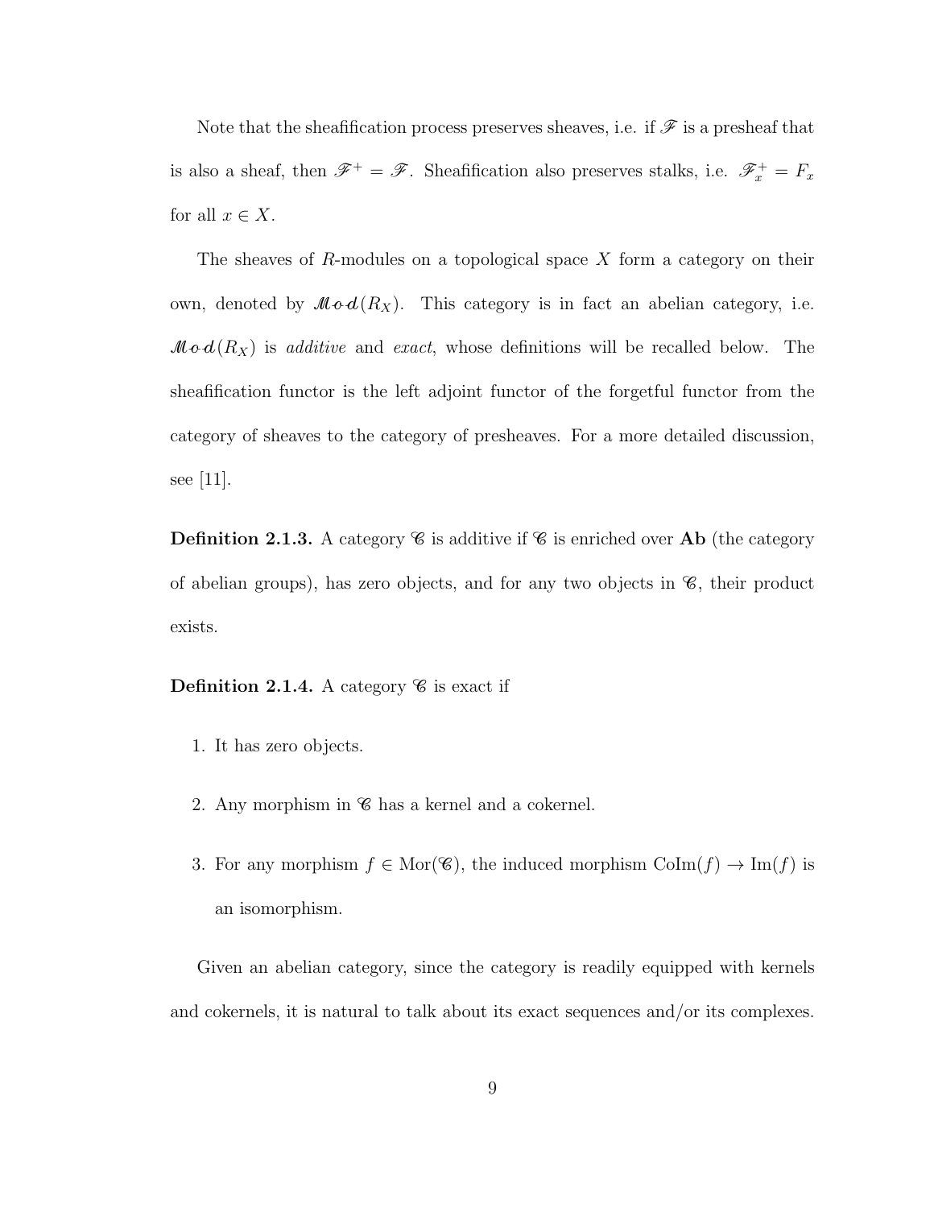Note that the sheafification process preserves sheaves, i.e. if $\mathscr{F}$ is a presheaf that is also a sheaf, then $\mathscr{F}^+ = \mathscr{F}$. Sheafification also preserves stalks, i.e. $\mathscr{F}_x^+ = F_x$ for all $x \in X$.

The sheaves of $R$-modules on a topological space $X$ form a category on their own, denoted by $\mathscr{Mod}(R_X)$. This category is in fact an abelian category, i.e. $\mathscr{Mod}(R_X)$ is *additive* and *exact*, whose definitions will be recalled below. The sheafification functor is the left adjoint functor of the forgetful functor from the category of sheaves to the category of presheaves. For a more detailed discussion, see [11].

**Definition 2.1.3.** A category $\mathscr{C}$ is additive if $\mathscr{C}$ is enriched over **Ab** (the category of abelian groups), has zero objects, and for any two objects in $\mathscr{C}$, their product exists.

**Definition 2.1.4.** A category $\mathscr{C}$ is exact if

1. It has zero objects.
2. Any morphism in $\mathscr{C}$ has a kernel and a cokernel.
3. For any morphism $f \in \mathrm{Mor}(\mathscr{C})$, the induced morphism $\mathrm{CoIm}(f) \to \mathrm{Im}(f)$ is an isomorphism.

Given an abelian category, since the category is readily equipped with kernels and cokernels, it is natural to talk about its exact sequences and/or its complexes.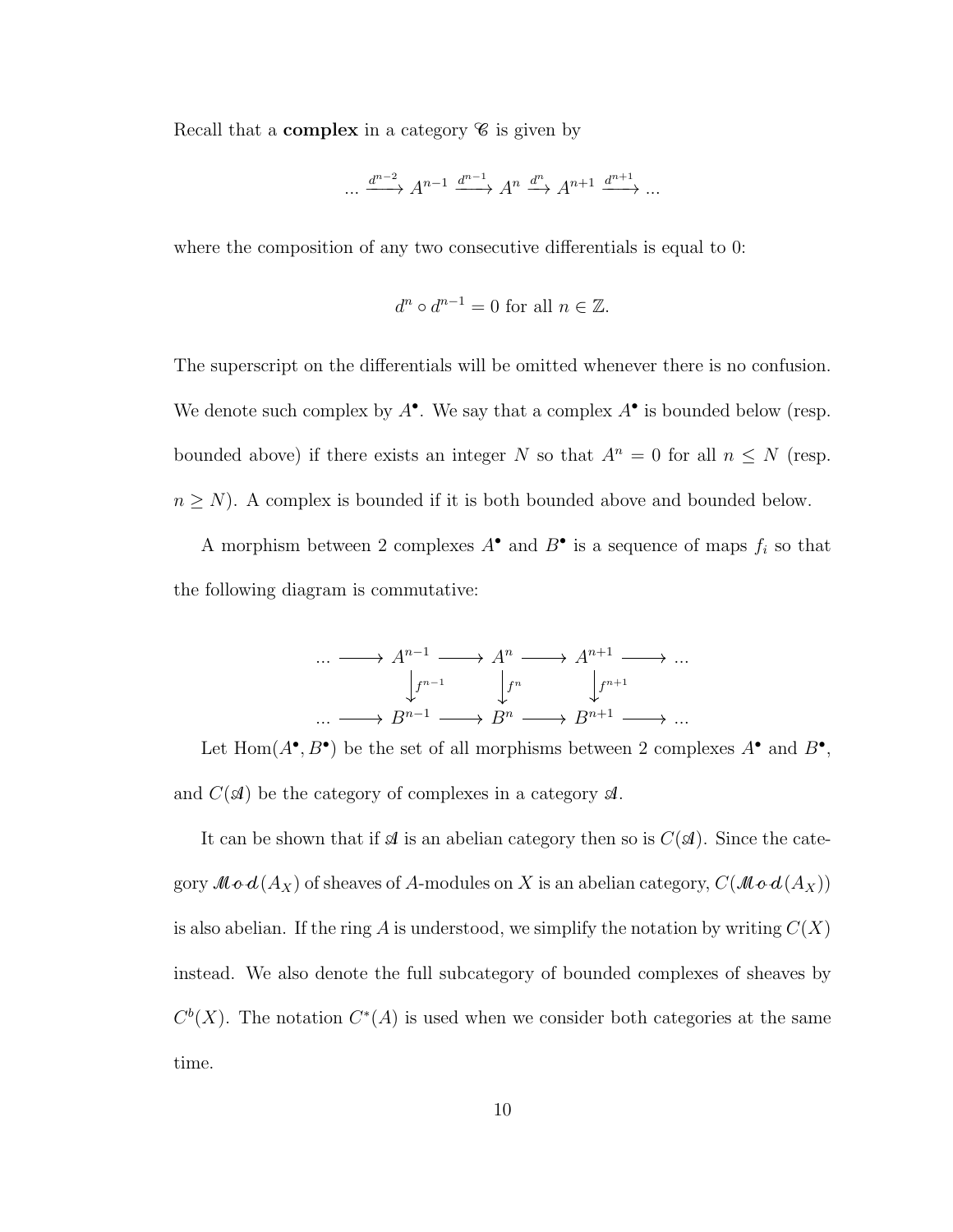Recall that a **complex** in a category $\mathscr{C}$ is given by

$$... \xrightarrow{d^{n-2}} A^{n-1} \xrightarrow{d^{n-1}} A^n \xrightarrow{d^n} A^{n+1} \xrightarrow{d^{n+1}} ...$$

where the composition of any two consecutive differentials is equal to 0:

$$d^n \circ d^{n-1} = 0 \text{ for all } n \in \mathbb{Z}.$$

The superscript on the differentials will be omitted whenever there is no confusion. We denote such complex by $A^\bullet$. We say that a complex $A^\bullet$ is bounded below (resp. bounded above) if there exists an integer $N$ so that $A^n = 0$ for all $n \leq N$ (resp. $n \geq N$). A complex is bounded if it is both bounded above and bounded below.

A morphism between 2 complexes $A^\bullet$ and $B^\bullet$ is a sequence of maps $f_i$ so that the following diagram is commutative:

$$\begin{array}{ccccccccc}
... & \longrightarrow & A^{n-1} & \longrightarrow & A^n & \longrightarrow & A^{n+1} & \longrightarrow & ... \\
 & & \downarrow{\scriptstyle f^{n-1}} & & \downarrow{\scriptstyle f^n} & & \downarrow{\scriptstyle f^{n+1}} & & \\
... & \longrightarrow & B^{n-1} & \longrightarrow & B^n & \longrightarrow & B^{n+1} & \longrightarrow & ...
\end{array}$$

Let $\mathrm{Hom}(A^\bullet, B^\bullet)$ be the set of all morphisms between 2 complexes $A^\bullet$ and $B^\bullet$, and $C(\mathscr{A})$ be the category of complexes in a category $\mathscr{A}$.

It can be shown that if $\mathscr{A}$ is an abelian category then so is $C(\mathscr{A})$. Since the category $\mathscr{Mod}(A_X)$ of sheaves of $A$-modules on $X$ is an abelian category, $C(\mathscr{Mod}(A_X))$ is also abelian. If the ring $A$ is understood, we simplify the notation by writing $C(X)$ instead. We also denote the full subcategory of bounded complexes of sheaves by $C^b(X)$. The notation $C^*(A)$ is used when we consider both categories at the same time.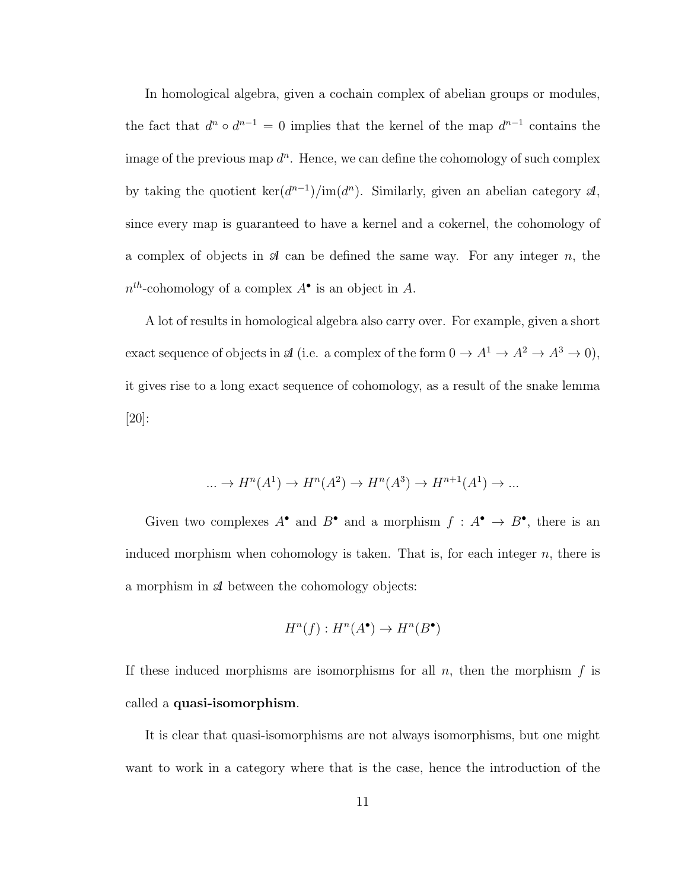In homological algebra, given a cochain complex of abelian groups or modules, the fact that $d^n \circ d^{n-1} = 0$ implies that the kernel of the map $d^{n-1}$ contains the image of the previous map $d^n$. Hence, we can define the cohomology of such complex by taking the quotient $\ker(d^{n-1})/\mathrm{im}(d^n)$. Similarly, given an abelian category $\mathscr{A}$, since every map is guaranteed to have a kernel and a cokernel, the cohomology of a complex of objects in $\mathscr{A}$ can be defined the same way. For any integer $n$, the $n^{th}$-cohomology of a complex $A^\bullet$ is an object in $A$.

A lot of results in homological algebra also carry over. For example, given a short exact sequence of objects in $\mathscr{A}$ (i.e. a complex of the form $0 \to A^1 \to A^2 \to A^3 \to 0$), it gives rise to a long exact sequence of cohomology, as a result of the snake lemma [20]:

$$... \to H^n(A^1) \to H^n(A^2) \to H^n(A^3) \to H^{n+1}(A^1) \to ...$$

Given two complexes $A^\bullet$ and $B^\bullet$ and a morphism $f : A^\bullet \to B^\bullet$, there is an induced morphism when cohomology is taken. That is, for each integer $n$, there is a morphism in $\mathscr{A}$ between the cohomology objects:

$$H^n(f) : H^n(A^\bullet) \to H^n(B^\bullet)$$

If these induced morphisms are isomorphisms for all $n$, then the morphism $f$ is called a **quasi-isomorphism**.

It is clear that quasi-isomorphisms are not always isomorphisms, but one might want to work in a category where that is the case, hence the introduction of the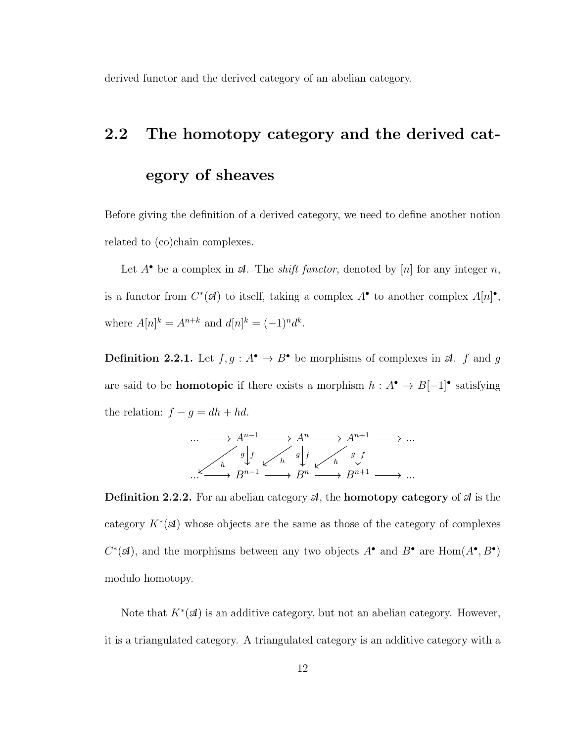derived functor and the derived category of an abelian category.

## 2.2 The homotopy category and the derived category of sheaves

Before giving the definition of a derived category, we need to define another notion related to (co)chain complexes.

Let $A^\bullet$ be a complex in $\mathscr{A}$. The *shift functor*, denoted by $[n]$ for any integer $n$, is a functor from $C^*(\mathscr{A})$ to itself, taking a complex $A^\bullet$ to another complex $A[n]^\bullet$, where $A[n]^k = A^{n+k}$ and $d[n]^k = (-1)^n d^k$.

**Definition 2.2.1.** Let $f, g : A^\bullet \to B^\bullet$ be morphisms of complexes in $\mathscr{A}$. $f$ and $g$ are said to be **homotopic** if there exists a morphism $h : A^\bullet \to B[-1]^\bullet$ satisfying the relation: $f - g = dh + hd$.

$$
\begin{array}{ccccccccc}
\cdots & \longrightarrow & A^{n-1} & \longrightarrow & A^{n} & \longrightarrow & A^{n+1} & \longrightarrow & \cdots \\
 & \swarrow^{h} & g\downarrow\downarrow f & \swarrow^{h} & g\downarrow\downarrow f & \swarrow^{h} & g\downarrow\downarrow f & & \\
\cdots & \longrightarrow & B^{n-1} & \longrightarrow & B^{n} & \longrightarrow & B^{n+1} & \longrightarrow & \cdots
\end{array}
$$

**Definition 2.2.2.** For an abelian category $\mathscr{A}$, the **homotopy category** of $\mathscr{A}$ is the category $K^*(\mathscr{A})$ whose objects are the same as those of the category of complexes $C^*(\mathscr{A})$, and the morphisms between any two objects $A^\bullet$ and $B^\bullet$ are $\mathrm{Hom}(A^\bullet, B^\bullet)$ modulo homotopy.

Note that $K^*(\mathscr{A})$ is an additive category, but not an abelian category. However, it is a triangulated category. A triangulated category is an additive category with a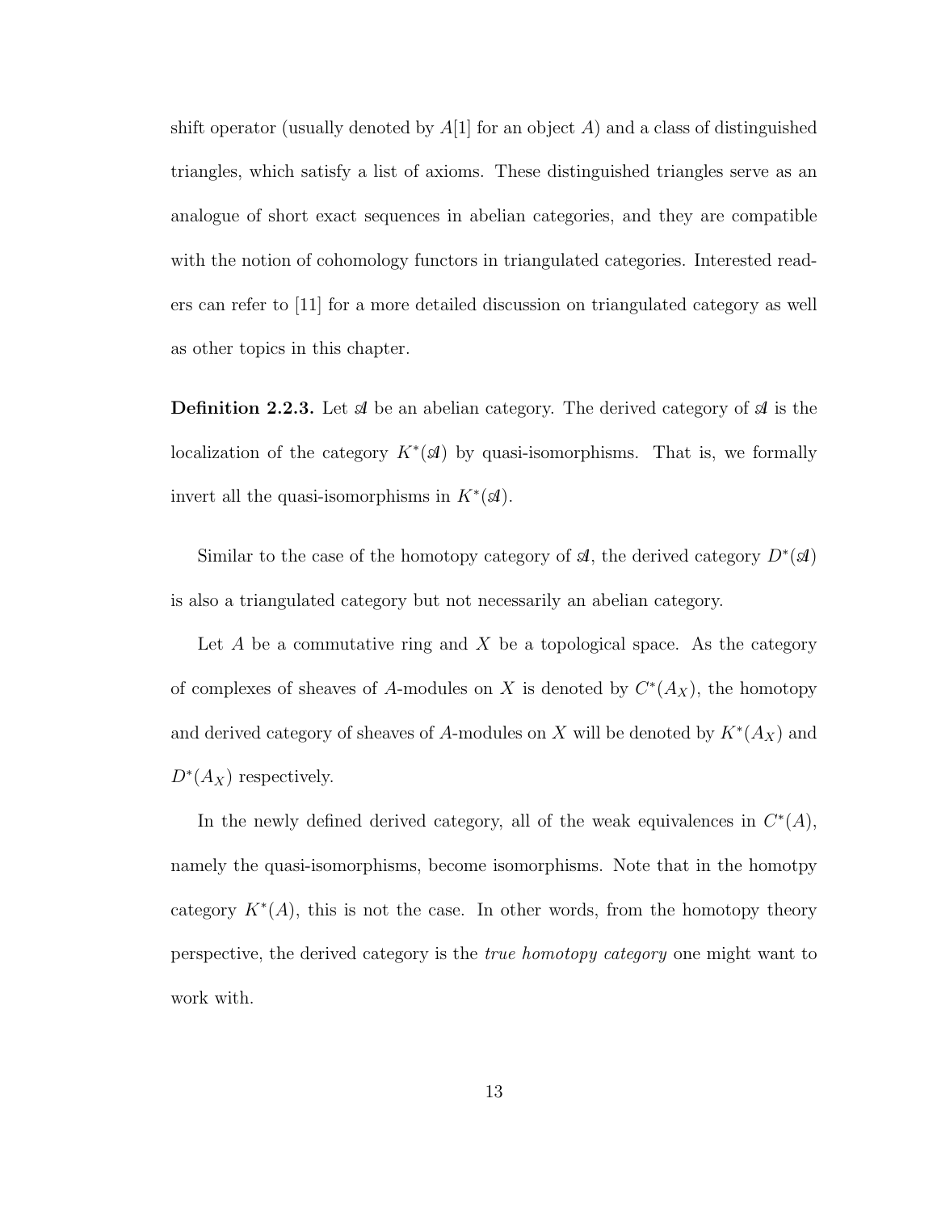shift operator (usually denoted by $A[1]$ for an object $A$) and a class of distinguished triangles, which satisfy a list of axioms. These distinguished triangles serve as an analogue of short exact sequences in abelian categories, and they are compatible with the notion of cohomology functors in triangulated categories. Interested readers can refer to [11] for a more detailed discussion on triangulated category as well as other topics in this chapter.

**Definition 2.2.3.** Let $\mathscr{A}$ be an abelian category. The derived category of $\mathscr{A}$ is the localization of the category $K^*(\mathscr{A})$ by quasi-isomorphisms. That is, we formally invert all the quasi-isomorphisms in $K^*(\mathscr{A})$.

Similar to the case of the homotopy category of $\mathscr{A}$, the derived category $D^*(\mathscr{A})$ is also a triangulated category but not necessarily an abelian category.

Let $A$ be a commutative ring and $X$ be a topological space. As the category of complexes of sheaves of $A$-modules on $X$ is denoted by $C^*(A_X)$, the homotopy and derived category of sheaves of $A$-modules on $X$ will be denoted by $K^*(A_X)$ and $D^*(A_X)$ respectively.

In the newly defined derived category, all of the weak equivalences in $C^*(A)$, namely the quasi-isomorphisms, become isomorphisms. Note that in the homotpy category $K^*(A)$, this is not the case. In other words, from the homotopy theory perspective, the derived category is the *true homotopy category* one might want to work with.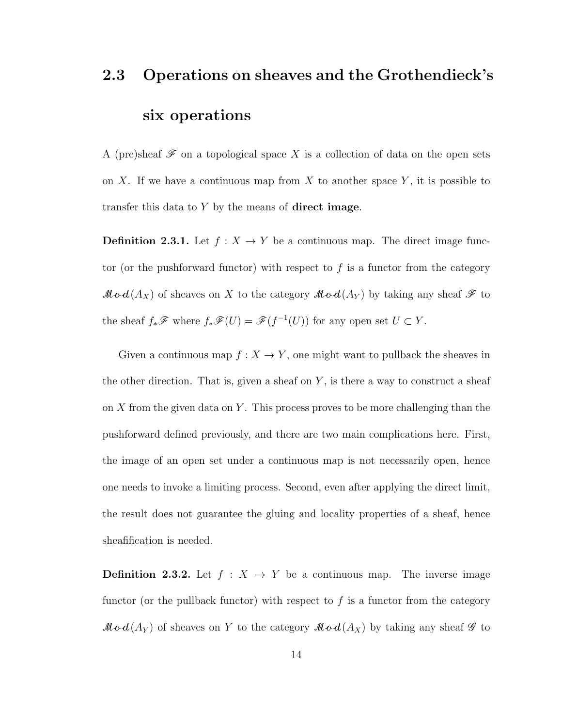## 2.3 Operations on sheaves and the Grothendieck's six operations

A (pre)sheaf $\mathscr{F}$ on a topological space $X$ is a collection of data on the open sets on $X$. If we have a continuous map from $X$ to another space $Y$, it is possible to transfer this data to $Y$ by the means of **direct image**.

**Definition 2.3.1.** Let $f : X \to Y$ be a continuous map. The direct image functor (or the pushforward functor) with respect to $f$ is a functor from the category $\mathscr{M}od(A_X)$ of sheaves on $X$ to the category $\mathscr{M}od(A_Y)$ by taking any sheaf $\mathscr{F}$ to the sheaf $f_*\mathscr{F}$ where $f_*\mathscr{F}(U) = \mathscr{F}(f^{-1}(U))$ for any open set $U \subset Y$.

Given a continuous map $f : X \to Y$, one might want to pullback the sheaves in the other direction. That is, given a sheaf on $Y$, is there a way to construct a sheaf on $X$ from the given data on $Y$. This process proves to be more challenging than the pushforward defined previously, and there are two main complications here. First, the image of an open set under a continuous map is not necessarily open, hence one needs to invoke a limiting process. Second, even after applying the direct limit, the result does not guarantee the gluing and locality properties of a sheaf, hence sheafification is needed.

**Definition 2.3.2.** Let $f : X \to Y$ be a continuous map. The inverse image functor (or the pullback functor) with respect to $f$ is a functor from the category $\mathscr{M}od(A_Y)$ of sheaves on $Y$ to the category $\mathscr{M}od(A_X)$ by taking any sheaf $\mathscr{G}$ to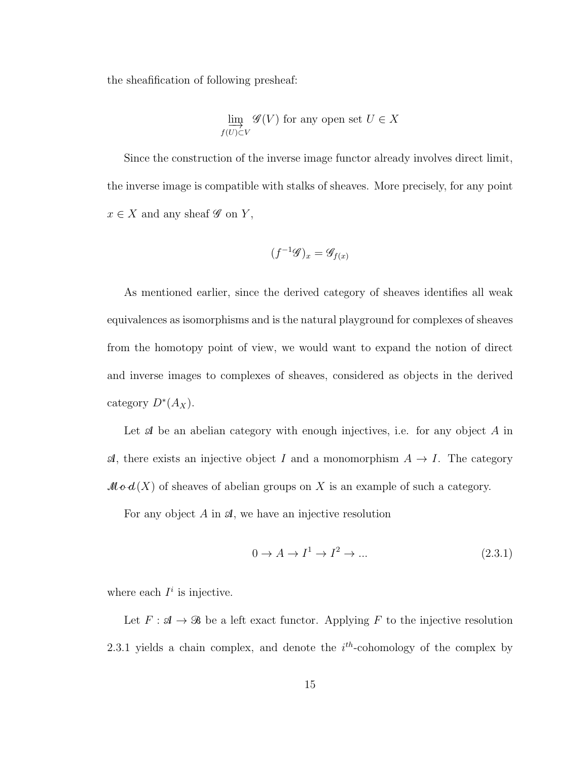the sheafification of following presheaf:

$$\varinjlim_{f(U)\subset V} \mathscr{G}(V) \text{ for any open set } U \in X$$

Since the construction of the inverse image functor already involves direct limit, the inverse image is compatible with stalks of sheaves. More precisely, for any point $x \in X$ and any sheaf $\mathscr{G}$ on $Y$,

$$(f^{-1}\mathscr{G})_x = \mathscr{G}_{f(x)}$$

As mentioned earlier, since the derived category of sheaves identifies all weak equivalences as isomorphisms and is the natural playground for complexes of sheaves from the homotopy point of view, we would want to expand the notion of direct and inverse images to complexes of sheaves, considered as objects in the derived category $D^*(A_X)$.

Let $\mathscr{A}$ be an abelian category with enough injectives, i.e. for any object $A$ in $\mathscr{A}$, there exists an injective object $I$ and a monomorphism $A \to I$. The category $\mathscr{Mod}(X)$ of sheaves of abelian groups on $X$ is an example of such a category.

For any object $A$ in $\mathscr{A}$, we have an injective resolution

$$0 \to A \to I^1 \to I^2 \to ... \tag{2.3.1}$$

where each $I^i$ is injective.

Let $F : \mathscr{A} \to \mathscr{B}$ be a left exact functor. Applying $F$ to the injective resolution 2.3.1 yields a chain complex, and denote the $i^{th}$-cohomology of the complex by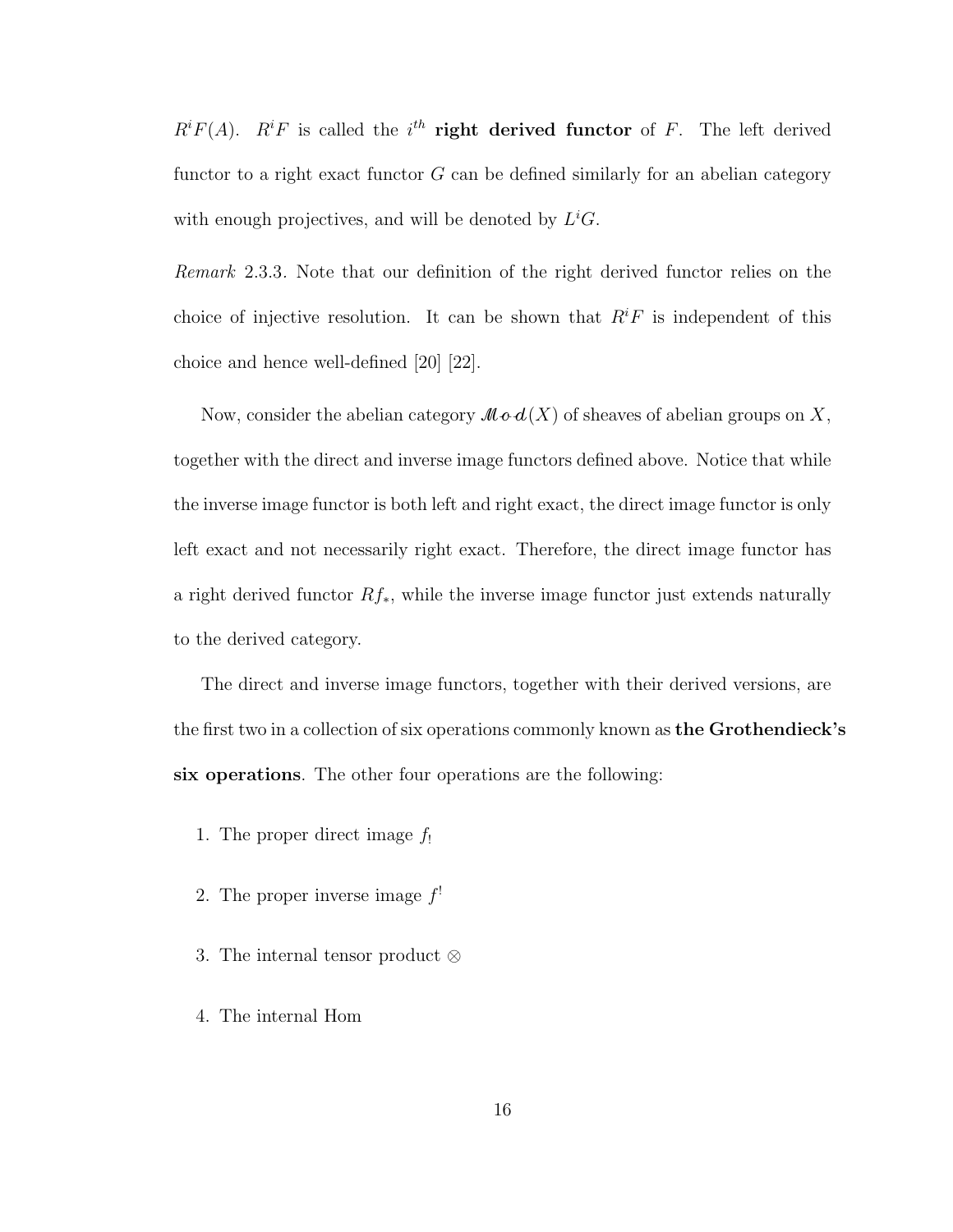$R^iF(A)$. $R^iF$ is called the $i^{th}$ **right derived functor** of $F$. The left derived functor to a right exact functor $G$ can be defined similarly for an abelian category with enough projectives, and will be denoted by $L^iG$.

*Remark* 2.3.3. Note that our definition of the right derived functor relies on the choice of injective resolution. It can be shown that $R^iF$ is independent of this choice and hence well-defined [20] [22].

Now, consider the abelian category $\mathcal{M}od(X)$ of sheaves of abelian groups on $X$, together with the direct and inverse image functors defined above. Notice that while the inverse image functor is both left and right exact, the direct image functor is only left exact and not necessarily right exact. Therefore, the direct image functor has a right derived functor $Rf_*$, while the inverse image functor just extends naturally to the derived category.

The direct and inverse image functors, together with their derived versions, are the first two in a collection of six operations commonly known as **the Grothendieck's six operations**. The other four operations are the following:

1. The proper direct image $f_!$
2. The proper inverse image $f^!$
3. The internal tensor product $\otimes$
4. The internal Hom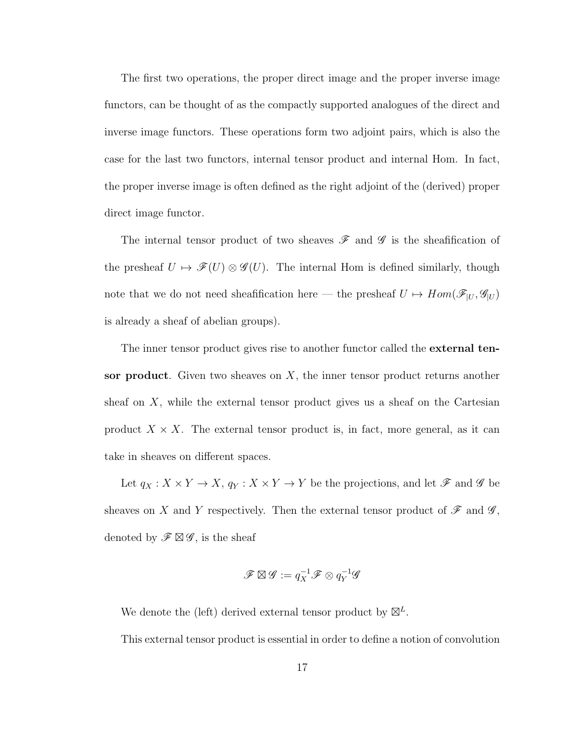The first two operations, the proper direct image and the proper inverse image functors, can be thought of as the compactly supported analogues of the direct and inverse image functors. These operations form two adjoint pairs, which is also the case for the last two functors, internal tensor product and internal Hom. In fact, the proper inverse image is often defined as the right adjoint of the (derived) proper direct image functor.

The internal tensor product of two sheaves $\mathscr{F}$ and $\mathscr{G}$ is the sheafification of the presheaf $U \mapsto \mathscr{F}(U) \otimes \mathscr{G}(U)$. The internal Hom is defined similarly, though note that we do not need sheafification here — the presheaf $U \mapsto Hom(\mathscr{F}_{|U}, \mathscr{G}_{|U})$ is already a sheaf of abelian groups).

The inner tensor product gives rise to another functor called the **external tensor product**. Given two sheaves on $X$, the inner tensor product returns another sheaf on $X$, while the external tensor product gives us a sheaf on the Cartesian product $X \times X$. The external tensor product is, in fact, more general, as it can take in sheaves on different spaces.

Let $q_X : X \times Y \to X$, $q_Y : X \times Y \to Y$ be the projections, and let $\mathscr{F}$ and $\mathscr{G}$ be sheaves on $X$ and $Y$ respectively. Then the external tensor product of $\mathscr{F}$ and $\mathscr{G}$, denoted by $\mathscr{F} \boxtimes \mathscr{G}$, is the sheaf

$$\mathscr{F} \boxtimes \mathscr{G} := q_X^{-1}\mathscr{F} \otimes q_Y^{-1}\mathscr{G}$$

We denote the (left) derived external tensor product by $\boxtimes^L$.

This external tensor product is essential in order to define a notion of convolution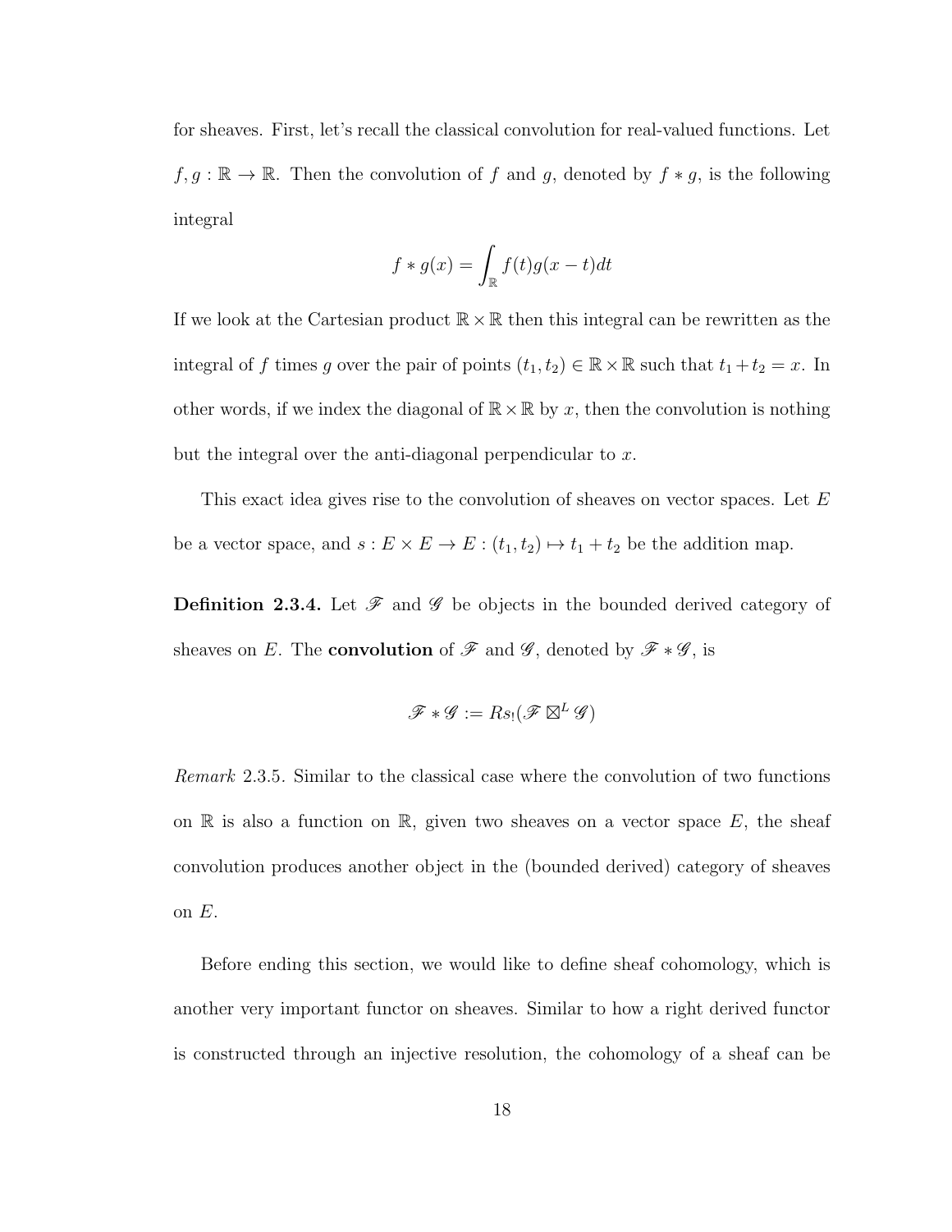for sheaves. First, let's recall the classical convolution for real-valued functions. Let $f, g : \mathbb{R} \to \mathbb{R}$. Then the convolution of $f$ and $g$, denoted by $f * g$, is the following integral

$$f * g(x) = \int_{\mathbb{R}} f(t)g(x-t)dt$$

If we look at the Cartesian product $\mathbb{R} \times \mathbb{R}$ then this integral can be rewritten as the integral of $f$ times $g$ over the pair of points $(t_1, t_2) \in \mathbb{R} \times \mathbb{R}$ such that $t_1 + t_2 = x$. In other words, if we index the diagonal of $\mathbb{R} \times \mathbb{R}$ by $x$, then the convolution is nothing but the integral over the anti-diagonal perpendicular to $x$.

This exact idea gives rise to the convolution of sheaves on vector spaces. Let $E$ be a vector space, and $s : E \times E \to E : (t_1, t_2) \mapsto t_1 + t_2$ be the addition map.

**Definition 2.3.4.** Let $\mathscr{F}$ and $\mathscr{G}$ be objects in the bounded derived category of sheaves on $E$. The **convolution** of $\mathscr{F}$ and $\mathscr{G}$, denoted by $\mathscr{F} * \mathscr{G}$, is

$$\mathscr{F} * \mathscr{G} := Rs_!(\mathscr{F} \boxtimes^L \mathscr{G})$$

*Remark* 2.3.5. Similar to the classical case where the convolution of two functions on $\mathbb{R}$ is also a function on $\mathbb{R}$, given two sheaves on a vector space $E$, the sheaf convolution produces another object in the (bounded derived) category of sheaves on $E$.

Before ending this section, we would like to define sheaf cohomology, which is another very important functor on sheaves. Similar to how a right derived functor is constructed through an injective resolution, the cohomology of a sheaf can be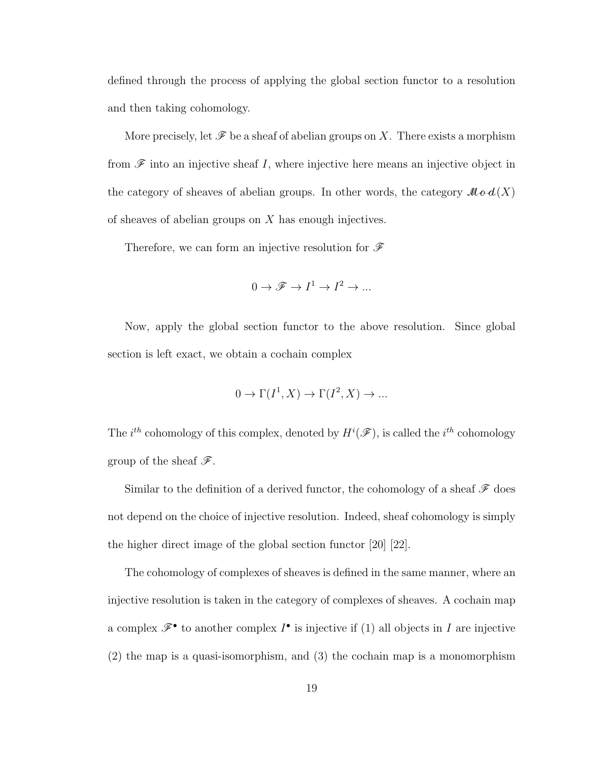defined through the process of applying the global section functor to a resolution and then taking cohomology.

More precisely, let $\mathscr{F}$ be a sheaf of abelian groups on $X$. There exists a morphism from $\mathscr{F}$ into an injective sheaf $I$, where injective here means an injective object in the category of sheaves of abelian groups. In other words, the category $\mathscr{Mod}(X)$ of sheaves of abelian groups on $X$ has enough injectives.

Therefore, we can form an injective resolution for $\mathscr{F}$

$$0 \to \mathscr{F} \to I^1 \to I^2 \to ...$$

Now, apply the global section functor to the above resolution. Since global section is left exact, we obtain a cochain complex

$$0 \to \Gamma(I^1, X) \to \Gamma(I^2, X) \to ...$$

The $i^{th}$ cohomology of this complex, denoted by $H^i(\mathscr{F})$, is called the $i^{th}$ cohomology group of the sheaf $\mathscr{F}$.

Similar to the definition of a derived functor, the cohomology of a sheaf $\mathscr{F}$ does not depend on the choice of injective resolution. Indeed, sheaf cohomology is simply the higher direct image of the global section functor [20] [22].

The cohomology of complexes of sheaves is defined in the same manner, where an injective resolution is taken in the category of complexes of sheaves. A cochain map a complex $\mathscr{F}^\bullet$ to another complex $I^\bullet$ is injective if (1) all objects in $I$ are injective (2) the map is a quasi-isomorphism, and (3) the cochain map is a monomorphism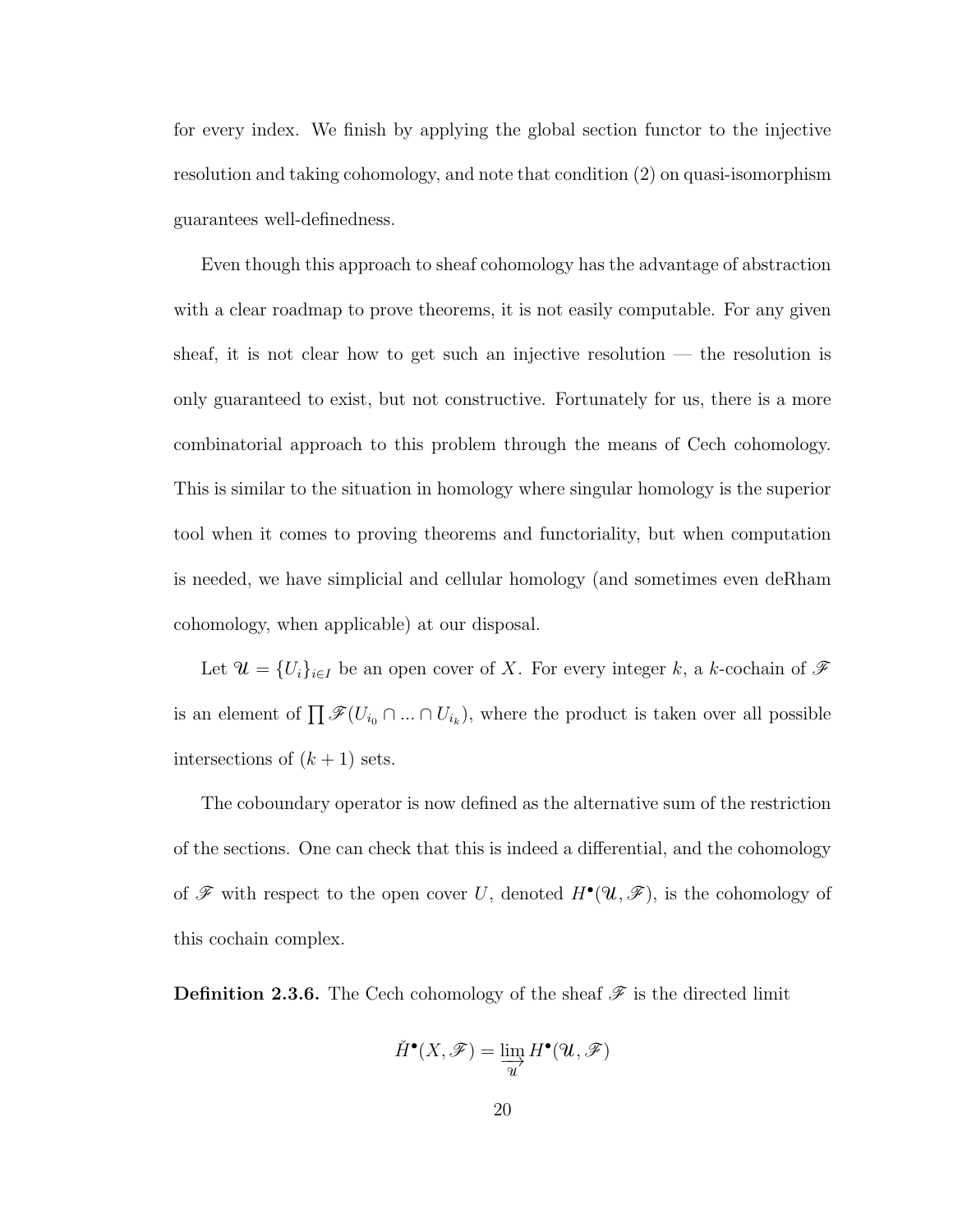for every index. We finish by applying the global section functor to the injective resolution and taking cohomology, and note that condition (2) on quasi-isomorphism guarantees well-definedness.

Even though this approach to sheaf cohomology has the advantage of abstraction with a clear roadmap to prove theorems, it is not easily computable. For any given sheaf, it is not clear how to get such an injective resolution — the resolution is only guaranteed to exist, but not constructive. Fortunately for us, there is a more combinatorial approach to this problem through the means of Cech cohomology. This is similar to the situation in homology where singular homology is the superior tool when it comes to proving theorems and functoriality, but when computation is needed, we have simplicial and cellular homology (and sometimes even deRham cohomology, when applicable) at our disposal.

Let $\mathcal{U} = \{U_i\}_{i \in I}$ be an open cover of $X$. For every integer $k$, a $k$-cochain of $\mathscr{F}$ is an element of $\prod \mathscr{F}(U_{i_0} \cap ... \cap U_{i_k})$, where the product is taken over all possible intersections of $(k+1)$ sets.

The coboundary operator is now defined as the alternative sum of the restriction of the sections. One can check that this is indeed a differential, and the cohomology of $\mathscr{F}$ with respect to the open cover $U$, denoted $H^\bullet(\mathcal{U}, \mathscr{F})$, is the cohomology of this cochain complex.

**Definition 2.3.6.** The Cech cohomology of the sheaf $\mathscr{F}$ is the directed limit

$$\check{H}^\bullet(X, \mathscr{F}) = \varinjlim_{\mathcal{U}} H^\bullet(\mathcal{U}, \mathscr{F})$$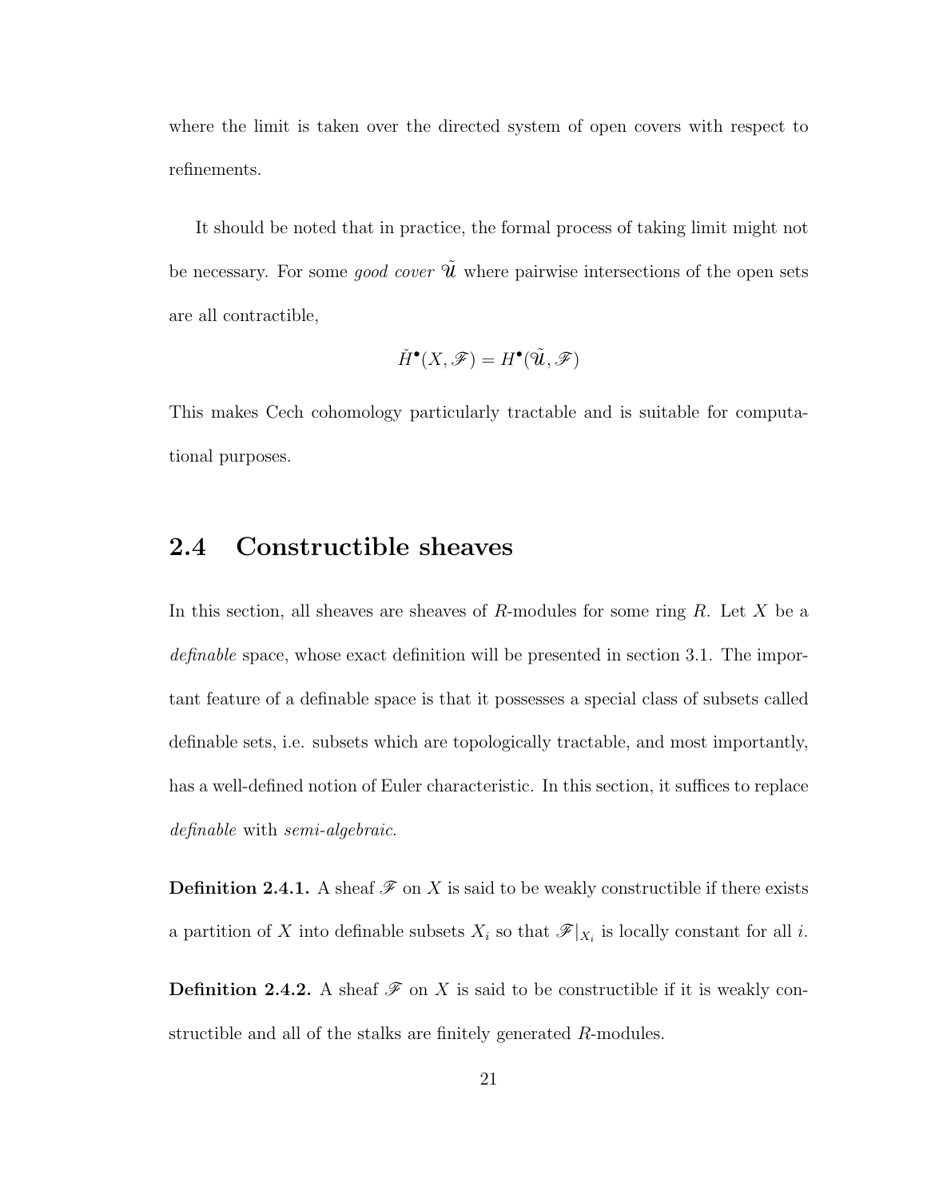where the limit is taken over the directed system of open covers with respect to refinements.

It should be noted that in practice, the formal process of taking limit might not be necessary. For some *good cover* $\tilde{\mathscr{U}}$ where pairwise intersections of the open sets are all contractible,

$$\check{H}^\bullet(X, \mathscr{F}) = H^\bullet(\tilde{\mathscr{U}}, \mathscr{F})$$

This makes Cech cohomology particularly tractable and is suitable for computational purposes.

## 2.4 Constructible sheaves

In this section, all sheaves are sheaves of $R$-modules for some ring $R$. Let $X$ be a *definable* space, whose exact definition will be presented in section 3.1. The important feature of a definable space is that it possesses a special class of subsets called definable sets, i.e. subsets which are topologically tractable, and most importantly, has a well-defined notion of Euler characteristic. In this section, it suffices to replace *definable* with *semi-algebraic*.

**Definition 2.4.1.** A sheaf $\mathscr{F}$ on $X$ is said to be weakly constructible if there exists a partition of $X$ into definable subsets $X_i$ so that $\mathscr{F}|_{X_i}$ is locally constant for all $i$.

**Definition 2.4.2.** A sheaf $\mathscr{F}$ on $X$ is said to be constructible if it is weakly constructible and all of the stalks are finitely generated $R$-modules.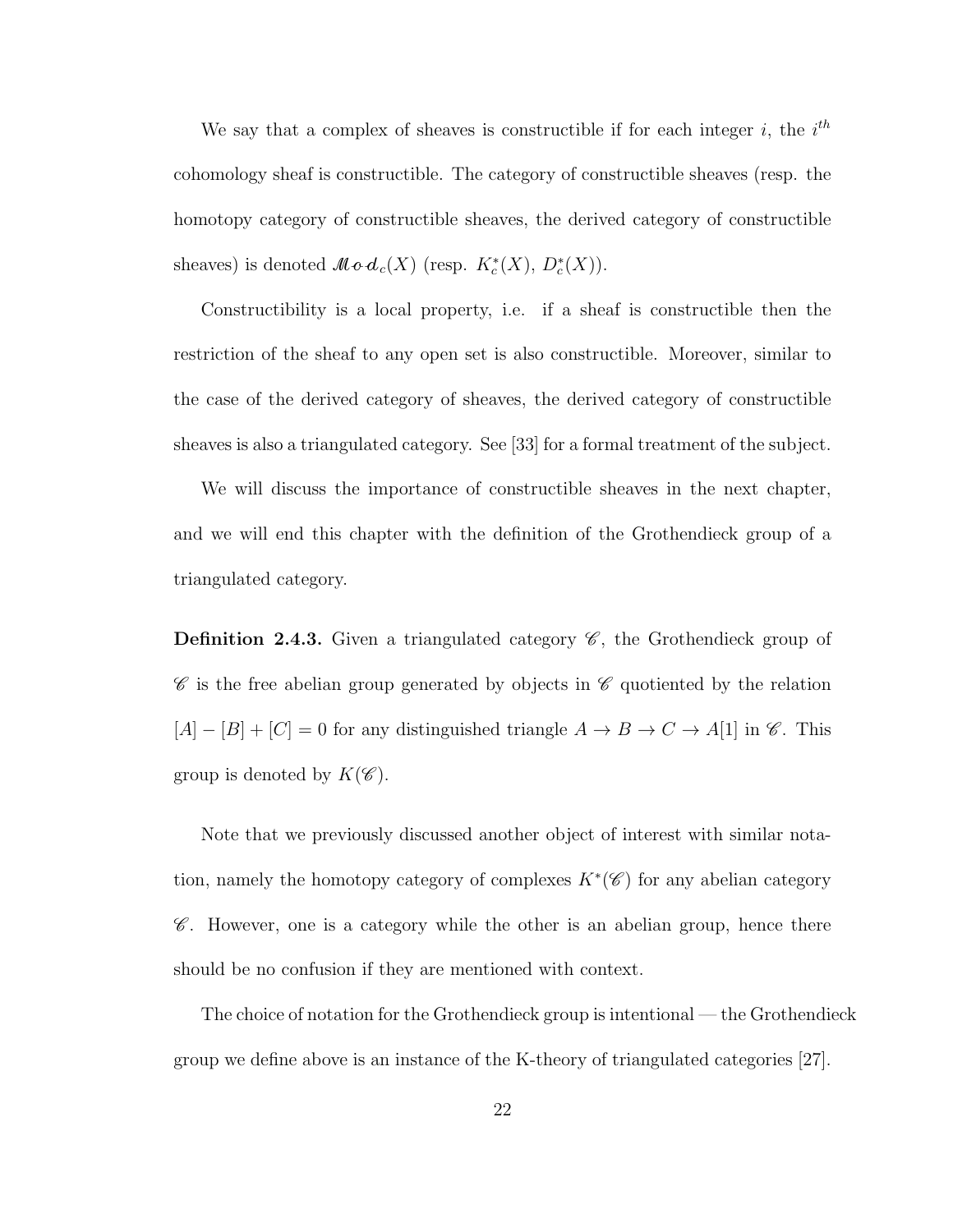We say that a complex of sheaves is constructible if for each integer $i$, the $i^{th}$ cohomology sheaf is constructible. The category of constructible sheaves (resp. the homotopy category of constructible sheaves, the derived category of constructible sheaves) is denoted $\mathscr{Mod}_c(X)$ (resp. $K_c^*(X)$, $D_c^*(X)$).

Constructibility is a local property, i.e. if a sheaf is constructible then the restriction of the sheaf to any open set is also constructible. Moreover, similar to the case of the derived category of sheaves, the derived category of constructible sheaves is also a triangulated category. See [33] for a formal treatment of the subject.

We will discuss the importance of constructible sheaves in the next chapter, and we will end this chapter with the definition of the Grothendieck group of a triangulated category.

**Definition 2.4.3.** Given a triangulated category $\mathscr{C}$, the Grothendieck group of $\mathscr{C}$ is the free abelian group generated by objects in $\mathscr{C}$ quotiented by the relation $[A] - [B] + [C] = 0$ for any distinguished triangle $A \to B \to C \to A[1]$ in $\mathscr{C}$. This group is denoted by $K(\mathscr{C})$.

Note that we previously discussed another object of interest with similar notation, namely the homotopy category of complexes $K^*(\mathscr{C})$ for any abelian category $\mathscr{C}$. However, one is a category while the other is an abelian group, hence there should be no confusion if they are mentioned with context.

The choice of notation for the Grothendieck group is intentional — the Grothendieck group we define above is an instance of the K-theory of triangulated categories [27].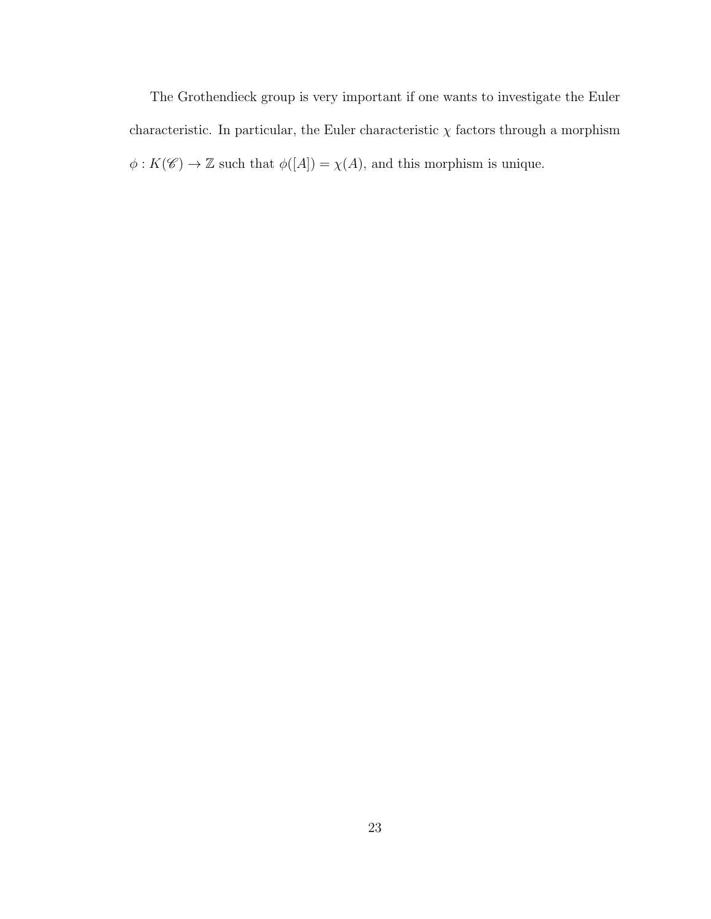The Grothendieck group is very important if one wants to investigate the Euler characteristic. In particular, the Euler characteristic $\chi$ factors through a morphism $\phi : K(\mathscr{C}) \to \mathbb{Z}$ such that $\phi([A]) = \chi(A)$, and this morphism is unique.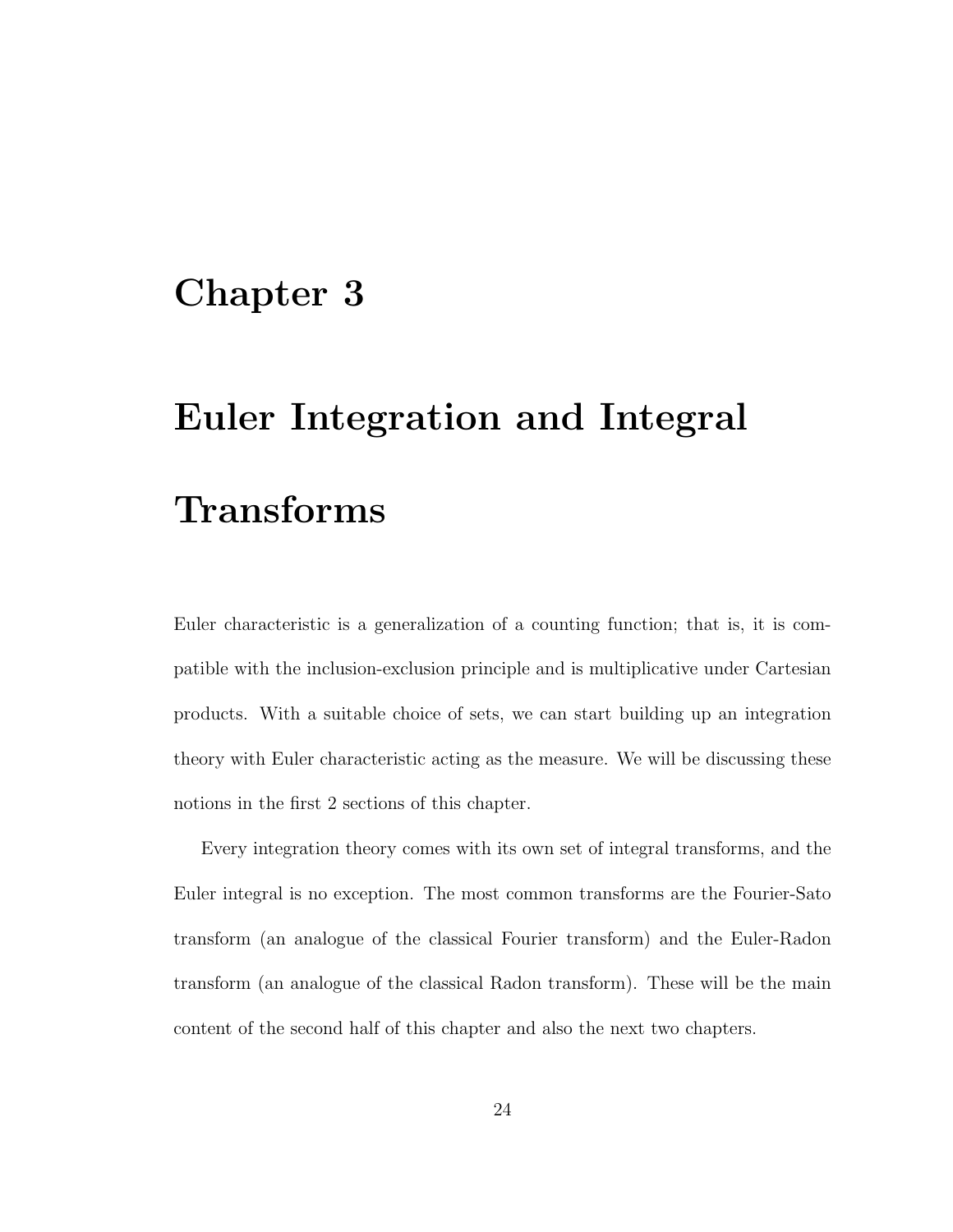# Chapter 3

# Euler Integration and Integral Transforms

Euler characteristic is a generalization of a counting function; that is, it is compatible with the inclusion-exclusion principle and is multiplicative under Cartesian products. With a suitable choice of sets, we can start building up an integration theory with Euler characteristic acting as the measure. We will be discussing these notions in the first 2 sections of this chapter.

Every integration theory comes with its own set of integral transforms, and the Euler integral is no exception. The most common transforms are the Fourier-Sato transform (an analogue of the classical Fourier transform) and the Euler-Radon transform (an analogue of the classical Radon transform). These will be the main content of the second half of this chapter and also the next two chapters.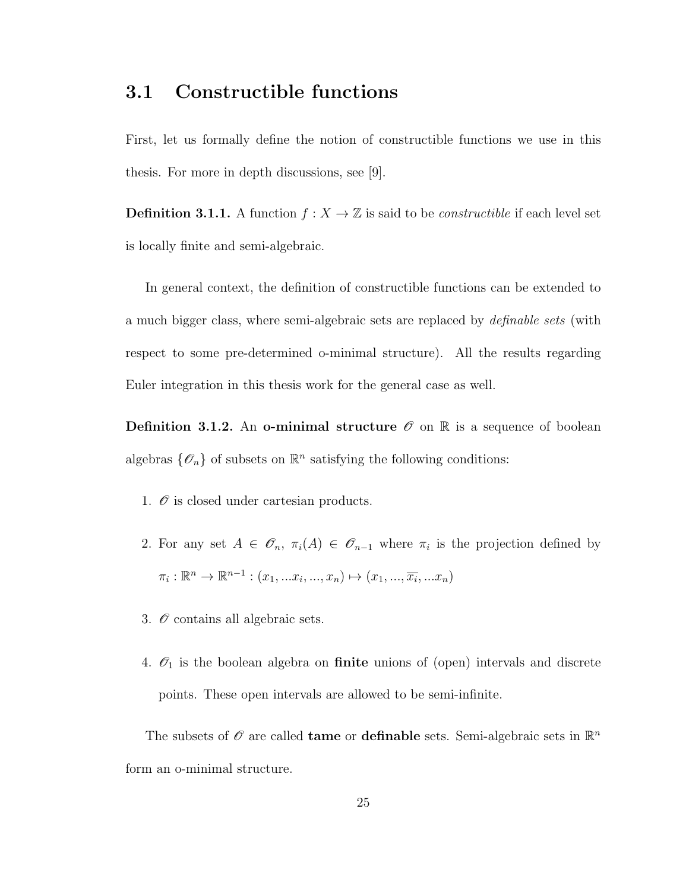## 3.1 Constructible functions

First, let us formally define the notion of constructible functions we use in this thesis. For more in depth discussions, see [9].

**Definition 3.1.1.** A function $f : X \to \mathbb{Z}$ is said to be *constructible* if each level set is locally finite and semi-algebraic.

In general context, the definition of constructible functions can be extended to a much bigger class, where semi-algebraic sets are replaced by *definable sets* (with respect to some pre-determined o-minimal structure). All the results regarding Euler integration in this thesis work for the general case as well.

**Definition 3.1.2.** An **o-minimal structure** $\mathscr{O}$ on $\mathbb{R}$ is a sequence of boolean algebras $\{\mathscr{O}_n\}$ of subsets on $\mathbb{R}^n$ satisfying the following conditions:

1. $\mathscr{O}$ is closed under cartesian products.
2. For any set $A \in \mathscr{O}_n$, $\pi_i(A) \in \mathscr{O}_{n-1}$ where $\pi_i$ is the projection defined by $\pi_i : \mathbb{R}^n \to \mathbb{R}^{n-1} : (x_1, ...x_i, ..., x_n) \mapsto (x_1, ..., \overline{x_i}, ...x_n)$
3. $\mathscr{O}$ contains all algebraic sets.
4. $\mathscr{O}_1$ is the boolean algebra on **finite** unions of (open) intervals and discrete points. These open intervals are allowed to be semi-infinite.

The subsets of $\mathscr{O}$ are called **tame** or **definable** sets. Semi-algebraic sets in $\mathbb{R}^n$ form an o-minimal structure.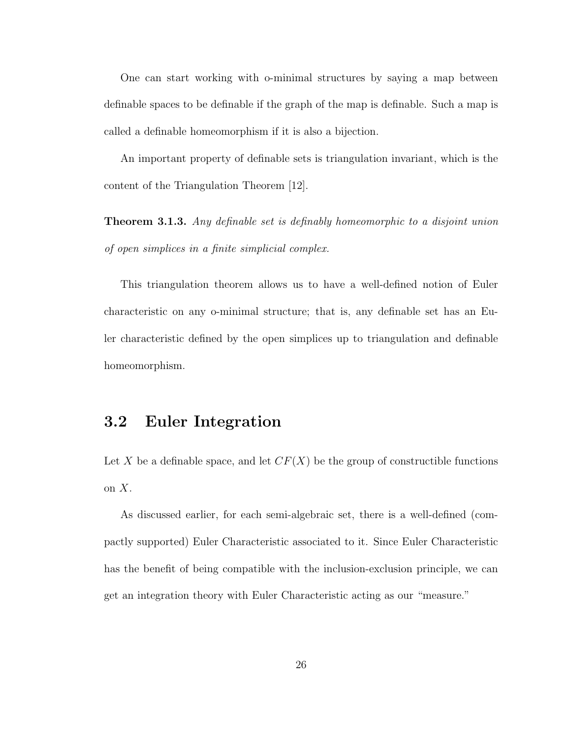One can start working with o-minimal structures by saying a map between definable spaces to be definable if the graph of the map is definable. Such a map is called a definable homeomorphism if it is also a bijection.

An important property of definable sets is triangulation invariant, which is the content of the Triangulation Theorem [12].

**Theorem 3.1.3.** *Any definable set is definably homeomorphic to a disjoint union of open simplices in a finite simplicial complex.*

This triangulation theorem allows us to have a well-defined notion of Euler characteristic on any o-minimal structure; that is, any definable set has an Euler characteristic defined by the open simplices up to triangulation and definable homeomorphism.

## 3.2 Euler Integration

Let $X$ be a definable space, and let $CF(X)$ be the group of constructible functions on $X$.

As discussed earlier, for each semi-algebraic set, there is a well-defined (compactly supported) Euler Characteristic associated to it. Since Euler Characteristic has the benefit of being compatible with the inclusion-exclusion principle, we can get an integration theory with Euler Characteristic acting as our "measure."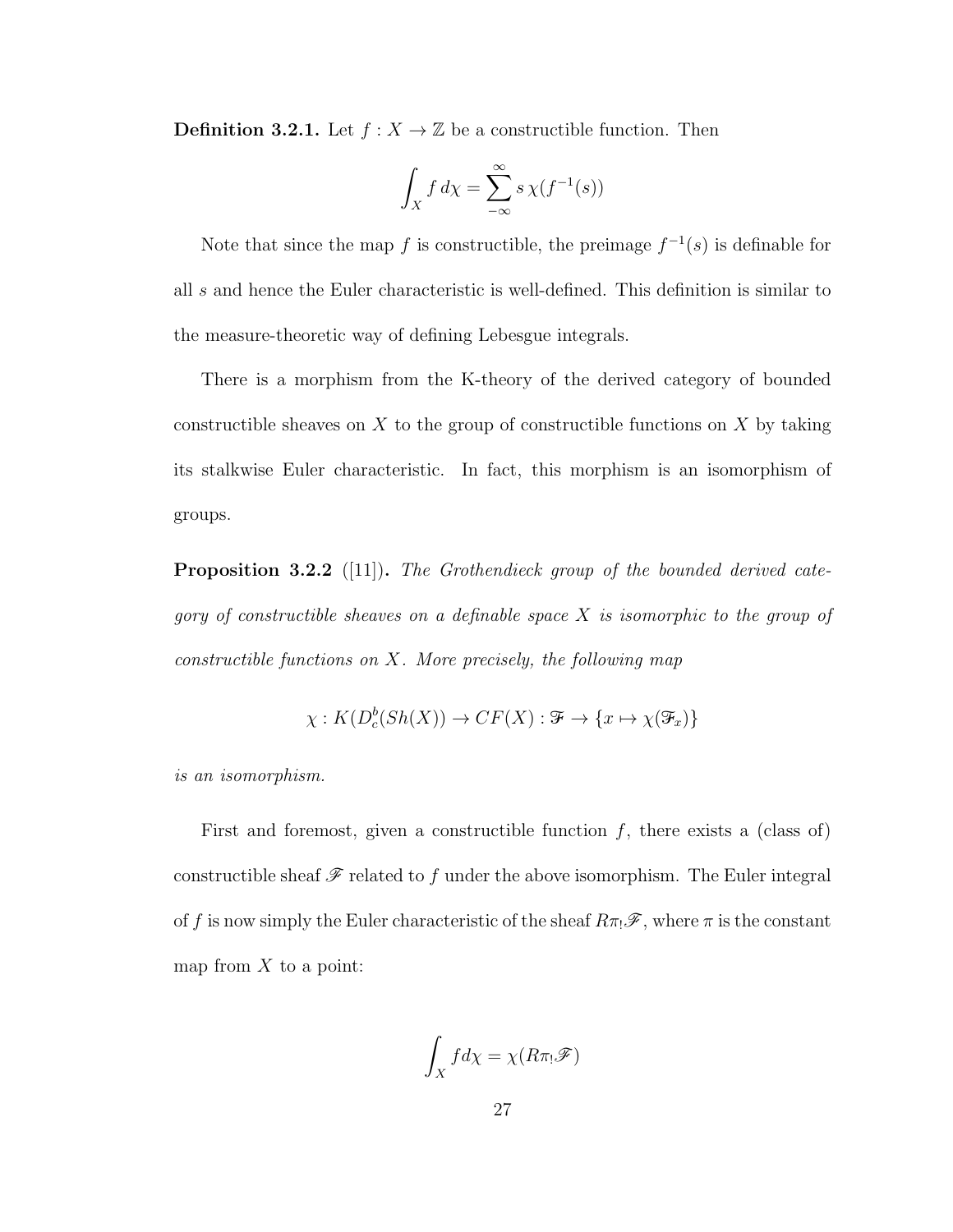**Definition 3.2.1.** Let $f : X \to \mathbb{Z}$ be a constructible function. Then

$$\int_X f \, d\chi = \sum_{-\infty}^{\infty} s \, \chi(f^{-1}(s))$$

Note that since the map $f$ is constructible, the preimage $f^{-1}(s)$ is definable for all $s$ and hence the Euler characteristic is well-defined. This definition is similar to the measure-theoretic way of defining Lebesgue integrals.

There is a morphism from the K-theory of the derived category of bounded constructible sheaves on $X$ to the group of constructible functions on $X$ by taking its stalkwise Euler characteristic. In fact, this morphism is an isomorphism of groups.

**Proposition 3.2.2** ([11])**.** *The Grothendieck group of the bounded derived category of constructible sheaves on a definable space $X$ is isomorphic to the group of constructible functions on $X$. More precisely, the following map*

$$\chi : K(D^b_c(Sh(X)) \to CF(X) : \mathscr{F} \to \{x \mapsto \chi(\mathscr{F}_x)\}$$

*is an isomorphism.*

First and foremost, given a constructible function $f$, there exists a (class of) constructible sheaf $\mathscr{F}$ related to $f$ under the above isomorphism. The Euler integral of $f$ is now simply the Euler characteristic of the sheaf $R\pi_!\mathscr{F}$, where $\pi$ is the constant map from $X$ to a point:

$$\int_X f d\chi = \chi(R\pi_!\mathscr{F})$$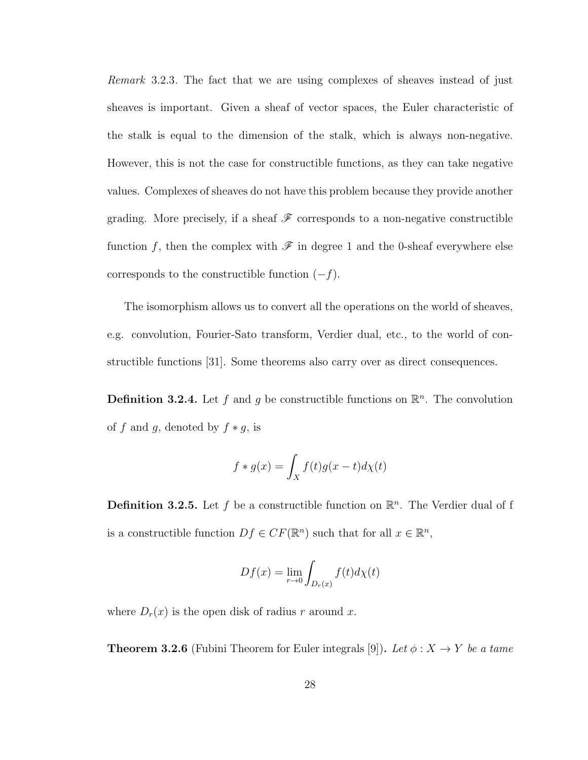*Remark* 3.2.3. The fact that we are using complexes of sheaves instead of just sheaves is important. Given a sheaf of vector spaces, the Euler characteristic of the stalk is equal to the dimension of the stalk, which is always non-negative. However, this is not the case for constructible functions, as they can take negative values. Complexes of sheaves do not have this problem because they provide another grading. More precisely, if a sheaf $\mathscr{F}$ corresponds to a non-negative constructible function $f$, then the complex with $\mathscr{F}$ in degree 1 and the 0-sheaf everywhere else corresponds to the constructible function $(-f)$.

The isomorphism allows us to convert all the operations on the world of sheaves, e.g. convolution, Fourier-Sato transform, Verdier dual, etc., to the world of constructible functions [31]. Some theorems also carry over as direct consequences.

**Definition 3.2.4.** Let $f$ and $g$ be constructible functions on $\mathbb{R}^n$. The convolution of $f$ and $g$, denoted by $f * g$, is

$$f * g(x) = \int_X f(t)g(x-t)d\chi(t)$$

**Definition 3.2.5.** Let $f$ be a constructible function on $\mathbb{R}^n$. The Verdier dual of f is a constructible function $Df \in CF(\mathbb{R}^n)$ such that for all $x \in \mathbb{R}^n$,

$$Df(x) = \lim_{r \to 0} \int_{D_r(x)} f(t)d\chi(t)$$

where $D_r(x)$ is the open disk of radius $r$ around $x$.

**Theorem 3.2.6** (Fubini Theorem for Euler integrals [9])**.** *Let $\phi : X \to Y$ be a tame*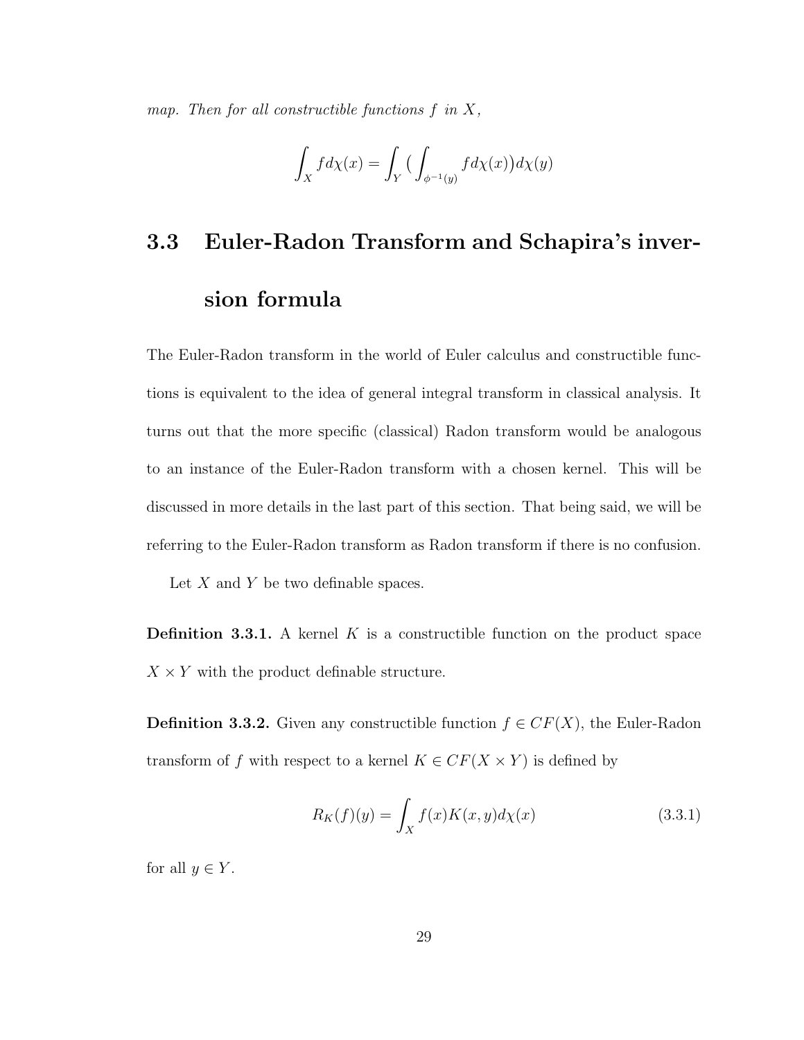*map. Then for all constructible functions $f$ in $X$,*

$$\int_X f d\chi(x) = \int_Y \big( \int_{\phi^{-1}(y)} f d\chi(x) \big) d\chi(y)$$

## 3.3 Euler-Radon Transform and Schapira's inversion formula

The Euler-Radon transform in the world of Euler calculus and constructible functions is equivalent to the idea of general integral transform in classical analysis. It turns out that the more specific (classical) Radon transform would be analogous to an instance of the Euler-Radon transform with a chosen kernel. This will be discussed in more details in the last part of this section. That being said, we will be referring to the Euler-Radon transform as Radon transform if there is no confusion.

Let $X$ and $Y$ be two definable spaces.

**Definition 3.3.1.** A kernel $K$ is a constructible function on the product space $X \times Y$ with the product definable structure.

**Definition 3.3.2.** Given any constructible function $f \in CF(X)$, the Euler-Radon transform of $f$ with respect to a kernel $K \in CF(X \times Y)$ is defined by

$$R_K(f)(y) = \int_X f(x)K(x,y)d\chi(x) \tag{3.3.1}$$

for all $y \in Y$.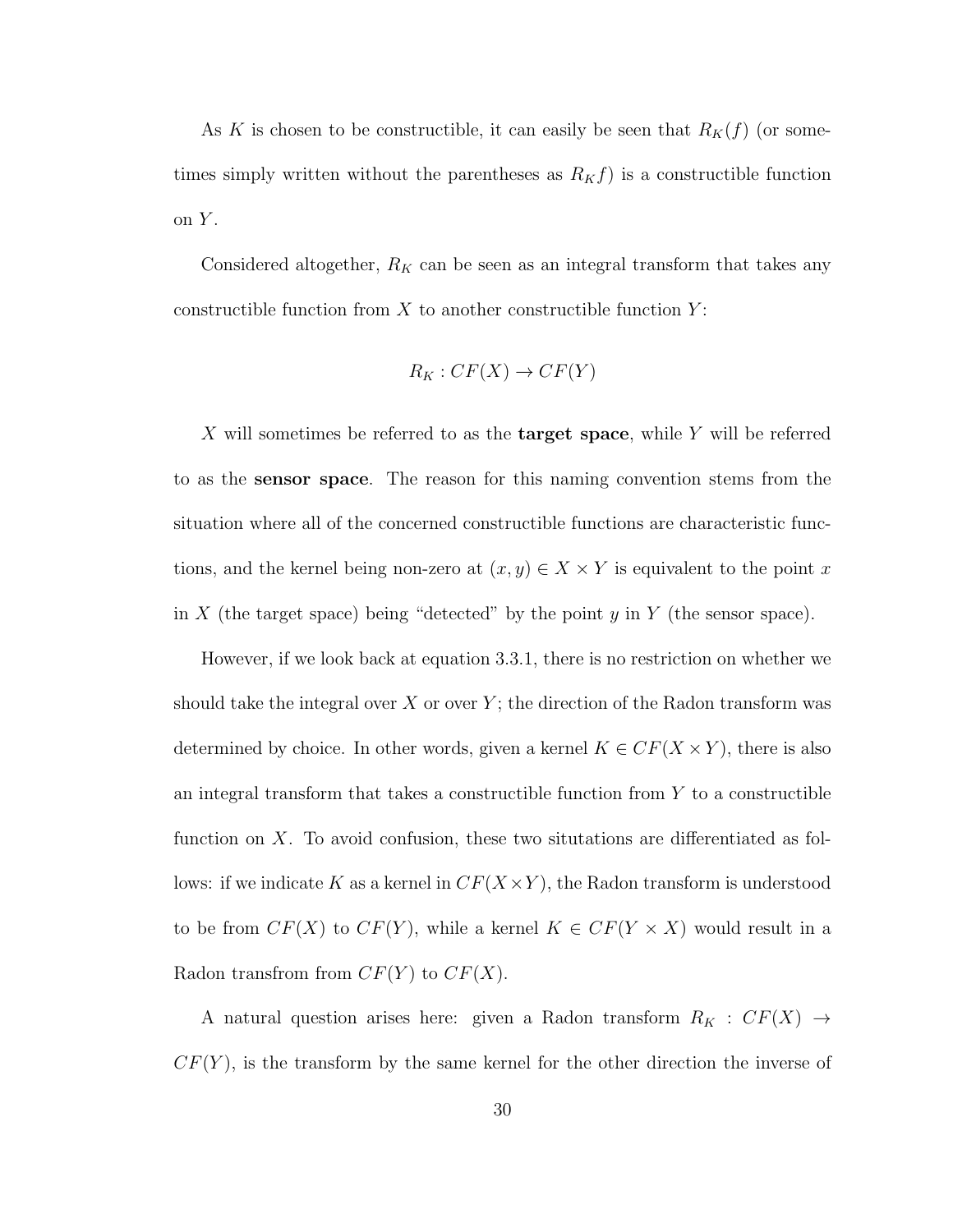As $K$ is chosen to be constructible, it can easily be seen that $R_K(f)$ (or sometimes simply written without the parentheses as $R_K f$) is a constructible function on $Y$.

Considered altogether, $R_K$ can be seen as an integral transform that takes any constructible function from $X$ to another constructible function $Y$:

$$R_K : CF(X) \to CF(Y)$$

$X$ will sometimes be referred to as the **target space**, while $Y$ will be referred to as the **sensor space**. The reason for this naming convention stems from the situation where all of the concerned constructible functions are characteristic functions, and the kernel being non-zero at $(x, y) \in X \times Y$ is equivalent to the point $x$ in $X$ (the target space) being "detected" by the point $y$ in $Y$ (the sensor space).

However, if we look back at equation 3.3.1, there is no restriction on whether we should take the integral over $X$ or over $Y$; the direction of the Radon transform was determined by choice. In other words, given a kernel $K \in CF(X \times Y)$, there is also an integral transform that takes a constructible function from $Y$ to a constructible function on $X$. To avoid confusion, these two situtations are differentiated as follows: if we indicate $K$ as a kernel in $CF(X \times Y)$, the Radon transform is understood to be from $CF(X)$ to $CF(Y)$, while a kernel $K \in CF(Y \times X)$ would result in a Radon transfrom from $CF(Y)$ to $CF(X)$.

A natural question arises here: given a Radon transform $R_K : CF(X) \to CF(Y)$, is the transform by the same kernel for the other direction the inverse of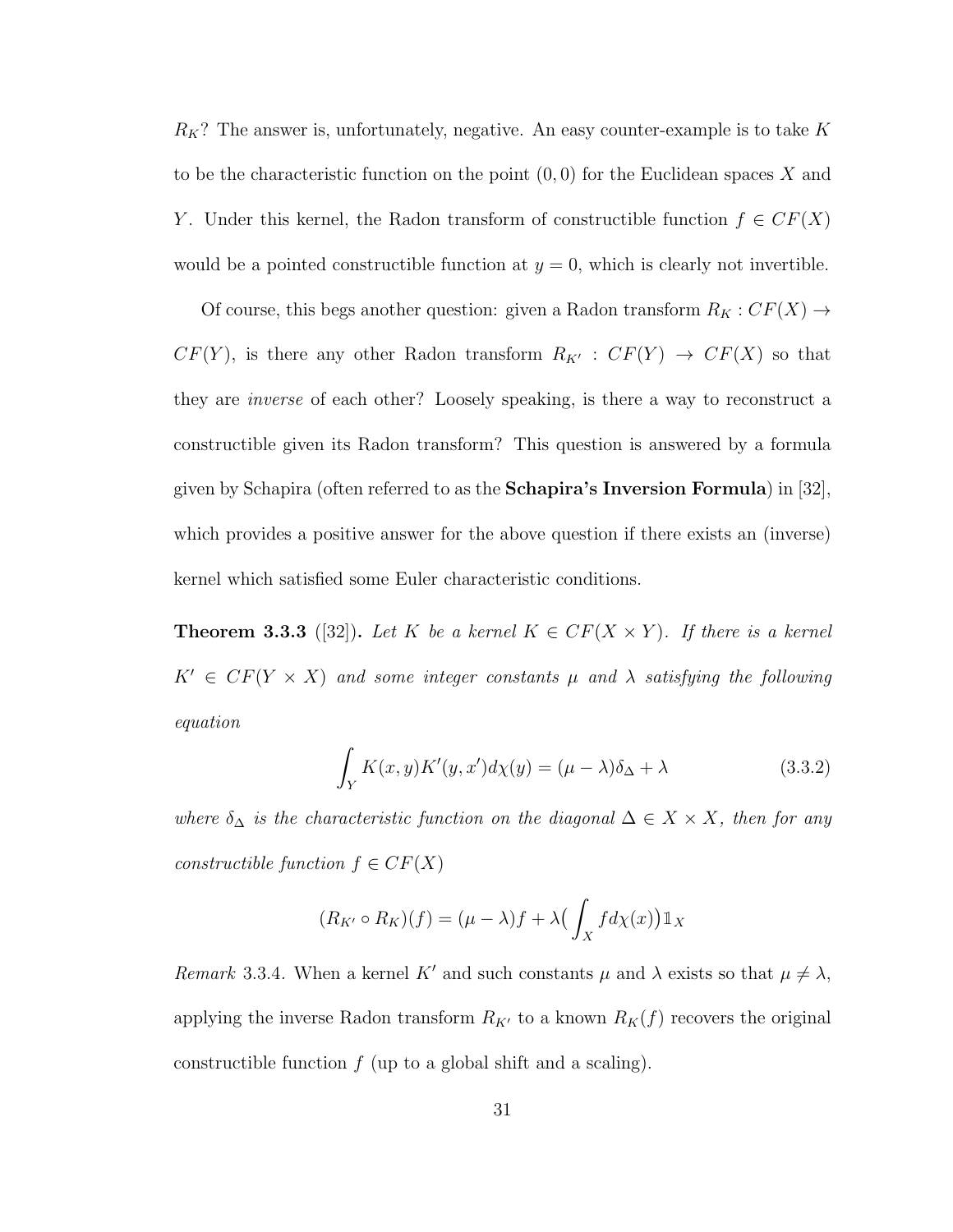$R_K$? The answer is, unfortunately, negative. An easy counter-example is to take $K$ to be the characteristic function on the point $(0, 0)$ for the Euclidean spaces $X$ and $Y$. Under this kernel, the Radon transform of constructible function $f \in CF(X)$ would be a pointed constructible function at $y = 0$, which is clearly not invertible.

Of course, this begs another question: given a Radon transform $R_K : CF(X) \to CF(Y)$, is there any other Radon transform $R_{K'} : CF(Y) \to CF(X)$ so that they are *inverse* of each other? Loosely speaking, is there a way to reconstruct a constructible given its Radon transform? This question is answered by a formula given by Schapira (often referred to as the **Schapira's Inversion Formula**) in [32], which provides a positive answer for the above question if there exists an (inverse) kernel which satisfied some Euler characteristic conditions.

**Theorem 3.3.3** ([32])**.** *Let $K$ be a kernel $K \in CF(X \times Y)$. If there is a kernel $K' \in CF(Y \times X)$ and some integer constants $\mu$ and $\lambda$ satisfying the following equation*

$$\int_Y K(x, y)K'(y, x')d\chi(y) = (\mu - \lambda)\delta_\Delta + \lambda \tag{3.3.2}$$

*where $\delta_\Delta$ is the characteristic function on the diagonal $\Delta \in X \times X$, then for any constructible function $f \in CF(X)$*

$$(R_{K'} \circ R_K)(f) = (\mu - \lambda)f + \lambda\Big(\int_X f d\chi(x)\Big)\mathbb{1}_X$$

*Remark* 3.3.4. When a kernel $K'$ and such constants $\mu$ and $\lambda$ exists so that $\mu \neq \lambda$, applying the inverse Radon transform $R_{K'}$ to a known $R_K(f)$ recovers the original constructible function $f$ (up to a global shift and a scaling).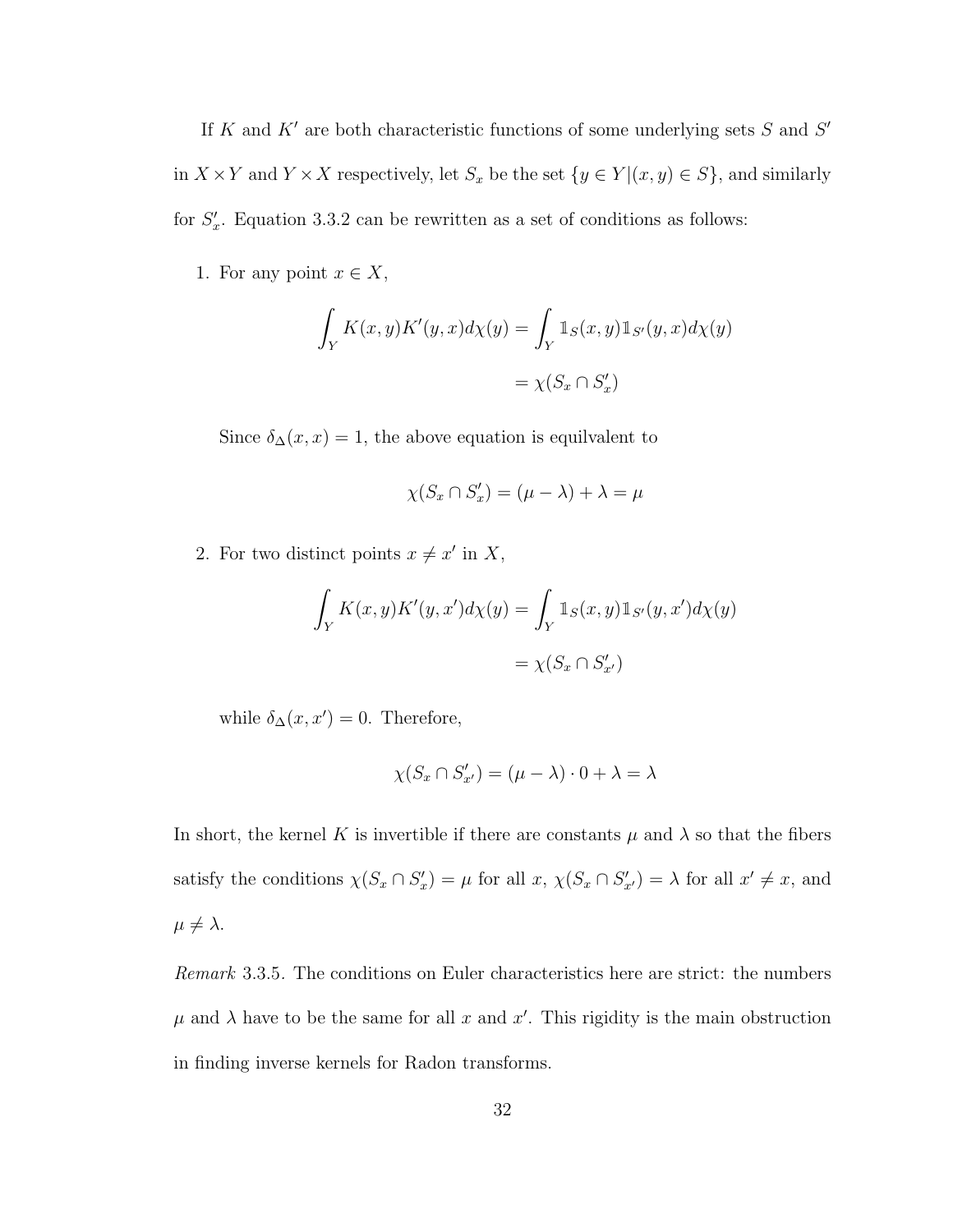If $K$ and $K'$ are both characteristic functions of some underlying sets $S$ and $S'$ in $X \times Y$ and $Y \times X$ respectively, let $S_x$ be the set $\{y \in Y | (x, y) \in S\}$, and similarly for $S'_x$. Equation 3.3.2 can be rewritten as a set of conditions as follows:

1. For any point $x \in X$,

$$\int_Y K(x,y)K'(y,x)d\chi(y) = \int_Y \mathbb{1}_S(x,y)\mathbb{1}_{S'}(y,x)d\chi(y)$$
$$= \chi(S_x \cap S'_x)$$

   Since $\delta_\Delta(x, x) = 1$, the above equation is equilvalent to

$$\chi(S_x \cap S'_x) = (\mu - \lambda) + \lambda = \mu$$

2. For two distinct points $x \neq x'$ in $X$,

$$\int_Y K(x,y)K'(y,x')d\chi(y) = \int_Y \mathbb{1}_S(x,y)\mathbb{1}_{S'}(y,x')d\chi(y)$$
$$= \chi(S_x \cap S'_{x'})$$

   while $\delta_\Delta(x, x') = 0$. Therefore,

$$\chi(S_x \cap S'_{x'}) = (\mu - \lambda) \cdot 0 + \lambda = \lambda$$

In short, the kernel $K$ is invertible if there are constants $\mu$ and $\lambda$ so that the fibers satisfy the conditions $\chi(S_x \cap S'_x) = \mu$ for all $x$, $\chi(S_x \cap S'_{x'}) = \lambda$ for all $x' \neq x$, and $\mu \neq \lambda$.

*Remark* 3.3.5. The conditions on Euler characteristics here are strict: the numbers $\mu$ and $\lambda$ have to be the same for all $x$ and $x'$. This rigidity is the main obstruction in finding inverse kernels for Radon transforms.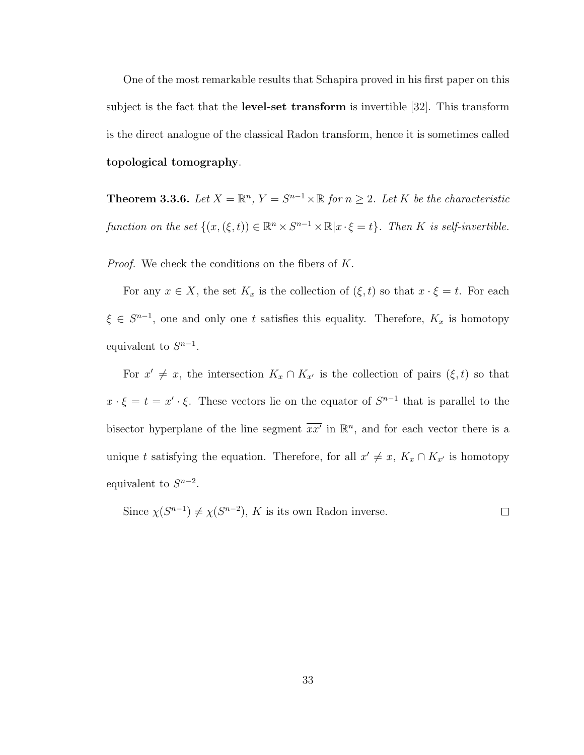One of the most remarkable results that Schapira proved in his first paper on this subject is the fact that the **level-set transform** is invertible [32]. This transform is the direct analogue of the classical Radon transform, hence it is sometimes called **topological tomography**.

**Theorem 3.3.6.** *Let $X = \mathbb{R}^n$, $Y = S^{n-1} \times \mathbb{R}$ for $n \geq 2$. Let $K$ be the characteristic function on the set $\{(x, (\xi, t)) \in \mathbb{R}^n \times S^{n-1} \times \mathbb{R} | x \cdot \xi = t\}$. Then $K$ is self-invertible.*

*Proof.* We check the conditions on the fibers of $K$.

For any $x \in X$, the set $K_x$ is the collection of $(\xi, t)$ so that $x \cdot \xi = t$. For each $\xi \in S^{n-1}$, one and only one $t$ satisfies this equality. Therefore, $K_x$ is homotopy equivalent to $S^{n-1}$.

For $x' \neq x$, the intersection $K_x \cap K_{x'}$ is the collection of pairs $(\xi, t)$ so that $x \cdot \xi = t = x' \cdot \xi$. These vectors lie on the equator of $S^{n-1}$ that is parallel to the bisector hyperplane of the line segment $\overline{xx'}$ in $\mathbb{R}^n$, and for each vector there is a unique $t$ satisfying the equation. Therefore, for all $x' \neq x$, $K_x \cap K_{x'}$ is homotopy equivalent to $S^{n-2}$.

Since $\chi(S^{n-1}) \neq \chi(S^{n-2})$, $K$ is its own Radon inverse. $\square$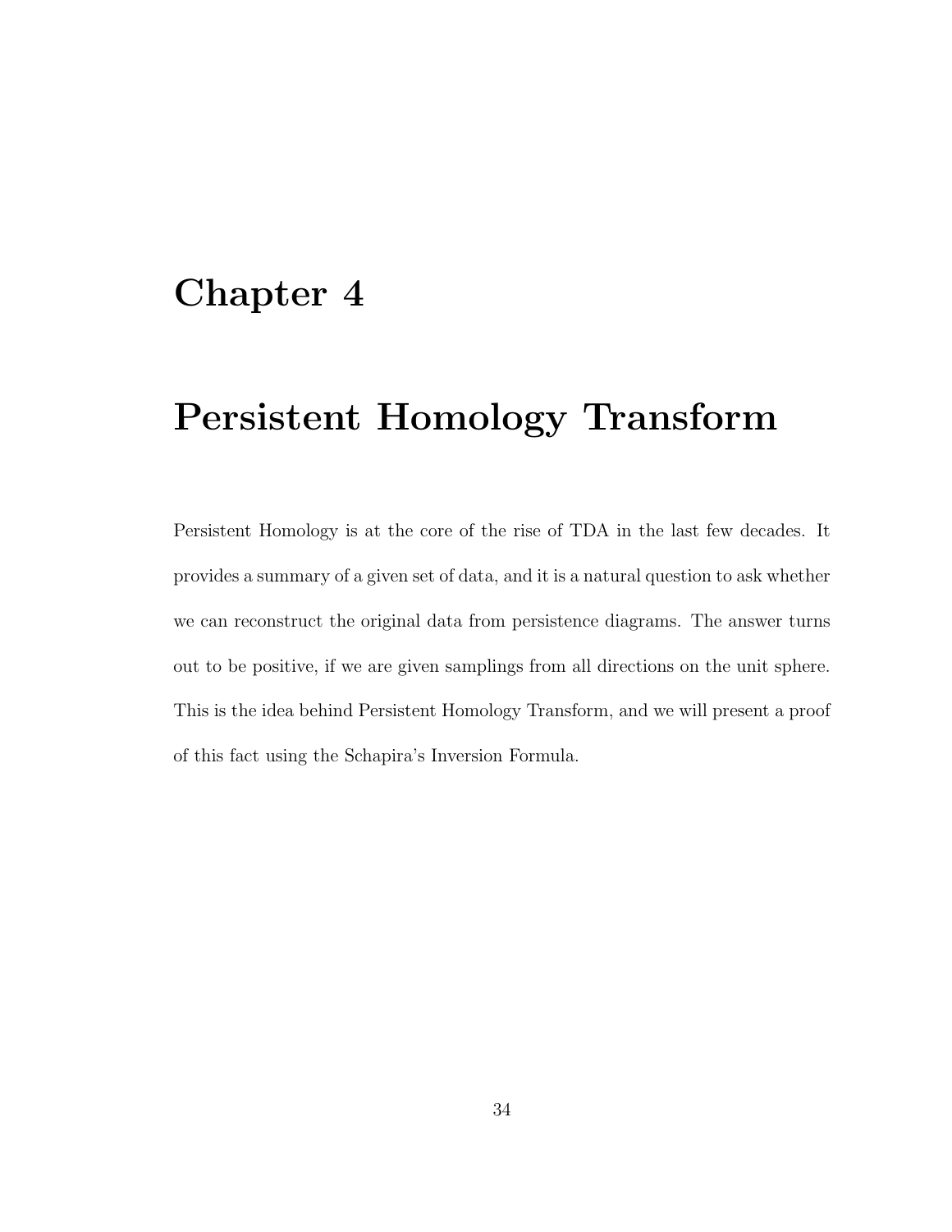# Chapter 4

# Persistent Homology Transform

Persistent Homology is at the core of the rise of TDA in the last few decades. It provides a summary of a given set of data, and it is a natural question to ask whether we can reconstruct the original data from persistence diagrams. The answer turns out to be positive, if we are given samplings from all directions on the unit sphere. This is the idea behind Persistent Homology Transform, and we will present a proof of this fact using the Schapira's Inversion Formula.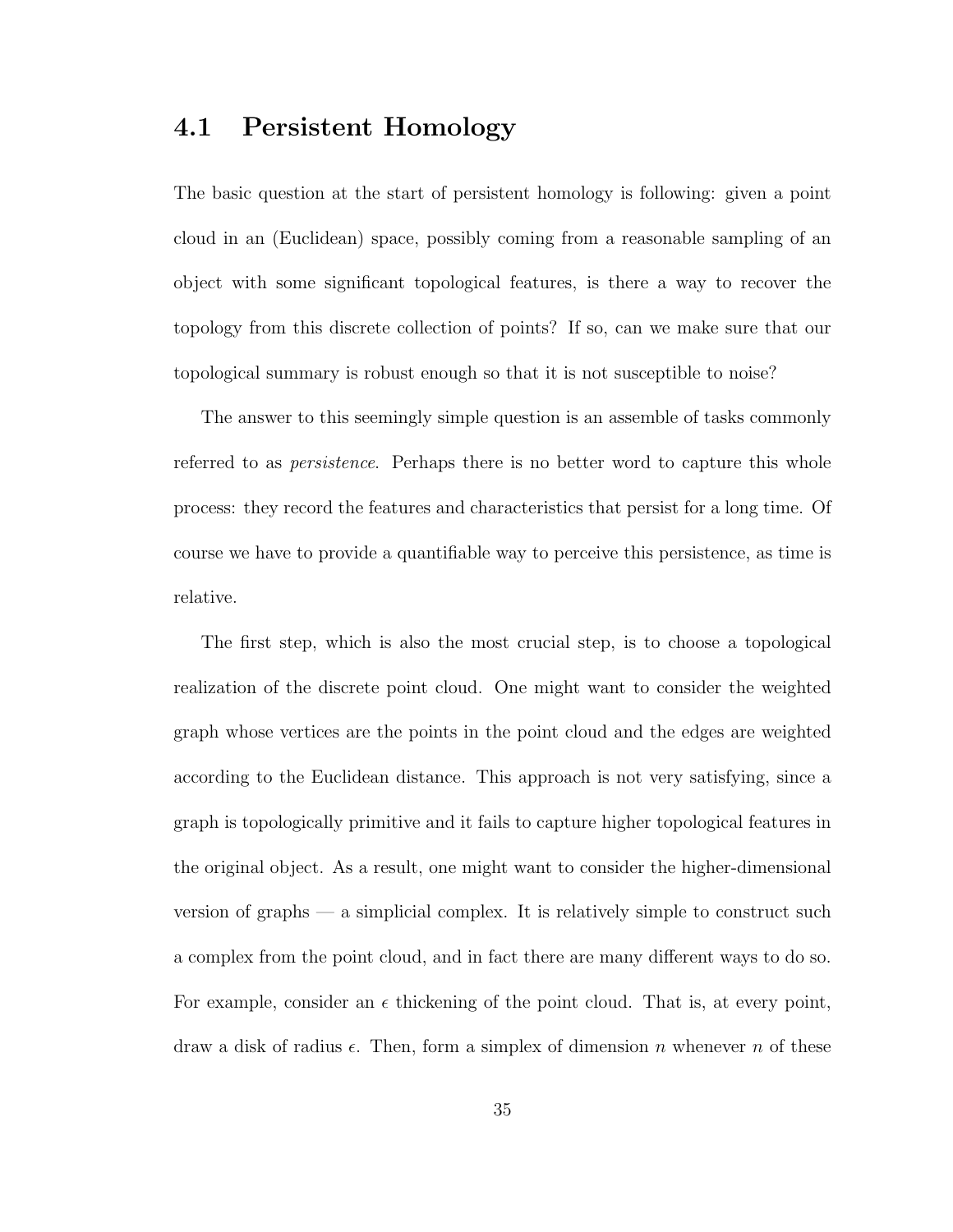## 4.1 Persistent Homology

The basic question at the start of persistent homology is following: given a point cloud in an (Euclidean) space, possibly coming from a reasonable sampling of an object with some significant topological features, is there a way to recover the topology from this discrete collection of points? If so, can we make sure that our topological summary is robust enough so that it is not susceptible to noise?

The answer to this seemingly simple question is an assemble of tasks commonly referred to as *persistence*. Perhaps there is no better word to capture this whole process: they record the features and characteristics that persist for a long time. Of course we have to provide a quantifiable way to perceive this persistence, as time is relative.

The first step, which is also the most crucial step, is to choose a topological realization of the discrete point cloud. One might want to consider the weighted graph whose vertices are the points in the point cloud and the edges are weighted according to the Euclidean distance. This approach is not very satisfying, since a graph is topologically primitive and it fails to capture higher topological features in the original object. As a result, one might want to consider the higher-dimensional version of graphs — a simplicial complex. It is relatively simple to construct such a complex from the point cloud, and in fact there are many different ways to do so. For example, consider an $\epsilon$ thickening of the point cloud. That is, at every point, draw a disk of radius $\epsilon$. Then, form a simplex of dimension $n$ whenever $n$ of these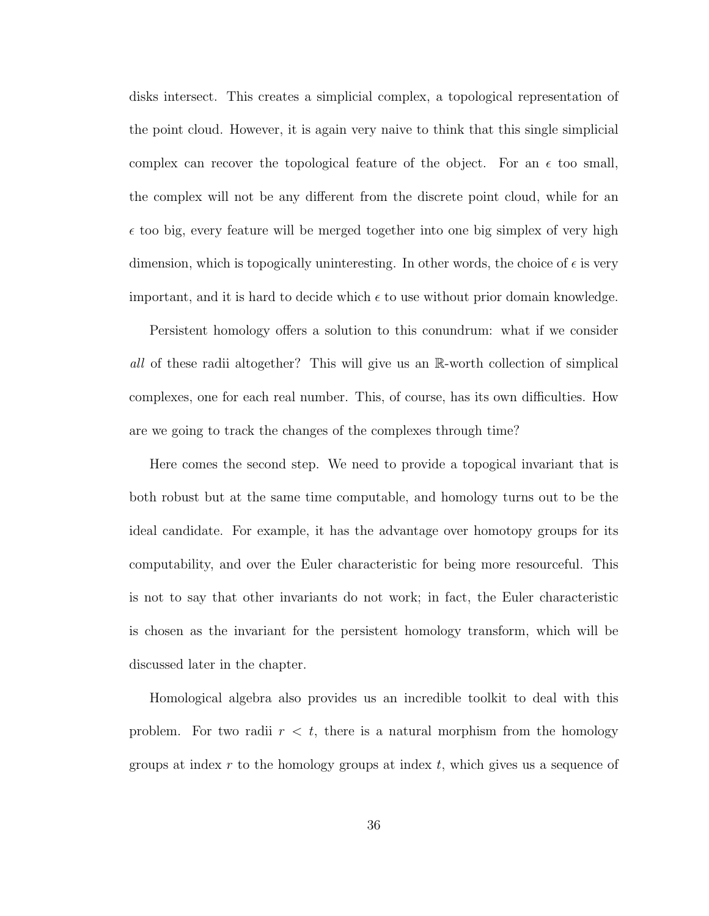disks intersect. This creates a simplicial complex, a topological representation of the point cloud. However, it is again very naive to think that this single simplicial complex can recover the topological feature of the object. For an $\epsilon$ too small, the complex will not be any different from the discrete point cloud, while for an $\epsilon$ too big, every feature will be merged together into one big simplex of very high dimension, which is topogically uninteresting. In other words, the choice of $\epsilon$ is very important, and it is hard to decide which $\epsilon$ to use without prior domain knowledge.

Persistent homology offers a solution to this conundrum: what if we consider *all* of these radii altogether? This will give us an $\mathbb{R}$-worth collection of simplical complexes, one for each real number. This, of course, has its own difficulties. How are we going to track the changes of the complexes through time?

Here comes the second step. We need to provide a topogical invariant that is both robust but at the same time computable, and homology turns out to be the ideal candidate. For example, it has the advantage over homotopy groups for its computability, and over the Euler characteristic for being more resourceful. This is not to say that other invariants do not work; in fact, the Euler characteristic is chosen as the invariant for the persistent homology transform, which will be discussed later in the chapter.

Homological algebra also provides us an incredible toolkit to deal with this problem. For two radii $r < t$, there is a natural morphism from the homology groups at index $r$ to the homology groups at index $t$, which gives us a sequence of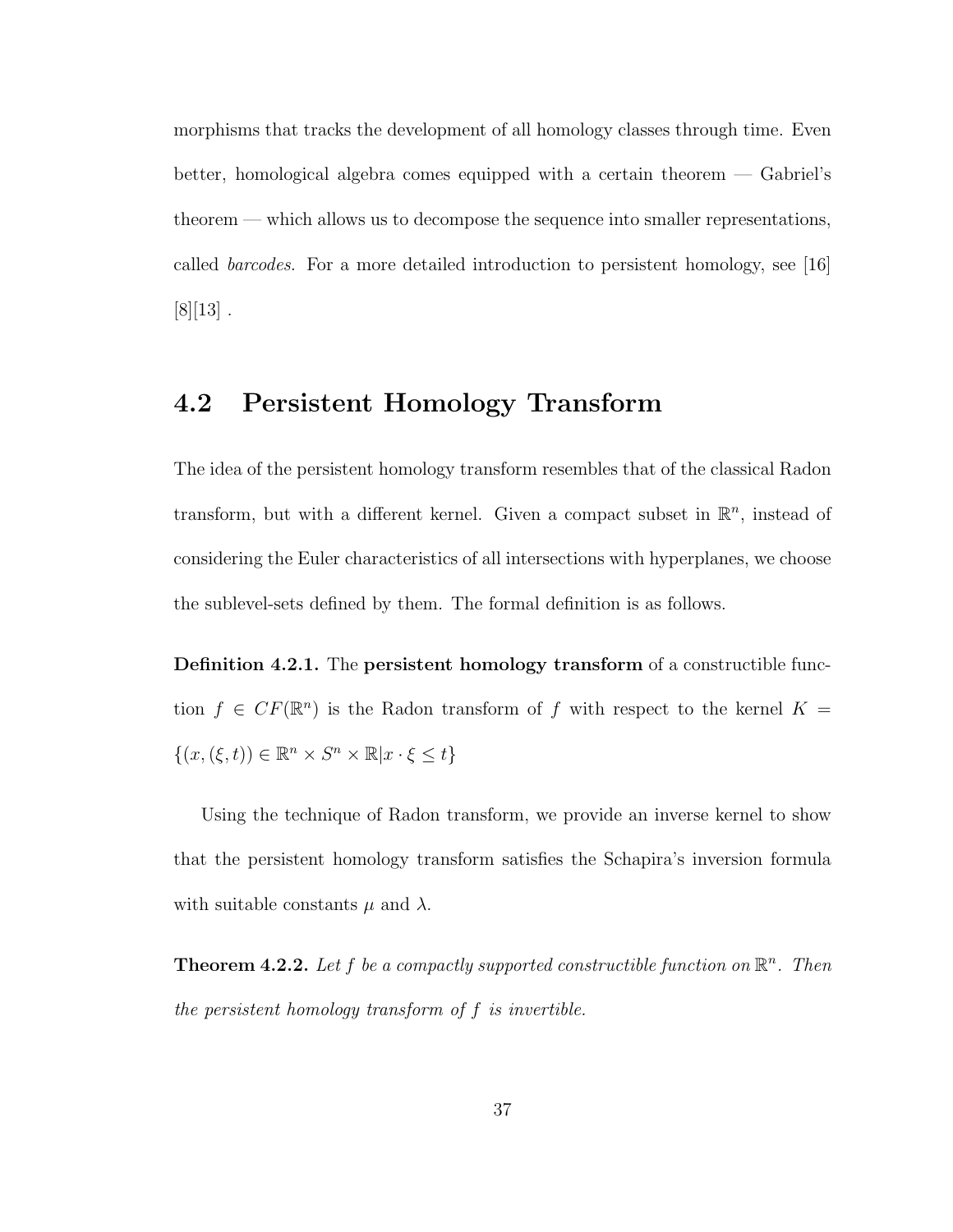morphisms that tracks the development of all homology classes through time. Even better, homological algebra comes equipped with a certain theorem — Gabriel's theorem — which allows us to decompose the sequence into smaller representations, called *barcodes*. For a more detailed introduction to persistent homology, see [16] [8][13] .

## 4.2 Persistent Homology Transform

The idea of the persistent homology transform resembles that of the classical Radon transform, but with a different kernel. Given a compact subset in $\mathbb{R}^n$, instead of considering the Euler characteristics of all intersections with hyperplanes, we choose the sublevel-sets defined by them. The formal definition is as follows.

**Definition 4.2.1.** The **persistent homology transform** of a constructible function $f \in CF(\mathbb{R}^n)$ is the Radon transform of $f$ with respect to the kernel $K = \{(x, (\xi, t)) \in \mathbb{R}^n \times S^n \times \mathbb{R} | x \cdot \xi \leq t\}$

Using the technique of Radon transform, we provide an inverse kernel to show that the persistent homology transform satisfies the Schapira's inversion formula with suitable constants $\mu$ and $\lambda$.

**Theorem 4.2.2.** *Let $f$ be a compactly supported constructible function on $\mathbb{R}^n$. Then the persistent homology transform of $f$ is invertible.*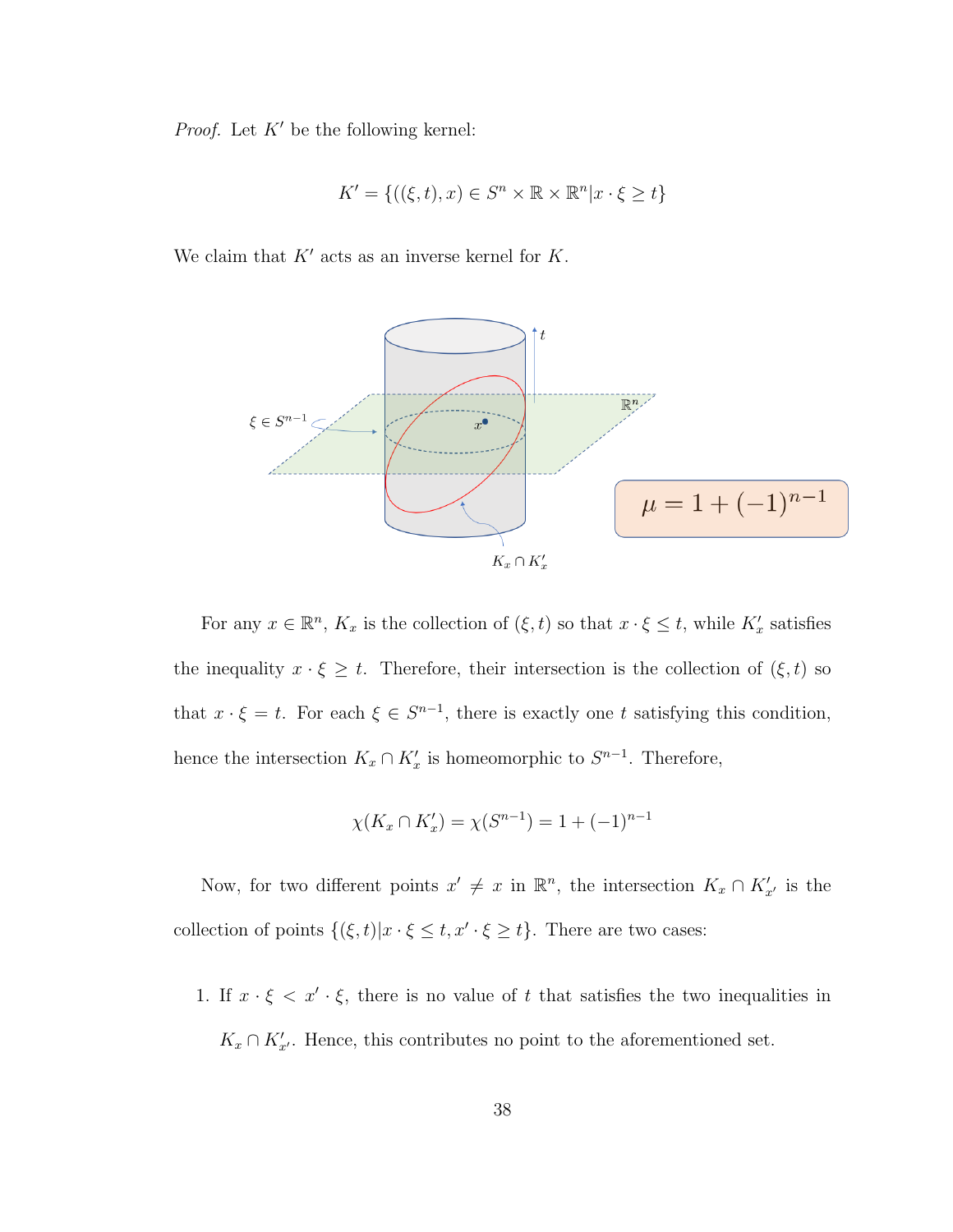*Proof.* Let $K'$ be the following kernel:

$$K' = \{((\xi, t), x) \in S^n \times \mathbb{R} \times \mathbb{R}^n | x \cdot \xi \geq t\}$$

We claim that $K'$ acts as an inverse kernel for $K$.

For any $x \in \mathbb{R}^n$, $K_x$ is the collection of $(\xi, t)$ so that $x \cdot \xi \leq t$, while $K'_x$ satisfies the inequality $x \cdot \xi \geq t$. Therefore, their intersection is the collection of $(\xi, t)$ so that $x \cdot \xi = t$. For each $\xi \in S^{n-1}$, there is exactly one $t$ satisfying this condition, hence the intersection $K_x \cap K'_x$ is homeomorphic to $S^{n-1}$. Therefore,

$$\chi(K_x \cap K'_x) = \chi(S^{n-1}) = 1 + (-1)^{n-1}$$

Now, for two different points $x' \neq x$ in $\mathbb{R}^n$, the intersection $K_x \cap K'_{x'}$ is the collection of points $\{(\xi, t) | x \cdot \xi \leq t, x' \cdot \xi \geq t\}$. There are two cases:

1. If $x \cdot \xi < x' \cdot \xi$, there is no value of $t$ that satisfies the two inequalities in $K_x \cap K'_{x'}$. Hence, this contributes no point to the aforementioned set.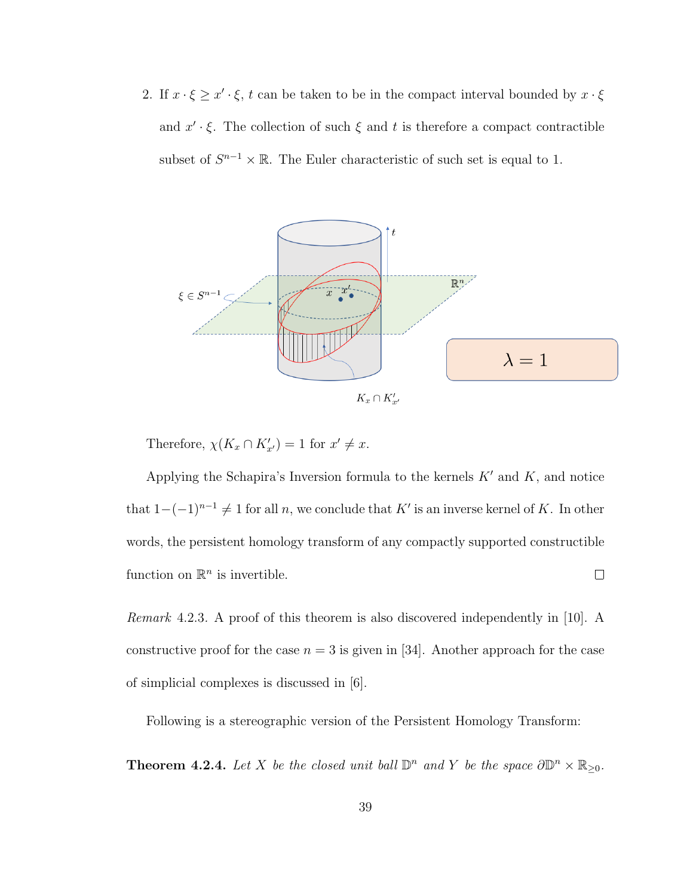2. If $x \cdot \xi \geq x' \cdot \xi$, $t$ can be taken to be in the compact interval bounded by $x \cdot \xi$ and $x' \cdot \xi$. The collection of such $\xi$ and $t$ is therefore a compact contractible subset of $S^{n-1} \times \mathbb{R}$. The Euler characteristic of such set is equal to 1.

Therefore, $\chi(K_x \cap K'_{x'}) = 1$ for $x' \neq x$.

Applying the Schapira's Inversion formula to the kernels $K'$ and $K$, and notice that $1-(-1)^{n-1} \neq 1$ for all $n$, we conclude that $K'$ is an inverse kernel of $K$. In other words, the persistent homology transform of any compactly supported constructible function on $\mathbb{R}^n$ is invertible. □

*Remark* 4.2.3. A proof of this theorem is also discovered independently in [10]. A constructive proof for the case $n = 3$ is given in [34]. Another approach for the case of simplicial complexes is discussed in [6].

Following is a stereographic version of the Persistent Homology Transform:

**Theorem 4.2.4.** *Let $X$ be the closed unit ball $\mathbb{D}^n$ and $Y$ be the space $\partial\mathbb{D}^n \times \mathbb{R}_{\geq 0}$.*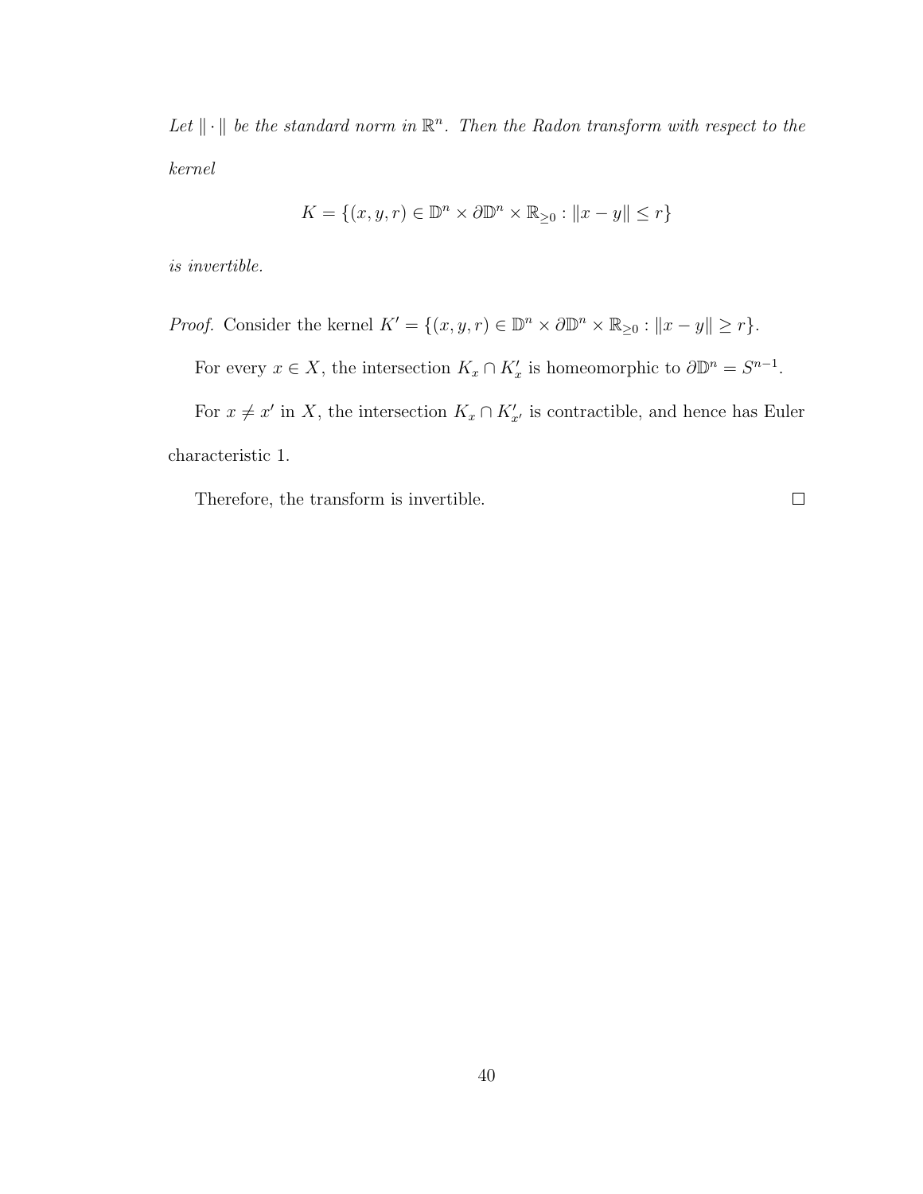*Let $\|\cdot\|$ be the standard norm in $\mathbb{R}^n$. Then the Radon transform with respect to the kernel*

$$K = \{(x, y, r) \in \mathbb{D}^n \times \partial\mathbb{D}^n \times \mathbb{R}_{\geq 0} : \|x - y\| \leq r\}$$

*is invertible.*

*Proof.* Consider the kernel $K' = \{(x, y, r) \in \mathbb{D}^n \times \partial\mathbb{D}^n \times \mathbb{R}_{\geq 0} : \|x - y\| \geq r\}$.

For every $x \in X$, the intersection $K_x \cap K'_x$ is homeomorphic to $\partial\mathbb{D}^n = S^{n-1}$.

For $x \neq x'$ in $X$, the intersection $K_x \cap K'_{x'}$ is contractible, and hence has Euler characteristic 1.

Therefore, the transform is invertible. $\square$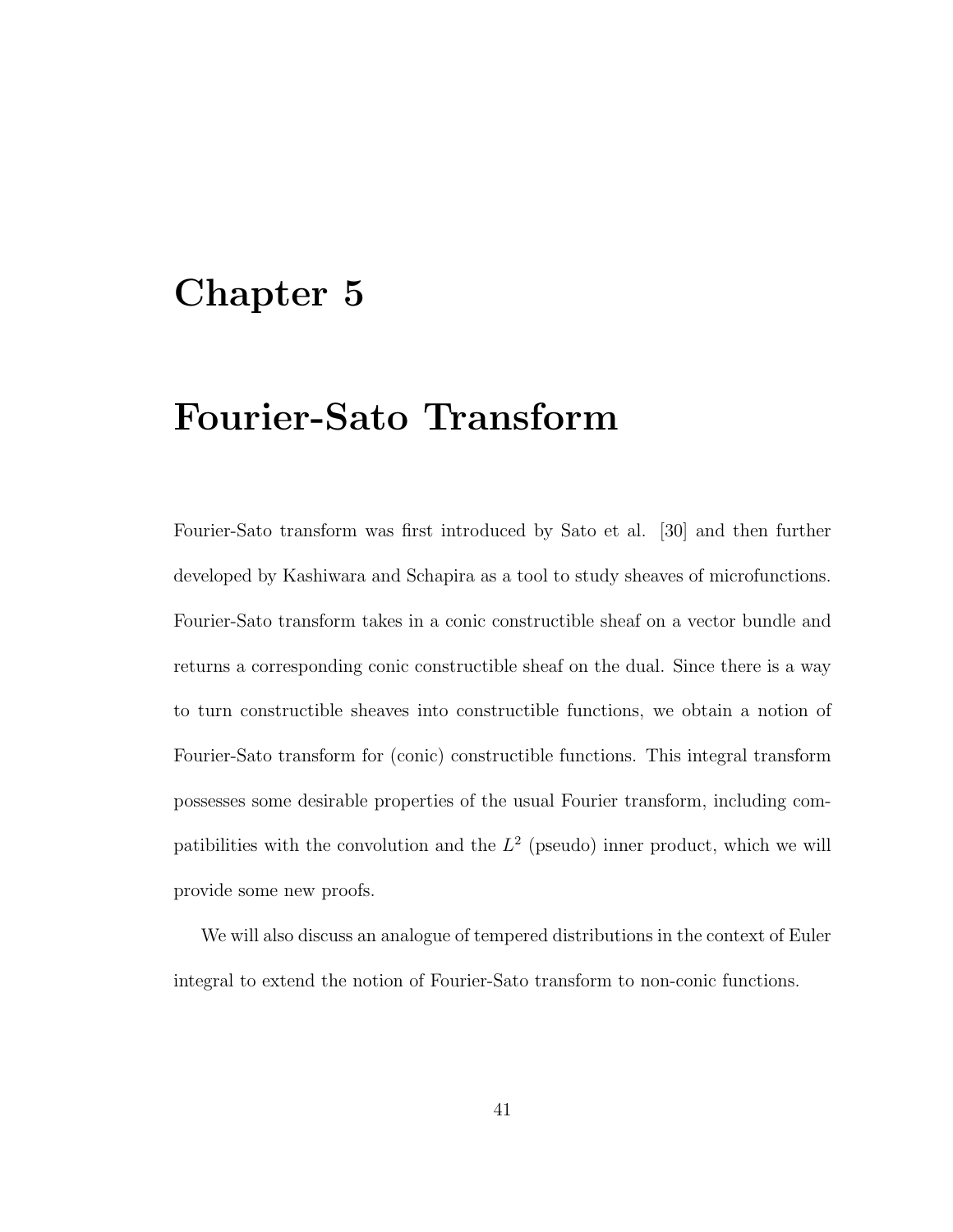# Chapter 5

# Fourier-Sato Transform

Fourier-Sato transform was first introduced by Sato et al. [30] and then further developed by Kashiwara and Schapira as a tool to study sheaves of microfunctions. Fourier-Sato transform takes in a conic constructible sheaf on a vector bundle and returns a corresponding conic constructible sheaf on the dual. Since there is a way to turn constructible sheaves into constructible functions, we obtain a notion of Fourier-Sato transform for (conic) constructible functions. This integral transform possesses some desirable properties of the usual Fourier transform, including compatibilities with the convolution and the $L^2$ (pseudo) inner product, which we will provide some new proofs.

We will also discuss an analogue of tempered distributions in the context of Euler integral to extend the notion of Fourier-Sato transform to non-conic functions.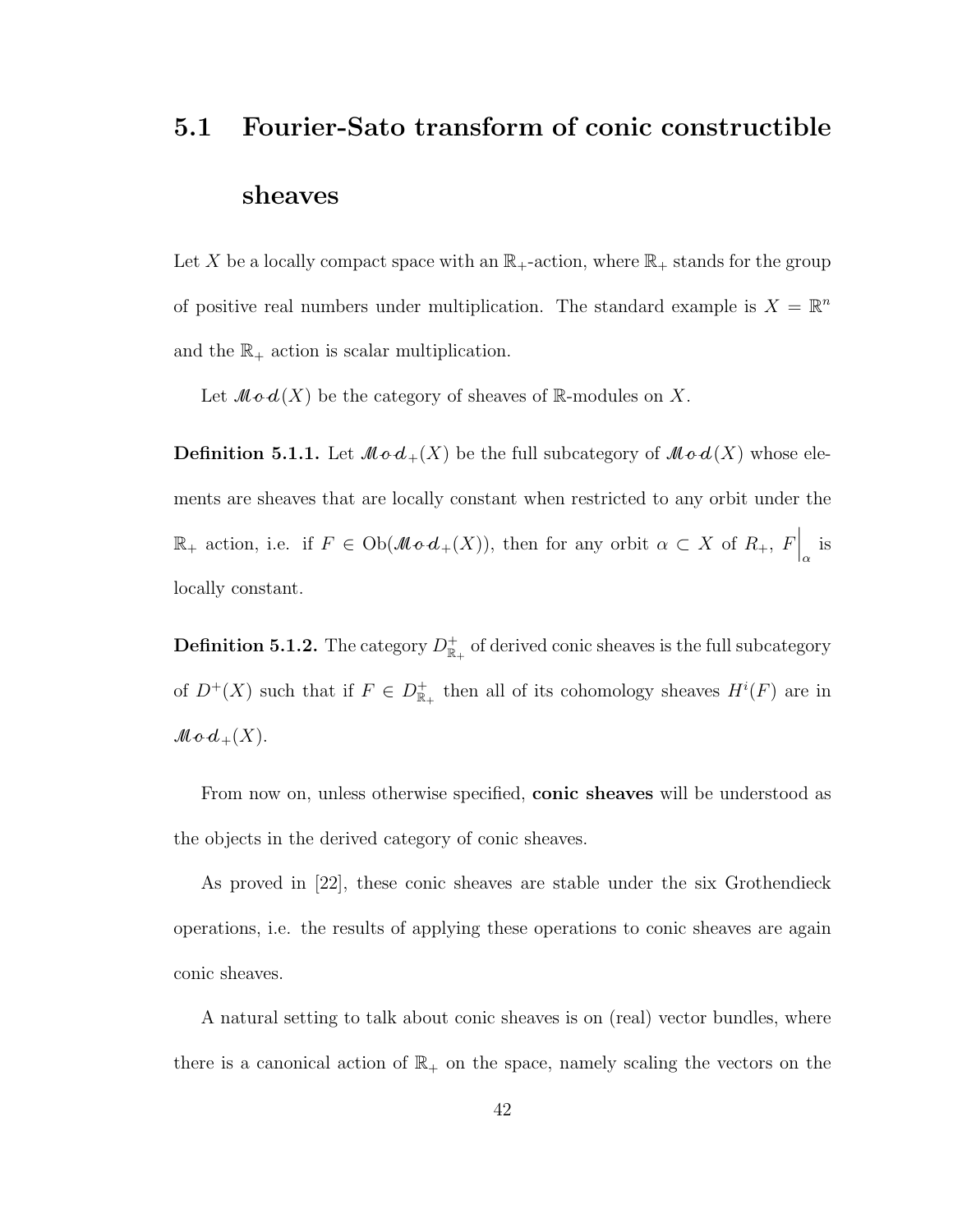## 5.1 Fourier-Sato transform of conic constructible sheaves

Let $X$ be a locally compact space with an $\mathbb{R}_+$-action, where $\mathbb{R}_+$ stands for the group of positive real numbers under multiplication. The standard example is $X = \mathbb{R}^n$ and the $\mathbb{R}_+$ action is scalar multiplication.

Let $\mathcal{M}od(X)$ be the category of sheaves of $\mathbb{R}$-modules on $X$.

**Definition 5.1.1.** Let $\mathcal{M}od_+(X)$ be the full subcategory of $\mathcal{M}od(X)$ whose elements are sheaves that are locally constant when restricted to any orbit under the $\mathbb{R}_+$ action, i.e. if $F \in \mathrm{Ob}(\mathcal{M}od_+(X))$, then for any orbit $\alpha \subset X$ of $R_+$, $F\Big|_\alpha$ is locally constant.

**Definition 5.1.2.** The category $D^+_{\mathbb{R}_+}$ of derived conic sheaves is the full subcategory of $D^+(X)$ such that if $F \in D^+_{\mathbb{R}_+}$ then all of its cohomology sheaves $H^i(F)$ are in $\mathcal{M}od_+(X)$.

From now on, unless otherwise specified, **conic sheaves** will be understood as the objects in the derived category of conic sheaves.

As proved in [22], these conic sheaves are stable under the six Grothendieck operations, i.e. the results of applying these operations to conic sheaves are again conic sheaves.

A natural setting to talk about conic sheaves is on (real) vector bundles, where there is a canonical action of $\mathbb{R}_+$ on the space, namely scaling the vectors on the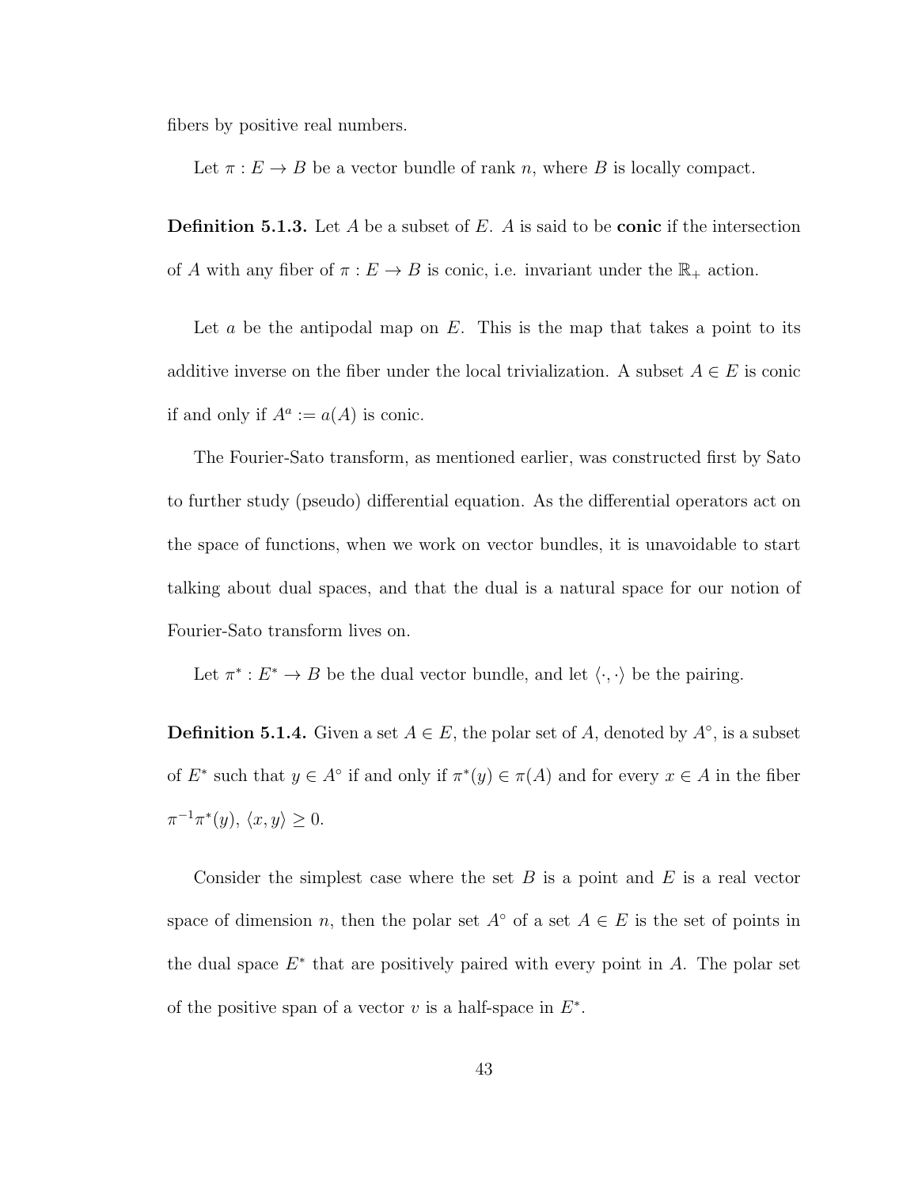fibers by positive real numbers.

Let $\pi : E \to B$ be a vector bundle of rank $n$, where $B$ is locally compact.

**Definition 5.1.3.** Let $A$ be a subset of $E$. $A$ is said to be **conic** if the intersection of $A$ with any fiber of $\pi : E \to B$ is conic, i.e. invariant under the $\mathbb{R}_+$ action.

Let $a$ be the antipodal map on $E$. This is the map that takes a point to its additive inverse on the fiber under the local trivialization. A subset $A \in E$ is conic if and only if $A^a := a(A)$ is conic.

The Fourier-Sato transform, as mentioned earlier, was constructed first by Sato to further study (pseudo) differential equation. As the differential operators act on the space of functions, when we work on vector bundles, it is unavoidable to start talking about dual spaces, and that the dual is a natural space for our notion of Fourier-Sato transform lives on.

Let $\pi^* : E^* \to B$ be the dual vector bundle, and let $\langle \cdot, \cdot \rangle$ be the pairing.

**Definition 5.1.4.** Given a set $A \in E$, the polar set of $A$, denoted by $A^\circ$, is a subset of $E^*$ such that $y \in A^\circ$ if and only if $\pi^*(y) \in \pi(A)$ and for every $x \in A$ in the fiber $\pi^{-1}\pi^*(y)$, $\langle x, y \rangle \geq 0$.

Consider the simplest case where the set $B$ is a point and $E$ is a real vector space of dimension $n$, then the polar set $A^\circ$ of a set $A \in E$ is the set of points in the dual space $E^*$ that are positively paired with every point in $A$. The polar set of the positive span of a vector $v$ is a half-space in $E^*$.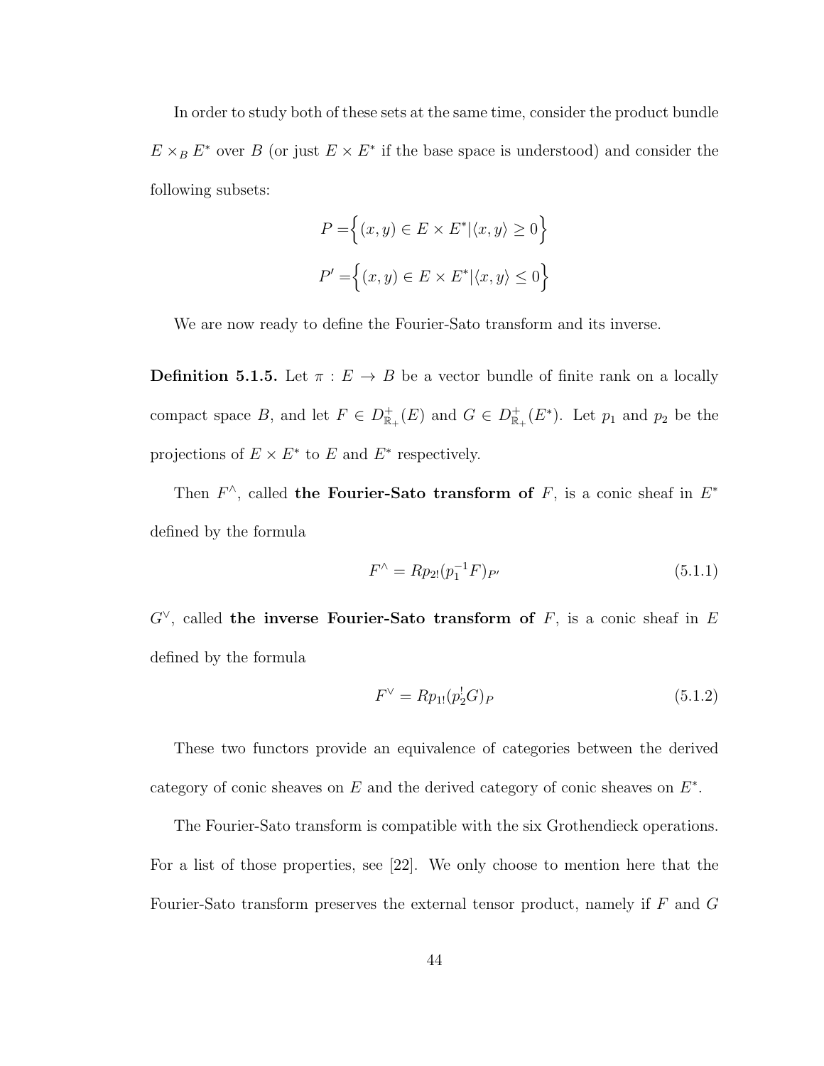In order to study both of these sets at the same time, consider the product bundle $E \times_B E^*$ over $B$ (or just $E \times E^*$ if the base space is understood) and consider the following subsets:

$$P = \Big\{ (x, y) \in E \times E^* | \langle x, y \rangle \geq 0 \Big\}$$

$$P' = \Big\{ (x, y) \in E \times E^* | \langle x, y \rangle \leq 0 \Big\}$$

We are now ready to define the Fourier-Sato transform and its inverse.

**Definition 5.1.5.** Let $\pi : E \to B$ be a vector bundle of finite rank on a locally compact space $B$, and let $F \in D^+_{\mathbb{R}_+}(E)$ and $G \in D^+_{\mathbb{R}_+}(E^*)$. Let $p_1$ and $p_2$ be the projections of $E \times E^*$ to $E$ and $E^*$ respectively.

Then $F^\wedge$, called **the Fourier-Sato transform of** $F$, is a conic sheaf in $E^*$ defined by the formula

$$F^\wedge = Rp_{2!}(p_1^{-1}F)_{P'} \tag{5.1.1}$$

$G^\vee$, called **the inverse Fourier-Sato transform of** $F$, is a conic sheaf in $E$ defined by the formula

$$F^\vee = Rp_{1!}(p_2^! G)_P \tag{5.1.2}$$

These two functors provide an equivalence of categories between the derived category of conic sheaves on $E$ and the derived category of conic sheaves on $E^*$.

The Fourier-Sato transform is compatible with the six Grothendieck operations. For a list of those properties, see [22]. We only choose to mention here that the Fourier-Sato transform preserves the external tensor product, namely if $F$ and $G$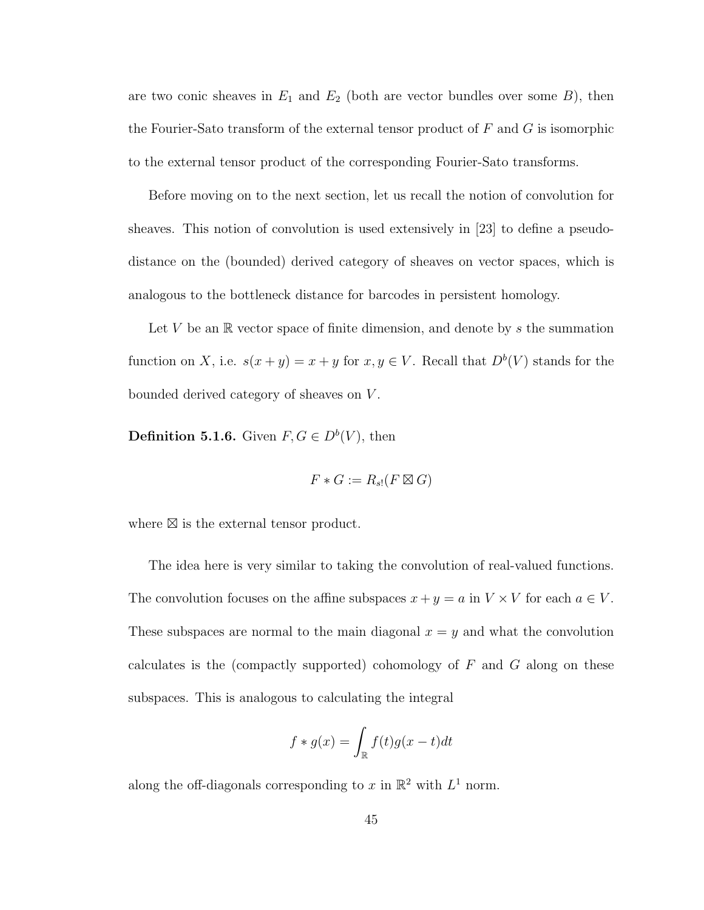are two conic sheaves in $E_1$ and $E_2$ (both are vector bundles over some $B$), then the Fourier-Sato transform of the external tensor product of $F$ and $G$ is isomorphic to the external tensor product of the corresponding Fourier-Sato transforms.

Before moving on to the next section, let us recall the notion of convolution for sheaves. This notion of convolution is used extensively in [23] to define a pseudo-distance on the (bounded) derived category of sheaves on vector spaces, which is analogous to the bottleneck distance for barcodes in persistent homology.

Let $V$ be an $\mathbb{R}$ vector space of finite dimension, and denote by $s$ the summation function on $X$, i.e. $s(x+y) = x+y$ for $x, y \in V$. Recall that $D^b(V)$ stands for the bounded derived category of sheaves on $V$.

**Definition 5.1.6.** Given $F, G \in D^b(V)$, then

$$F * G := R_{s!}(F \boxtimes G)$$

where $\boxtimes$ is the external tensor product.

The idea here is very similar to taking the convolution of real-valued functions. The convolution focuses on the affine subspaces $x + y = a$ in $V \times V$ for each $a \in V$. These subspaces are normal to the main diagonal $x = y$ and what the convolution calculates is the (compactly supported) cohomology of $F$ and $G$ along on these subspaces. This is analogous to calculating the integral

$$f * g(x) = \int_{\mathbb{R}} f(t) g(x-t) dt$$

along the off-diagonals corresponding to $x$ in $\mathbb{R}^2$ with $L^1$ norm.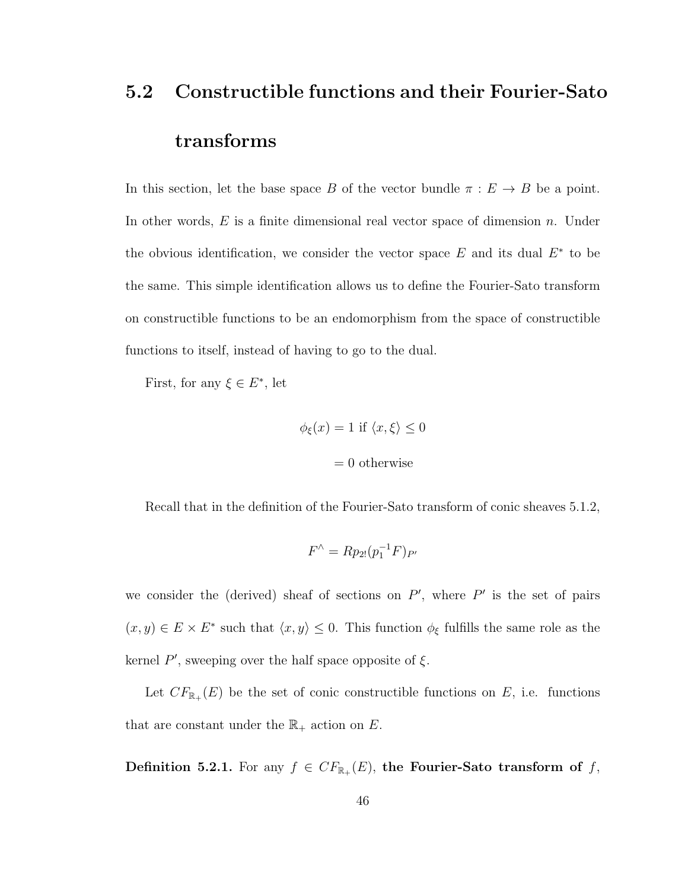## 5.2 Constructible functions and their Fourier-Sato transforms

In this section, let the base space $B$ of the vector bundle $\pi : E \to B$ be a point. In other words, $E$ is a finite dimensional real vector space of dimension $n$. Under the obvious identification, we consider the vector space $E$ and its dual $E^*$ to be the same. This simple identification allows us to define the Fourier-Sato transform on constructible functions to be an endomorphism from the space of constructible functions to itself, instead of having to go to the dual.

First, for any $\xi \in E^*$, let

$$\phi_\xi(x) = 1 \text{ if } \langle x, \xi \rangle \leq 0$$

$$= 0 \text{ otherwise}$$

Recall that in the definition of the Fourier-Sato transform of conic sheaves 5.1.2,

$$F^\wedge = Rp_{2!}(p_1^{-1}F)_{P'}$$

we consider the (derived) sheaf of sections on $P'$, where $P'$ is the set of pairs $(x, y) \in E \times E^*$ such that $\langle x, y \rangle \leq 0$. This function $\phi_\xi$ fulfills the same role as the kernel $P'$, sweeping over the half space opposite of $\xi$.

Let $CF_{\mathbb{R}_+}(E)$ be the set of conic constructible functions on $E$, i.e. functions that are constant under the $\mathbb{R}_+$ action on $E$.

**Definition 5.2.1.** For any $f \in CF_{\mathbb{R}_+}(E)$, **the Fourier-Sato transform of** $f$,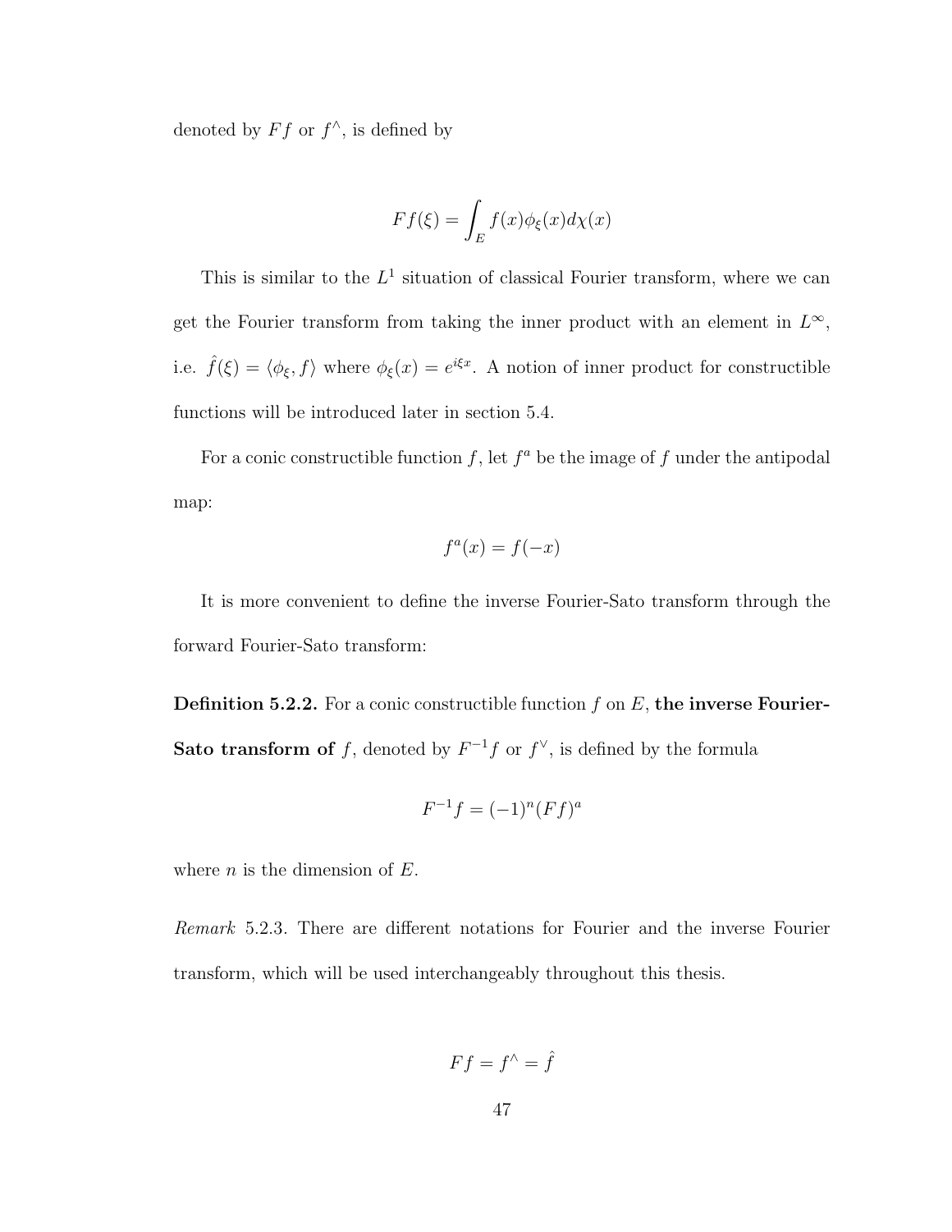denoted by $Ff$ or $f^\wedge$, is defined by

$$Ff(\xi) = \int_E f(x)\phi_\xi(x)d\chi(x)$$

This is similar to the $L^1$ situation of classical Fourier transform, where we can get the Fourier transform from taking the inner product with an element in $L^\infty$, i.e. $\hat{f}(\xi) = \langle \phi_\xi, f \rangle$ where $\phi_\xi(x) = e^{i\xi x}$. A notion of inner product for constructible functions will be introduced later in section 5.4.

For a conic constructible function $f$, let $f^a$ be the image of $f$ under the antipodal map:

$$f^a(x) = f(-x)$$

It is more convenient to define the inverse Fourier-Sato transform through the forward Fourier-Sato transform:

**Definition 5.2.2.** For a conic constructible function $f$ on $E$, **the inverse Fourier-Sato transform of** $f$, denoted by $F^{-1}f$ or $f^\vee$, is defined by the formula

$$F^{-1}f = (-1)^n(Ff)^a$$

where $n$ is the dimension of $E$.

*Remark* 5.2.3. There are different notations for Fourier and the inverse Fourier transform, which will be used interchangeably throughout this thesis.

$$Ff = f^\wedge = \hat{f}$$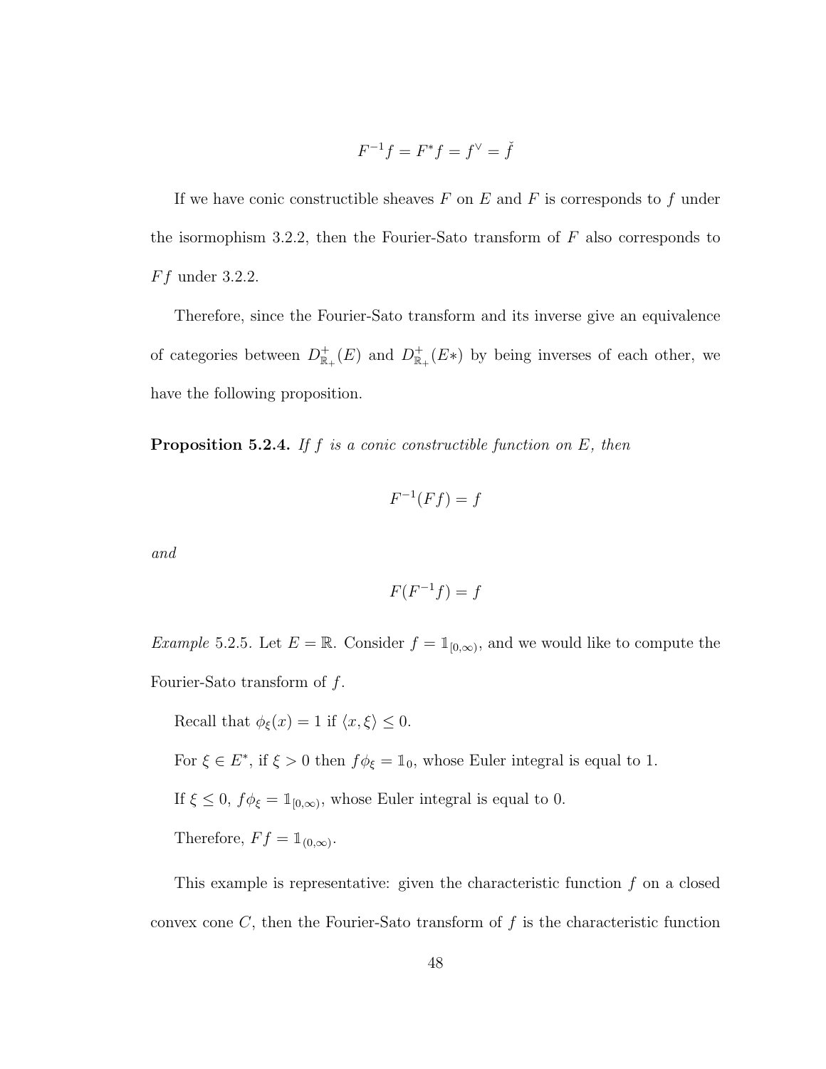$$F^{-1}f = F^*f = f^\vee = \check{f}$$

If we have conic constructible sheaves $F$ on $E$ and $F$ is corresponds to $f$ under the isormophism 3.2.2, then the Fourier-Sato transform of $F$ also corresponds to $Ff$ under 3.2.2.

Therefore, since the Fourier-Sato transform and its inverse give an equivalence of categories between $D^+_{\mathbb{R}_+}(E)$ and $D^+_{\mathbb{R}_+}(E*)$ by being inverses of each other, we have the following proposition.

**Proposition 5.2.4.** *If $f$ is a conic constructible function on $E$, then*

$$F^{-1}(Ff) = f$$

*and*

$$F(F^{-1}f) = f$$

*Example* 5.2.5. Let $E = \mathbb{R}$. Consider $f = \mathbb{1}_{[0,\infty)}$, and we would like to compute the Fourier-Sato transform of $f$.

Recall that $\phi_\xi(x) = 1$ if $\langle x, \xi \rangle \leq 0$.

For $\xi \in E^*$, if $\xi > 0$ then $f\phi_\xi = \mathbb{1}_0$, whose Euler integral is equal to 1.

If $\xi \leq 0$, $f\phi_\xi = \mathbb{1}_{[0,\infty)}$, whose Euler integral is equal to 0.

Therefore, $Ff = \mathbb{1}_{(0,\infty)}$.

This example is representative: given the characteristic function $f$ on a closed convex cone $C$, then the Fourier-Sato transform of $f$ is the characteristic function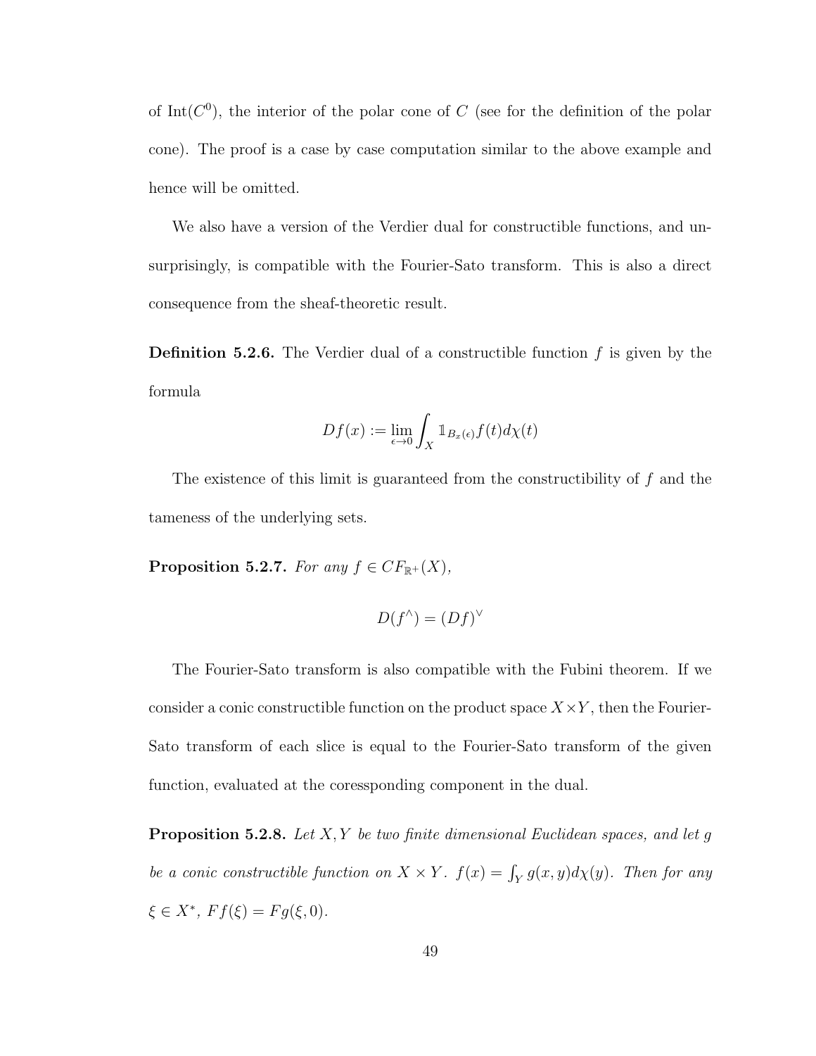of $\mathrm{Int}(C^0)$, the interior of the polar cone of $C$ (see for the definition of the polar cone). The proof is a case by case computation similar to the above example and hence will be omitted.

We also have a version of the Verdier dual for constructible functions, and unsurprisingly, is compatible with the Fourier-Sato transform. This is also a direct consequence from the sheaf-theoretic result.

**Definition 5.2.6.** The Verdier dual of a constructible function $f$ is given by the formula

$$Df(x) := \lim_{\epsilon \to 0} \int_X \mathbb{1}_{B_x(\epsilon)} f(t) d\chi(t)$$

The existence of this limit is guaranteed from the constructibility of $f$ and the tameness of the underlying sets.

**Proposition 5.2.7.** *For any $f \in CF_{\mathbb{R}^+}(X)$,*

$$D(f^\wedge) = (Df)^\vee$$

The Fourier-Sato transform is also compatible with the Fubini theorem. If we consider a conic constructible function on the product space $X \times Y$, then the Fourier-Sato transform of each slice is equal to the Fourier-Sato transform of the given function, evaluated at the coressponding component in the dual.

**Proposition 5.2.8.** *Let $X, Y$ be two finite dimensional Euclidean spaces, and let $g$ be a conic constructible function on $X \times Y$. $f(x) = \int_Y g(x, y) d\chi(y)$. Then for any $\xi \in X^*$, $Ff(\xi) = Fg(\xi, 0)$.*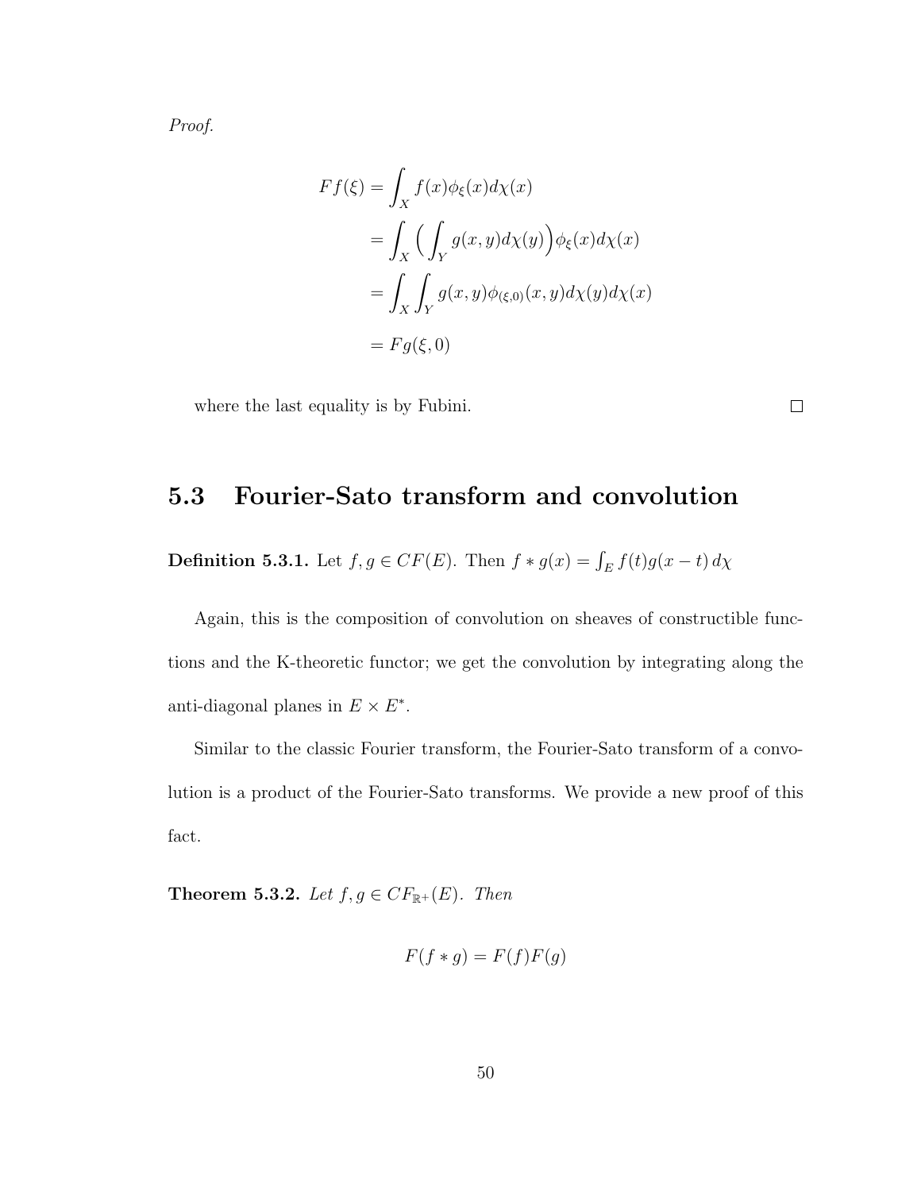*Proof.*

$$
\begin{aligned}
Ff(\xi) &= \int_X f(x)\phi_\xi(x)d\chi(x) \\
&= \int_X \Big(\int_Y g(x,y)d\chi(y)\Big)\phi_\xi(x)d\chi(x) \\
&= \int_X \int_Y g(x,y)\phi_{(\xi,0)}(x,y)d\chi(y)d\chi(x) \\
&= Fg(\xi,0)
\end{aligned}
$$

where the last equality is by Fubini. □

## 5.3 Fourier-Sato transform and convolution

**Definition 5.3.1.** Let $f, g \in CF(E)$. Then $f * g(x) = \int_E f(t)g(x-t)\, d\chi$

Again, this is the composition of convolution on sheaves of constructible functions and the K-theoretic functor; we get the convolution by integrating along the anti-diagonal planes in $E \times E^*$.

Similar to the classic Fourier transform, the Fourier-Sato transform of a convolution is a product of the Fourier-Sato transforms. We provide a new proof of this fact.

**Theorem 5.3.2.** *Let $f, g \in CF_{\mathbb{R}^+}(E)$. Then*

$$
F(f * g) = F(f)F(g)
$$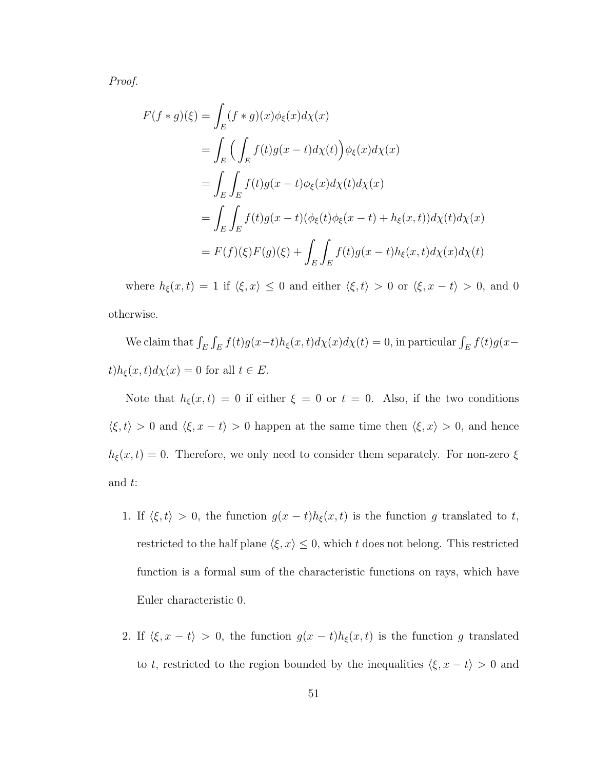*Proof.*

$$
\begin{aligned}
F(f*g)(\xi) &= \int_E (f*g)(x)\phi_\xi(x)d\chi(x) \\
&= \int_E \Big( \int_E f(t)g(x-t)d\chi(t)\Big)\phi_\xi(x)d\chi(x) \\
&= \int_E \int_E f(t)g(x-t)\phi_\xi(x)d\chi(t)d\chi(x) \\
&= \int_E \int_E f(t)g(x-t)(\phi_\xi(t)\phi_\xi(x-t)+h_\xi(x,t))d\chi(t)d\chi(x) \\
&= F(f)(\xi)F(g)(\xi) + \int_E\int_E f(t)g(x-t)h_\xi(x,t)d\chi(x)d\chi(t)
\end{aligned}
$$

where $h_\xi(x,t) = 1$ if $\langle \xi, x\rangle \leq 0$ and either $\langle \xi, t\rangle > 0$ or $\langle \xi, x-t\rangle > 0$, and 0 otherwise.

We claim that $\int_E \int_E f(t)g(x-t)h_\xi(x,t)d\chi(x)d\chi(t) = 0$, in particular $\int_E f(t)g(x-t)h_\xi(x,t)d\chi(x) = 0$ for all $t \in E$.

Note that $h_\xi(x,t) = 0$ if either $\xi = 0$ or $t = 0$. Also, if the two conditions $\langle \xi, t\rangle > 0$ and $\langle \xi, x-t\rangle > 0$ happen at the same time then $\langle \xi, x\rangle > 0$, and hence $h_\xi(x,t) = 0$. Therefore, we only need to consider them separately. For non-zero $\xi$ and $t$:

1. If $\langle \xi, t\rangle > 0$, the function $g(x-t)h_\xi(x,t)$ is the function $g$ translated to $t$, restricted to the half plane $\langle \xi, x\rangle \leq 0$, which $t$ does not belong. This restricted function is a formal sum of the characteristic functions on rays, which have Euler characteristic 0.

2. If $\langle \xi, x-t\rangle > 0$, the function $g(x-t)h_\xi(x,t)$ is the function $g$ translated to $t$, restricted to the region bounded by the inequalities $\langle \xi, x-t\rangle > 0$ and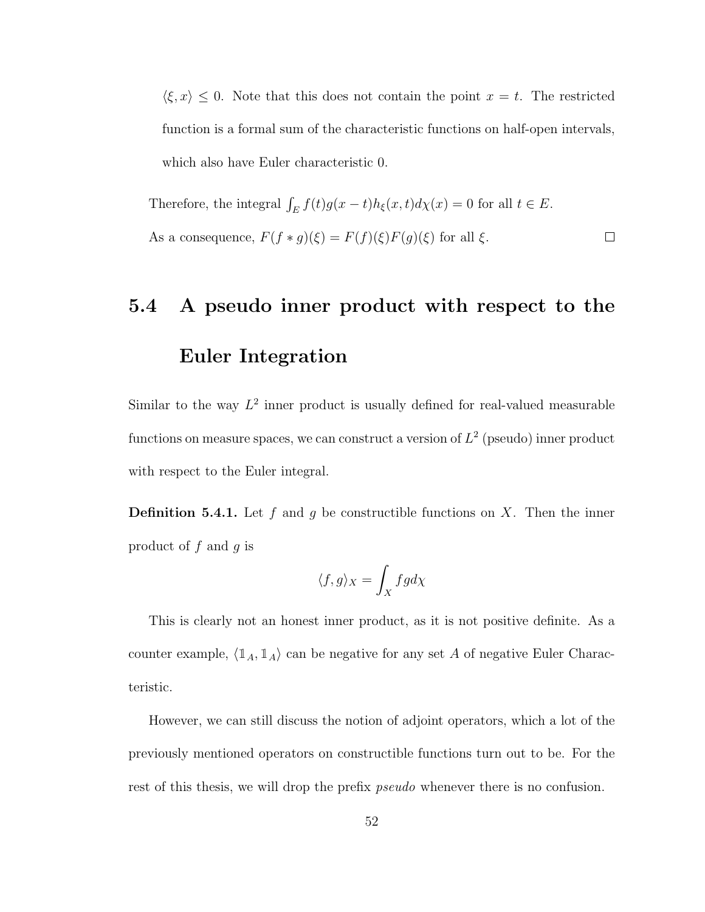$\langle \xi, x \rangle \leq 0$. Note that this does not contain the point $x = t$. The restricted function is a formal sum of the characteristic functions on half-open intervals, which also have Euler characteristic 0.

Therefore, the integral $\int_E f(t)g(x-t)h_\xi(x,t)d\chi(x) = 0$ for all $t \in E$.

As a consequence, $F(f * g)(\xi) = F(f)(\xi)F(g)(\xi)$ for all $\xi$. □

## 5.4 A pseudo inner product with respect to the Euler Integration

Similar to the way $L^2$ inner product is usually defined for real-valued measurable functions on measure spaces, we can construct a version of $L^2$ (pseudo) inner product with respect to the Euler integral.

**Definition 5.4.1.** Let $f$ and $g$ be constructible functions on $X$. Then the inner product of $f$ and $g$ is

$$\langle f, g \rangle_X = \int_X fg d\chi$$

This is clearly not an honest inner product, as it is not positive definite. As a counter example, $\langle \mathbb{1}_A, \mathbb{1}_A \rangle$ can be negative for any set $A$ of negative Euler Characteristic.

However, we can still discuss the notion of adjoint operators, which a lot of the previously mentioned operators on constructible functions turn out to be. For the rest of this thesis, we will drop the prefix *pseudo* whenever there is no confusion.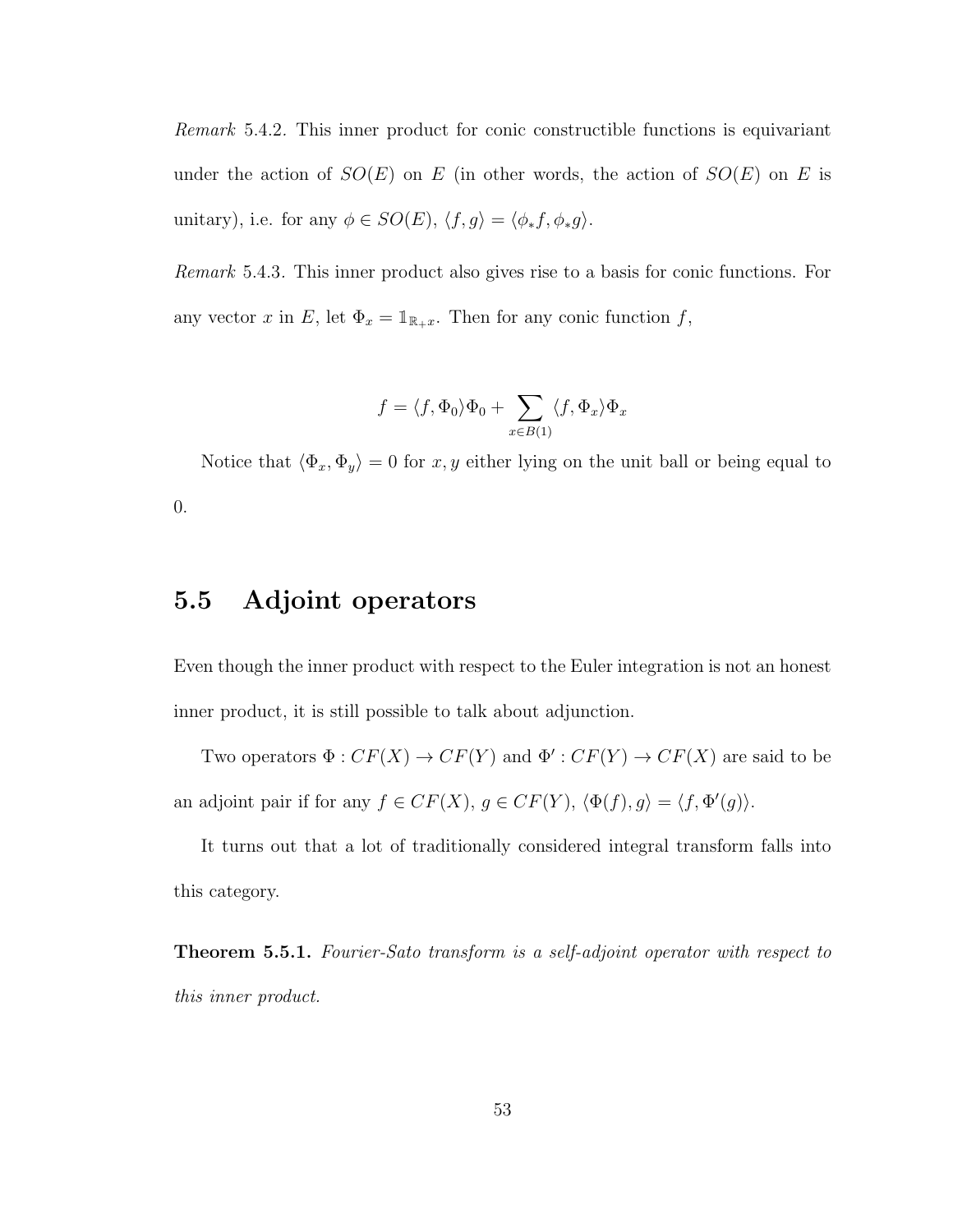*Remark* 5.4.2. This inner product for conic constructible functions is equivariant under the action of $SO(E)$ on $E$ (in other words, the action of $SO(E)$ on $E$ is unitary), i.e. for any $\phi \in SO(E)$, $\langle f, g \rangle = \langle \phi_* f, \phi_* g \rangle$.

*Remark* 5.4.3. This inner product also gives rise to a basis for conic functions. For any vector $x$ in $E$, let $\Phi_x = \mathbb{1}_{\mathbb{R}_+ x}$. Then for any conic function $f$,

$$f = \langle f, \Phi_0 \rangle \Phi_0 + \sum_{x \in B(1)} \langle f, \Phi_x \rangle \Phi_x$$

Notice that $\langle \Phi_x, \Phi_y \rangle = 0$ for $x, y$ either lying on the unit ball or being equal to 0.

## 5.5 Adjoint operators

Even though the inner product with respect to the Euler integration is not an honest inner product, it is still possible to talk about adjunction.

Two operators $\Phi : CF(X) \to CF(Y)$ and $\Phi' : CF(Y) \to CF(X)$ are said to be an adjoint pair if for any $f \in CF(X)$, $g \in CF(Y)$, $\langle \Phi(f), g \rangle = \langle f, \Phi'(g) \rangle$.

It turns out that a lot of traditionally considered integral transform falls into this category.

**Theorem 5.5.1.** *Fourier-Sato transform is a self-adjoint operator with respect to this inner product.*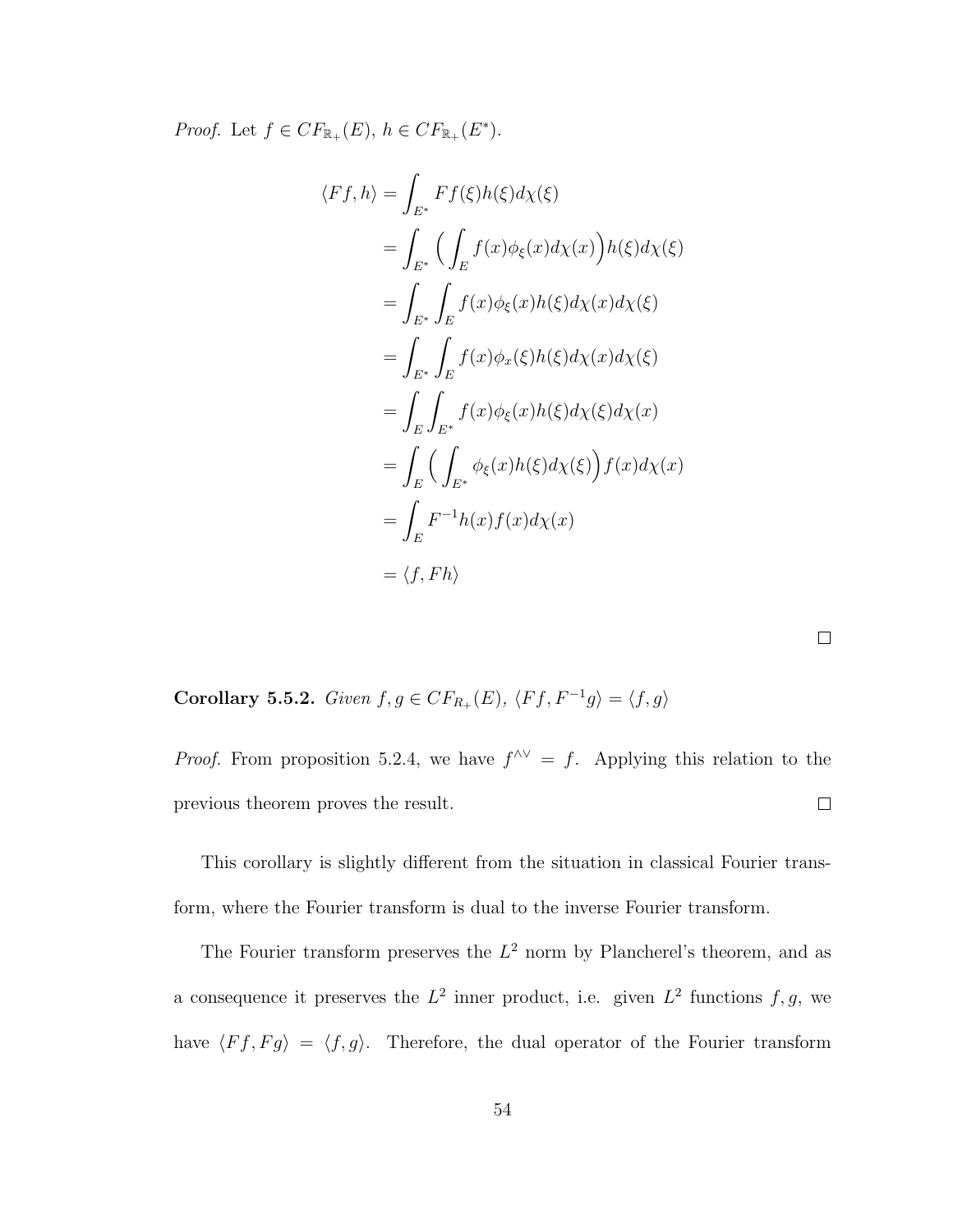*Proof.* Let $f \in CF_{\mathbb{R}_+}(E)$, $h \in CF_{\mathbb{R}_+}(E^*)$.

$$
\begin{aligned}
\langle Ff, h \rangle &= \int_{E^*} Ff(\xi) h(\xi) d\chi(\xi) \\
&= \int_{E^*} \Big( \int_E f(x) \phi_\xi(x) d\chi(x) \Big) h(\xi) d\chi(\xi) \\
&= \int_{E^*} \int_E f(x) \phi_\xi(x) h(\xi) d\chi(x) d\chi(\xi) \\
&= \int_{E^*} \int_E f(x) \phi_x(\xi) h(\xi) d\chi(x) d\chi(\xi) \\
&= \int_E \int_{E^*} f(x) \phi_\xi(x) h(\xi) d\chi(\xi) d\chi(x) \\
&= \int_E \Big( \int_{E^*} \phi_\xi(x) h(\xi) d\chi(\xi) \Big) f(x) d\chi(x) \\
&= \int_E F^{-1}h(x) f(x) d\chi(x) \\
&= \langle f, Fh \rangle
\end{aligned}
$$

□

**Corollary 5.5.2.** *Given $f, g \in CF_{R_+}(E)$, $\langle Ff, F^{-1}g \rangle = \langle f, g \rangle$*

*Proof.* From proposition 5.2.4, we have $f^{\wedge\vee} = f$. Applying this relation to the previous theorem proves the result. □

This corollary is slightly different from the situation in classical Fourier transform, where the Fourier transform is dual to the inverse Fourier transform.

The Fourier transform preserves the $L^2$ norm by Plancherel's theorem, and as a consequence it preserves the $L^2$ inner product, i.e. given $L^2$ functions $f, g$, we have $\langle Ff, Fg \rangle = \langle f, g \rangle$. Therefore, the dual operator of the Fourier transform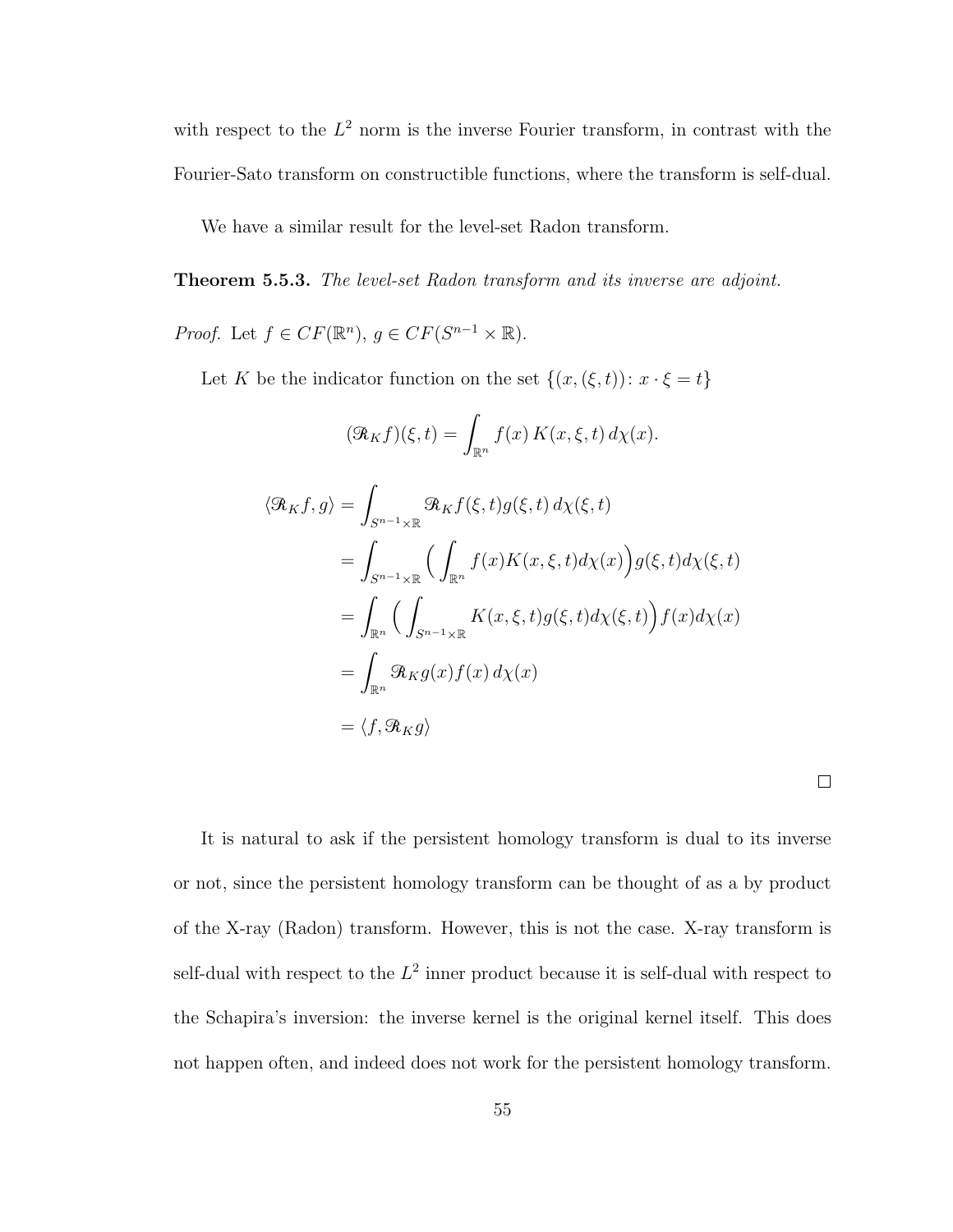with respect to the $L^2$ norm is the inverse Fourier transform, in contrast with the Fourier-Sato transform on constructible functions, where the transform is self-dual.

We have a similar result for the level-set Radon transform.

**Theorem 5.5.3.** *The level-set Radon transform and its inverse are adjoint.*

*Proof.* Let $f \in CF(\mathbb{R}^n)$, $g \in CF(S^{n-1} \times \mathbb{R})$.

Let $K$ be the indicator function on the set $\{(x, (\xi, t)) \colon x \cdot \xi = t\}$

$$(\mathscr{R}_K f)(\xi, t) = \int_{\mathbb{R}^n} f(x)\, K(x, \xi, t)\, d\chi(x).$$

$$\begin{aligned}
\langle \mathscr{R}_K f, g \rangle &= \int_{S^{n-1}\times\mathbb{R}} \mathscr{R}_K f(\xi, t) g(\xi, t)\, d\chi(\xi, t) \\
&= \int_{S^{n-1}\times\mathbb{R}} \Big( \int_{\mathbb{R}^n} f(x) K(x, \xi, t) d\chi(x) \Big) g(\xi, t) d\chi(\xi, t) \\
&= \int_{\mathbb{R}^n} \Big( \int_{S^{n-1}\times\mathbb{R}} K(x, \xi, t) g(\xi, t) d\chi(\xi, t) \Big) f(x) d\chi(x) \\
&= \int_{\mathbb{R}^n} \mathscr{R}_K g(x) f(x)\, d\chi(x) \\
&= \langle f, \mathscr{R}_K g \rangle
\end{aligned}$$

□

It is natural to ask if the persistent homology transform is dual to its inverse or not, since the persistent homology transform can be thought of as a by product of the X-ray (Radon) transform. However, this is not the case. X-ray transform is self-dual with respect to the $L^2$ inner product because it is self-dual with respect to the Schapira's inversion: the inverse kernel is the original kernel itself. This does not happen often, and indeed does not work for the persistent homology transform.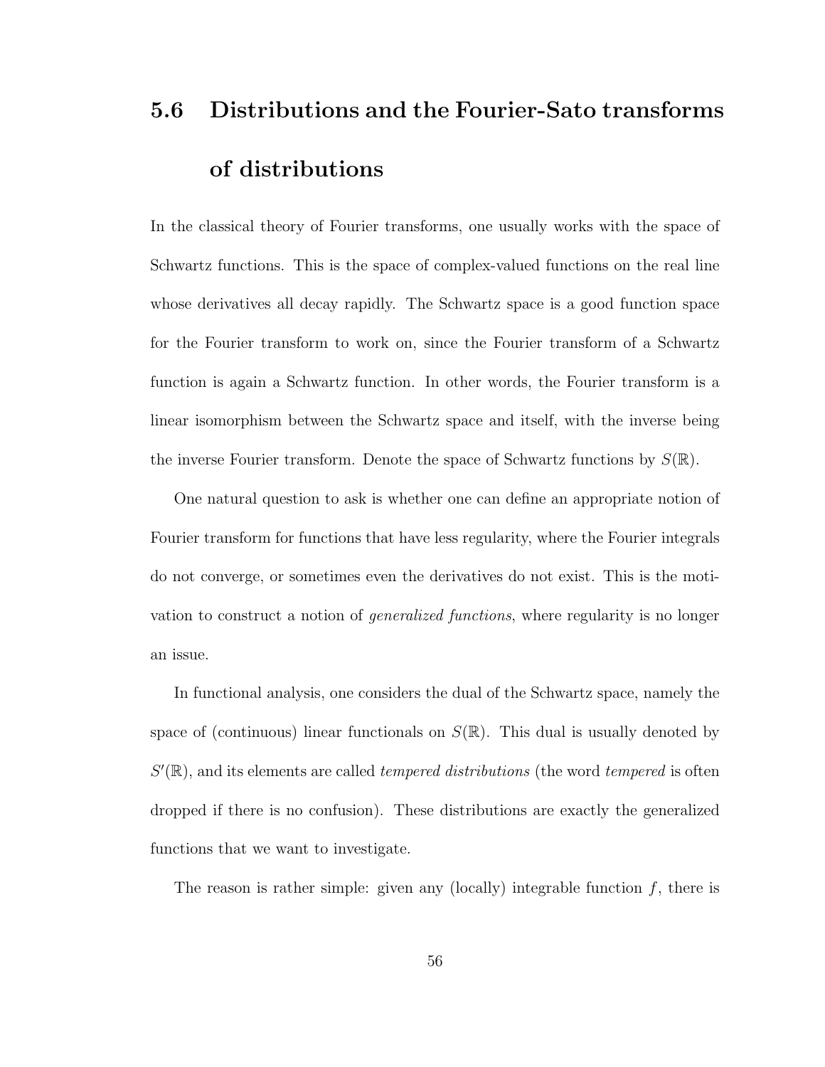## 5.6 Distributions and the Fourier-Sato transforms of distributions

In the classical theory of Fourier transforms, one usually works with the space of Schwartz functions. This is the space of complex-valued functions on the real line whose derivatives all decay rapidly. The Schwartz space is a good function space for the Fourier transform to work on, since the Fourier transform of a Schwartz function is again a Schwartz function. In other words, the Fourier transform is a linear isomorphism between the Schwartz space and itself, with the inverse being the inverse Fourier transform. Denote the space of Schwartz functions by $S(\mathbb{R})$.

One natural question to ask is whether one can define an appropriate notion of Fourier transform for functions that have less regularity, where the Fourier integrals do not converge, or sometimes even the derivatives do not exist. This is the motivation to construct a notion of *generalized functions*, where regularity is no longer an issue.

In functional analysis, one considers the dual of the Schwartz space, namely the space of (continuous) linear functionals on $S(\mathbb{R})$. This dual is usually denoted by $S'(\mathbb{R})$, and its elements are called *tempered distributions* (the word *tempered* is often dropped if there is no confusion). These distributions are exactly the generalized functions that we want to investigate.

The reason is rather simple: given any (locally) integrable function $f$, there is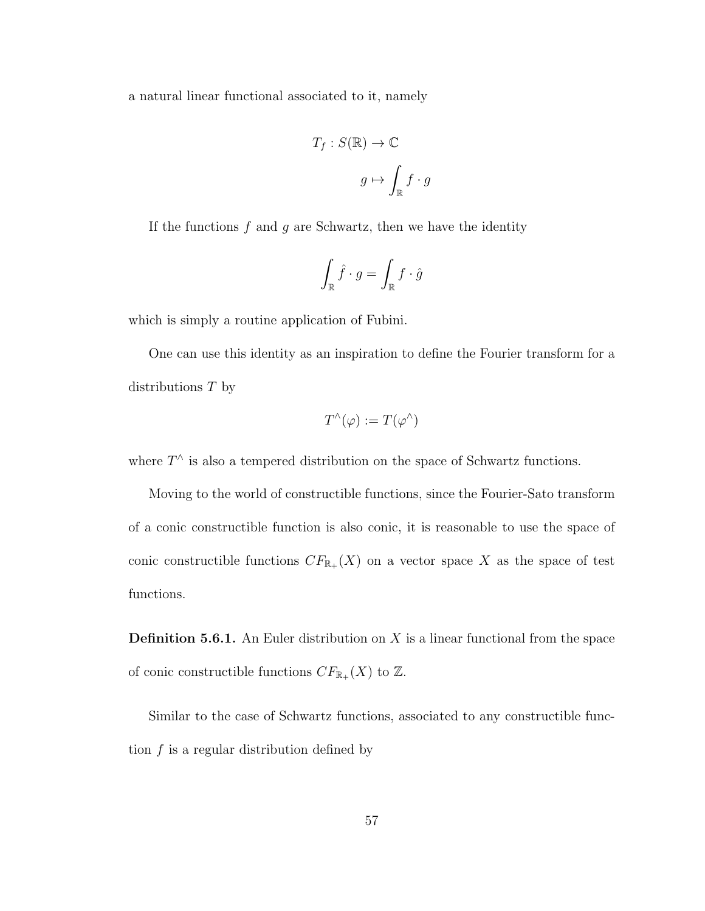a natural linear functional associated to it, namely

$$
\begin{aligned}
T_f : S(\mathbb{R}) &\to \mathbb{C} \\
g &\mapsto \int_{\mathbb{R}} f \cdot g
\end{aligned}
$$

If the functions $f$ and $g$ are Schwartz, then we have the identity

$$\int_{\mathbb{R}} \hat{f} \cdot g = \int_{\mathbb{R}} f \cdot \hat{g}$$

which is simply a routine application of Fubini.

One can use this identity as an inspiration to define the Fourier transform for a distributions $T$ by

$$T^{\wedge}(\varphi) := T(\varphi^{\wedge})$$

where $T^{\wedge}$ is also a tempered distribution on the space of Schwartz functions.

Moving to the world of constructible functions, since the Fourier-Sato transform of a conic constructible function is also conic, it is reasonable to use the space of conic constructible functions $CF_{\mathbb{R}_+}(X)$ on a vector space $X$ as the space of test functions.

**Definition 5.6.1.** An Euler distribution on $X$ is a linear functional from the space of conic constructible functions $CF_{\mathbb{R}_+}(X)$ to $\mathbb{Z}$.

Similar to the case of Schwartz functions, associated to any constructible function $f$ is a regular distribution defined by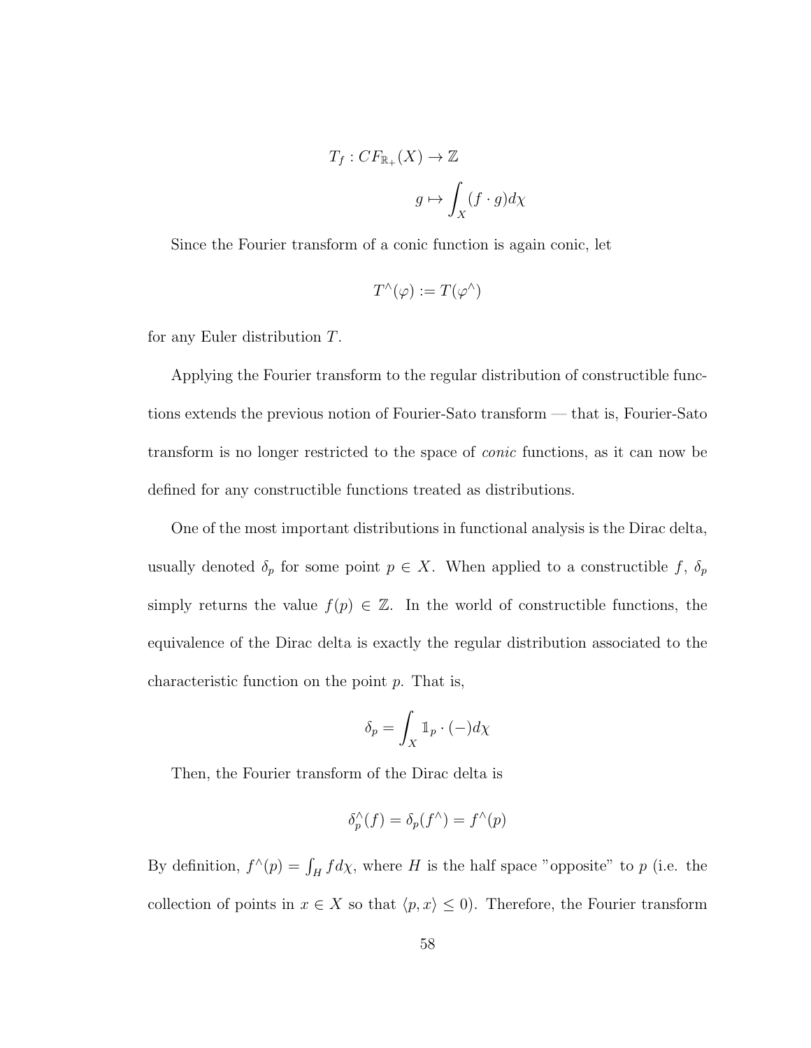$$T_f : CF_{\mathbb{R}_+}(X) \to \mathbb{Z}$$

$$g \mapsto \int_X (f \cdot g) d\chi$$

Since the Fourier transform of a conic function is again conic, let

$$T^\wedge(\varphi) := T(\varphi^\wedge)$$

for any Euler distribution $T$.

Applying the Fourier transform to the regular distribution of constructible functions extends the previous notion of Fourier-Sato transform — that is, Fourier-Sato transform is no longer restricted to the space of *conic* functions, as it can now be defined for any constructible functions treated as distributions.

One of the most important distributions in functional analysis is the Dirac delta, usually denoted $\delta_p$ for some point $p \in X$. When applied to a constructible $f$, $\delta_p$ simply returns the value $f(p) \in \mathbb{Z}$. In the world of constructible functions, the equivalence of the Dirac delta is exactly the regular distribution associated to the characteristic function on the point $p$. That is,

$$\delta_p = \int_X \mathbb{1}_p \cdot (-) d\chi$$

Then, the Fourier transform of the Dirac delta is

$$\delta_p^\wedge(f) = \delta_p(f^\wedge) = f^\wedge(p)$$

By definition, $f^\wedge(p) = \int_H f d\chi$, where $H$ is the half space "opposite" to $p$ (i.e. the collection of points in $x \in X$ so that $\langle p, x \rangle \leq 0$). Therefore, the Fourier transform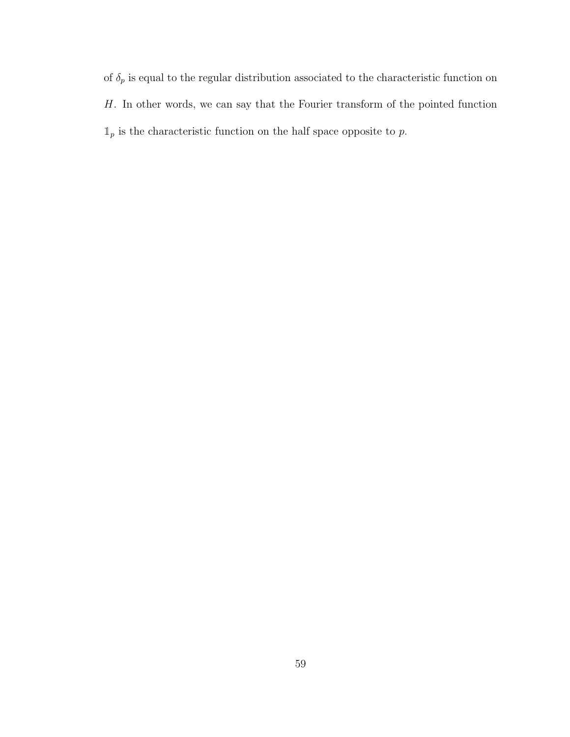of $\delta_p$ is equal to the regular distribution associated to the characteristic function on $H$. In other words, we can say that the Fourier transform of the pointed function $\mathbb{1}_p$ is the characteristic function on the half space opposite to $p$.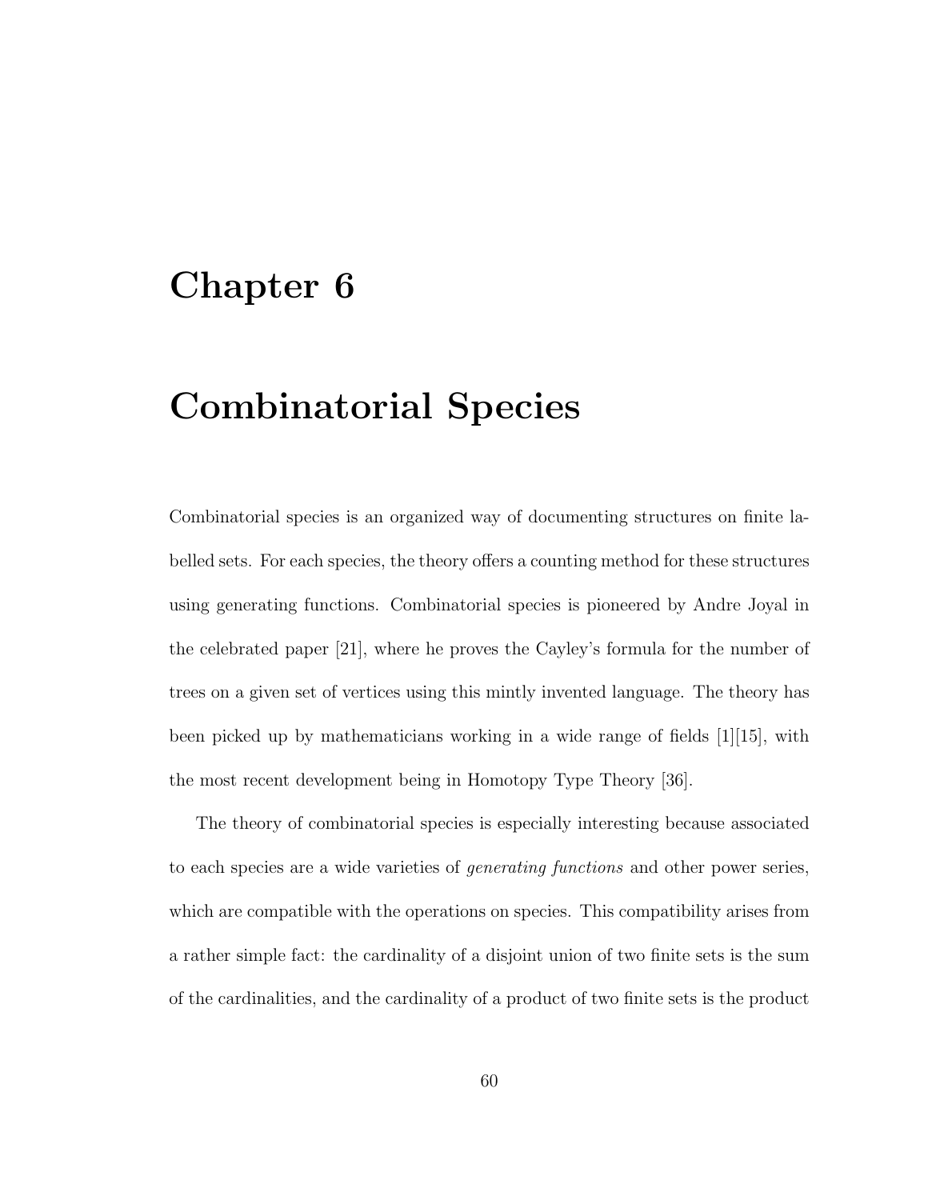# Chapter 6

# Combinatorial Species

Combinatorial species is an organized way of documenting structures on finite labelled sets. For each species, the theory offers a counting method for these structures using generating functions. Combinatorial species is pioneered by Andre Joyal in the celebrated paper [21], where he proves the Cayley's formula for the number of trees on a given set of vertices using this mintly invented language. The theory has been picked up by mathematicians working in a wide range of fields [1][15], with the most recent development being in Homotopy Type Theory [36].

The theory of combinatorial species is especially interesting because associated to each species are a wide varieties of *generating functions* and other power series, which are compatible with the operations on species. This compatibility arises from a rather simple fact: the cardinality of a disjoint union of two finite sets is the sum of the cardinalities, and the cardinality of a product of two finite sets is the product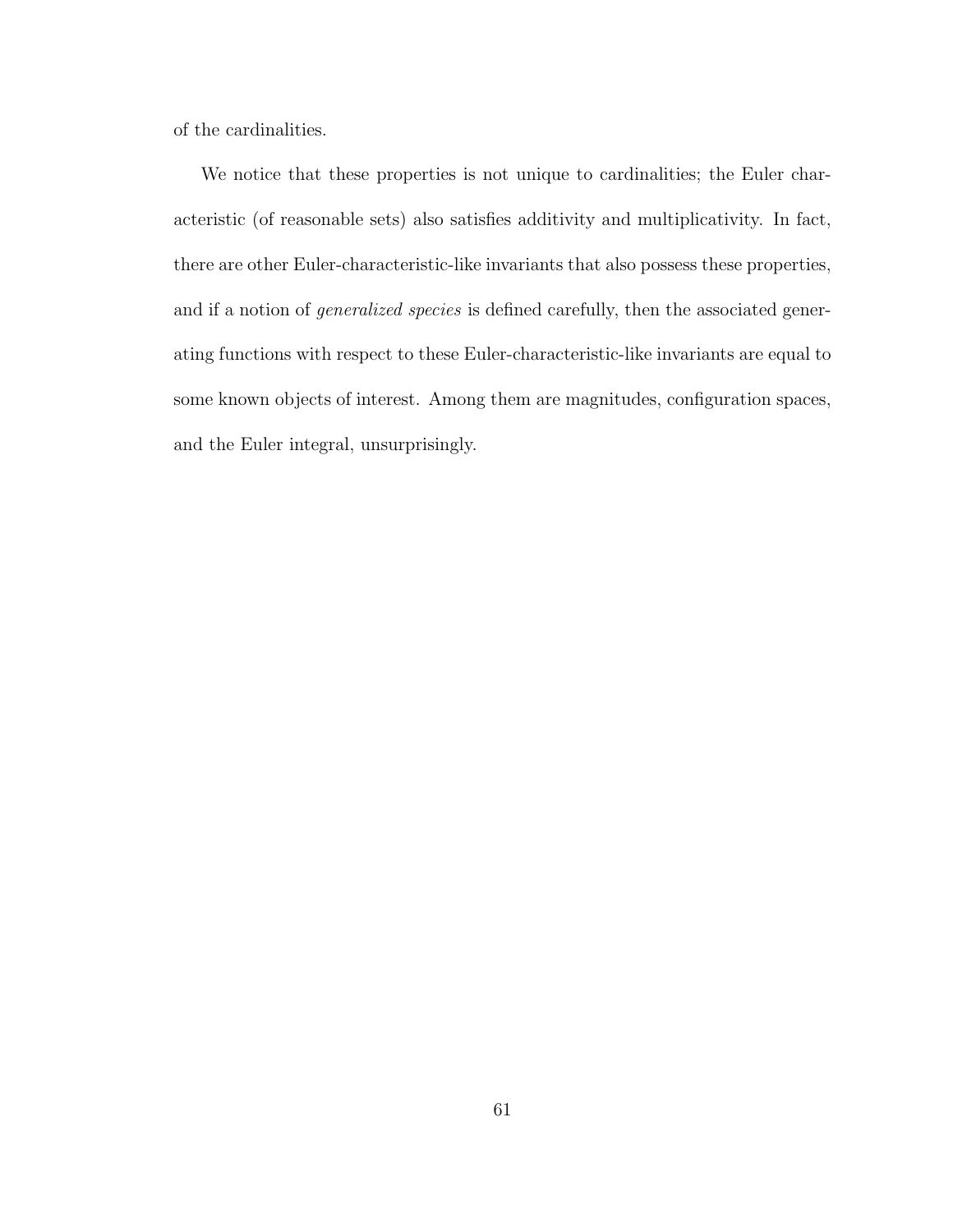of the cardinalities.

We notice that these properties is not unique to cardinalities; the Euler characteristic (of reasonable sets) also satisfies additivity and multiplicativity. In fact, there are other Euler-characteristic-like invariants that also possess these properties, and if a notion of *generalized species* is defined carefully, then the associated generating functions with respect to these Euler-characteristic-like invariants are equal to some known objects of interest. Among them are magnitudes, configuration spaces, and the Euler integral, unsurprisingly.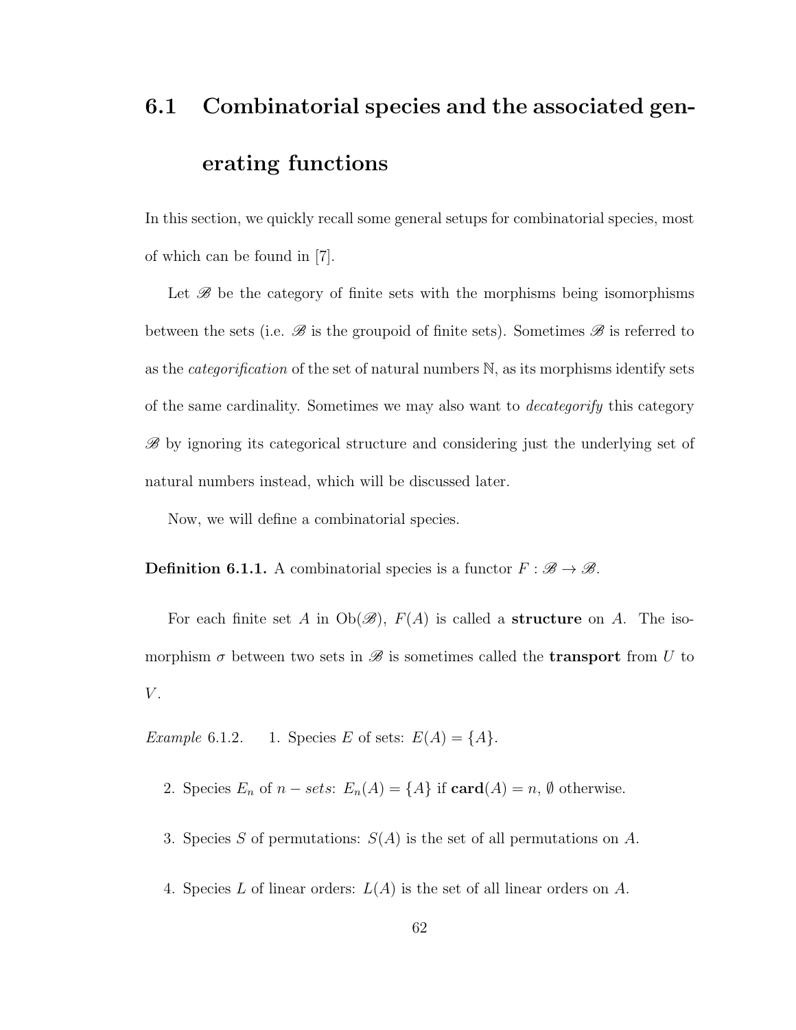## 6.1 Combinatorial species and the associated generating functions

In this section, we quickly recall some general setups for combinatorial species, most of which can be found in [7].

Let $\mathscr{B}$ be the category of finite sets with the morphisms being isomorphisms between the sets (i.e. $\mathscr{B}$ is the groupoid of finite sets). Sometimes $\mathscr{B}$ is referred to as the *categorification* of the set of natural numbers $\mathbb{N}$, as its morphisms identify sets of the same cardinality. Sometimes we may also want to *decategorify* this category $\mathscr{B}$ by ignoring its categorical structure and considering just the underlying set of natural numbers instead, which will be discussed later.

Now, we will define a combinatorial species.

**Definition 6.1.1.** A combinatorial species is a functor $F : \mathscr{B} \to \mathscr{B}$.

For each finite set $A$ in $\mathrm{Ob}(\mathscr{B})$, $F(A)$ is called a **structure** on $A$. The isomorphism $\sigma$ between two sets in $\mathscr{B}$ is sometimes called the **transport** from $U$ to $V$.

*Example* 6.1.2.

1. Species $E$ of sets: $E(A) = \{A\}$.
2. Species $E_n$ of $n - sets$: $E_n(A) = \{A\}$ if $\mathbf{card}(A) = n$, $\emptyset$ otherwise.
3. Species $S$ of permutations: $S(A)$ is the set of all permutations on $A$.
4. Species $L$ of linear orders: $L(A)$ is the set of all linear orders on $A$.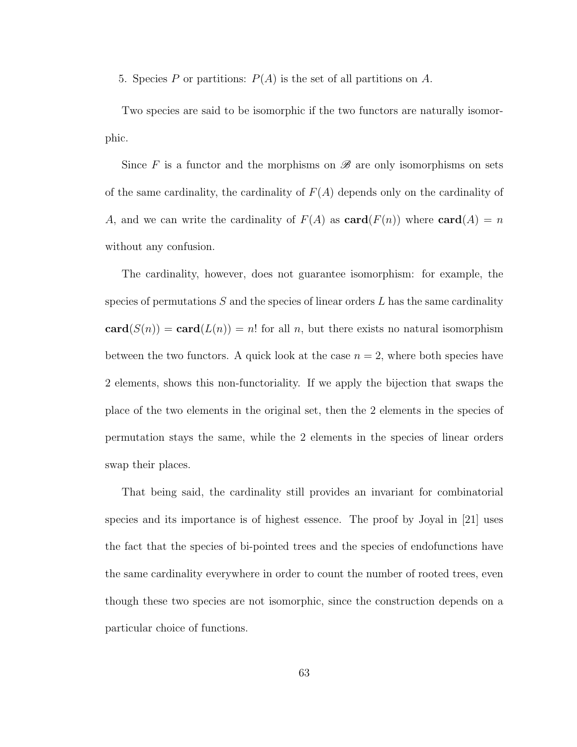5. Species $P$ or partitions: $P(A)$ is the set of all partitions on $A$.

Two species are said to be isomorphic if the two functors are naturally isomorphic.

Since $F$ is a functor and the morphisms on $\mathscr{B}$ are only isomorphisms on sets of the same cardinality, the cardinality of $F(A)$ depends only on the cardinality of $A$, and we can write the cardinality of $F(A)$ as $\mathbf{card}(F(n))$ where $\mathbf{card}(A) = n$ without any confusion.

The cardinality, however, does not guarantee isomorphism: for example, the species of permutations $S$ and the species of linear orders $L$ has the same cardinality $\mathbf{card}(S(n)) = \mathbf{card}(L(n)) = n!$ for all $n$, but there exists no natural isomorphism between the two functors. A quick look at the case $n = 2$, where both species have 2 elements, shows this non-functoriality. If we apply the bijection that swaps the place of the two elements in the original set, then the 2 elements in the species of permutation stays the same, while the 2 elements in the species of linear orders swap their places.

That being said, the cardinality still provides an invariant for combinatorial species and its importance is of highest essence. The proof by Joyal in [21] uses the fact that the species of bi-pointed trees and the species of endofunctions have the same cardinality everywhere in order to count the number of rooted trees, even though these two species are not isomorphic, since the construction depends on a particular choice of functions.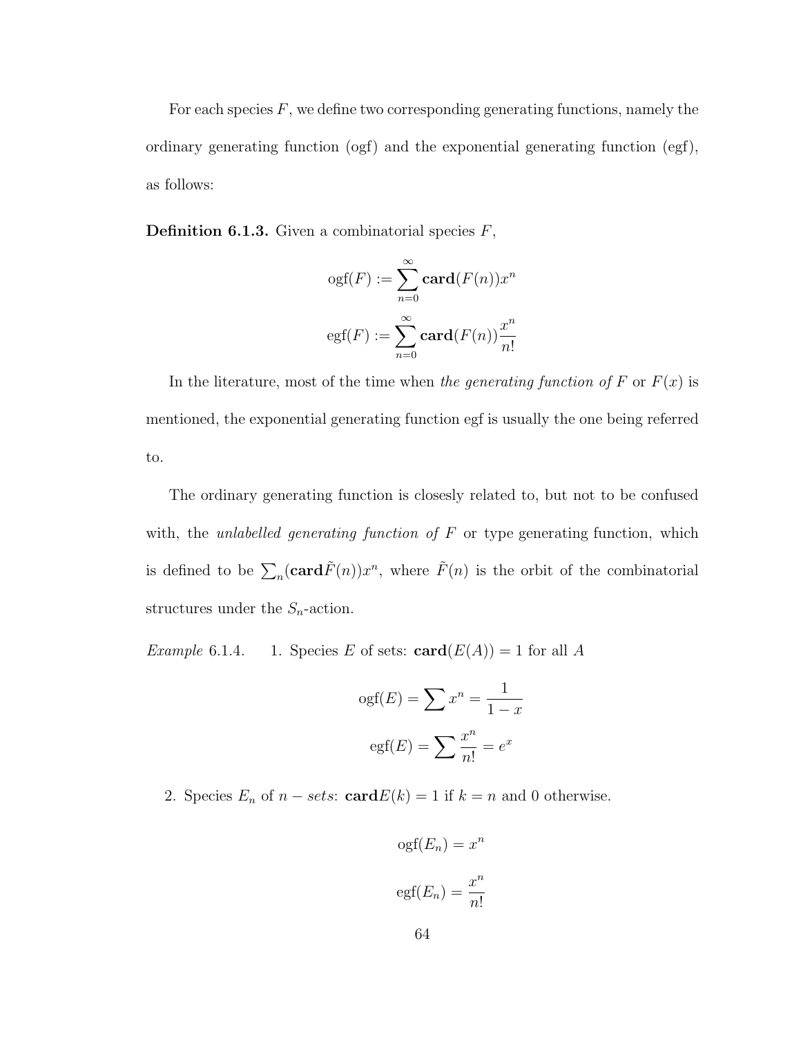For each species $F$, we define two corresponding generating functions, namely the ordinary generating function (ogf) and the exponential generating function (egf), as follows:

**Definition 6.1.3.** Given a combinatorial species $F$,

$$\text{ogf}(F) := \sum_{n=0}^{\infty} \mathbf{card}(F(n))x^n$$

$$\text{egf}(F) := \sum_{n=0}^{\infty} \mathbf{card}(F(n))\frac{x^n}{n!}$$

In the literature, most of the time when *the generating function of $F$* or $F(x)$ is mentioned, the exponential generating function egf is usually the one being referred to.

The ordinary generating function is closesly related to, but not to be confused with, the *unlabelled generating function of $F$* or type generating function, which is defined to be $\sum_n (\mathbf{card}\tilde{F}(n))x^n$, where $\tilde{F}(n)$ is the orbit of the combinatorial structures under the $S_n$-action.

*Example* 6.1.4.

1. Species $E$ of sets: $\mathbf{card}(E(A)) = 1$ for all $A$

$$\text{ogf}(E) = \sum x^n = \frac{1}{1-x}$$

$$\text{egf}(E) = \sum \frac{x^n}{n!} = e^x$$

2. Species $E_n$ of $n-sets$: $\mathbf{card}E(k) = 1$ if $k = n$ and 0 otherwise.

$$\text{ogf}(E_n) = x^n$$

$$\text{egf}(E_n) = \frac{x^n}{n!}$$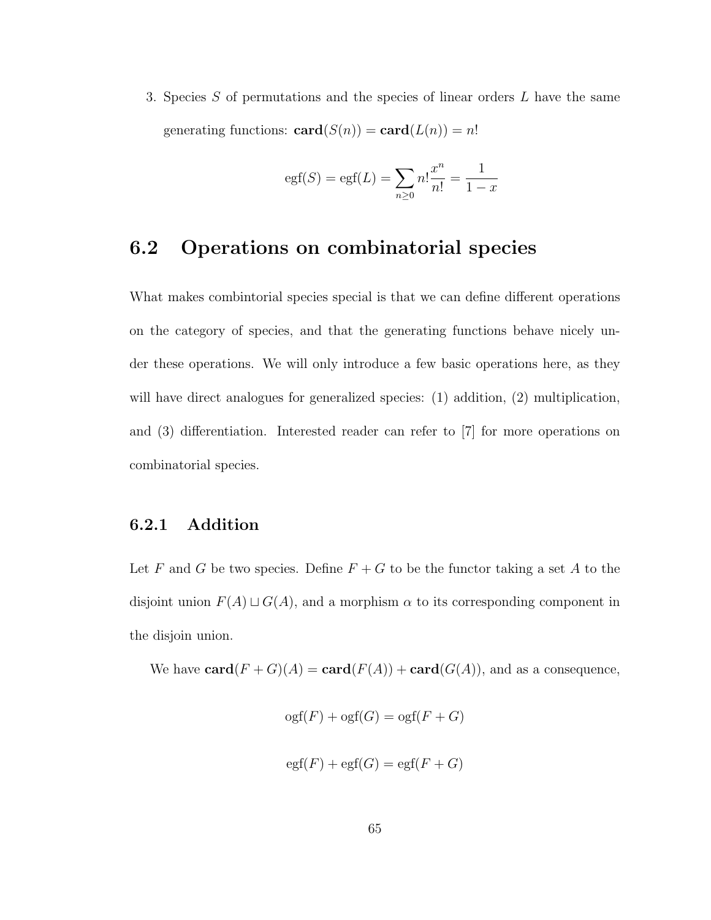3. Species $S$ of permutations and the species of linear orders $L$ have the same generating functions: $\mathbf{card}(S(n)) = \mathbf{card}(L(n)) = n!$

$$\text{egf}(S) = \text{egf}(L) = \sum_{n \geq 0} n! \frac{x^n}{n!} = \frac{1}{1-x}$$

## 6.2 Operations on combinatorial species

What makes combintorial species special is that we can define different operations on the category of species, and that the generating functions behave nicely under these operations. We will only introduce a few basic operations here, as they will have direct analogues for generalized species: (1) addition, (2) multiplication, and (3) differentiation. Interested reader can refer to [7] for more operations on combinatorial species.

### 6.2.1 Addition

Let $F$ and $G$ be two species. Define $F + G$ to be the functor taking a set $A$ to the disjoint union $F(A) \sqcup G(A)$, and a morphism $\alpha$ to its corresponding component in the disjoin union.

We have $\mathbf{card}(F + G)(A) = \mathbf{card}(F(A)) + \mathbf{card}(G(A))$, and as a consequence,

$$\text{ogf}(F) + \text{ogf}(G) = \text{ogf}(F + G)$$

$$\text{egf}(F) + \text{egf}(G) = \text{egf}(F + G)$$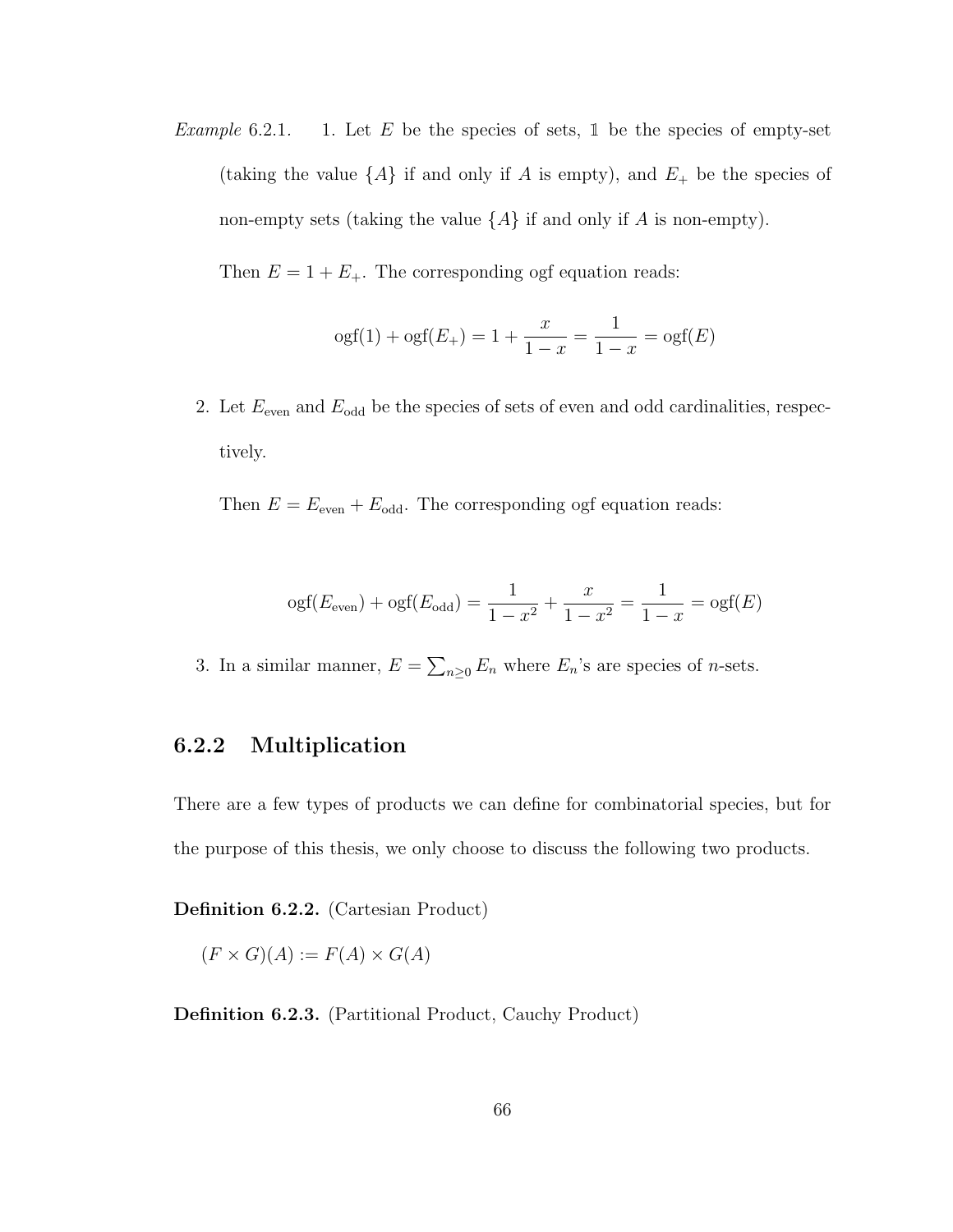*Example* 6.2.1. 1. Let $E$ be the species of sets, $\mathbb{1}$ be the species of empty-set (taking the value $\{A\}$ if and only if $A$ is empty), and $E_+$ be the species of non-empty sets (taking the value $\{A\}$ if and only if $A$ is non-empty).

Then $E = 1 + E_+$. The corresponding ogf equation reads:

$$\text{ogf}(1) + \text{ogf}(E_+) = 1 + \frac{x}{1-x} = \frac{1}{1-x} = \text{ogf}(E)$$

2. Let $E_{\text{even}}$ and $E_{\text{odd}}$ be the species of sets of even and odd cardinalities, respectively.

Then $E = E_{\text{even}} + E_{\text{odd}}$. The corresponding ogf equation reads:

$$\text{ogf}(E_{\text{even}}) + \text{ogf}(E_{\text{odd}}) = \frac{1}{1-x^2} + \frac{x}{1-x^2} = \frac{1}{1-x} = \text{ogf}(E)$$

3. In a similar manner, $E = \sum_{n \geq 0} E_n$ where $E_n$'s are species of $n$-sets.

### 6.2.2 Multiplication

There are a few types of products we can define for combinatorial species, but for the purpose of this thesis, we only choose to discuss the following two products.

**Definition 6.2.2.** (Cartesian Product)

$(F \times G)(A) := F(A) \times G(A)$

**Definition 6.2.3.** (Partitional Product, Cauchy Product)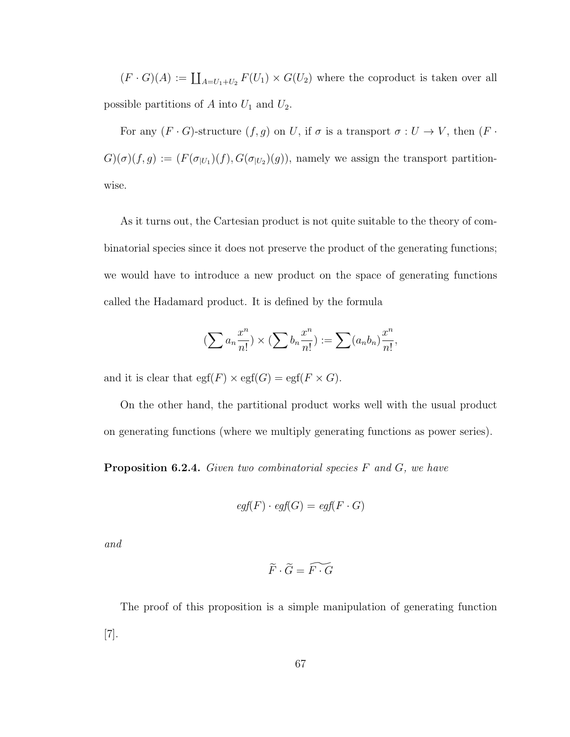$(F \cdot G)(A) := \coprod_{A=U_1+U_2} F(U_1) \times G(U_2)$ where the coproduct is taken over all possible partitions of $A$ into $U_1$ and $U_2$.

For any $(F \cdot G)$-structure $(f, g)$ on $U$, if $\sigma$ is a transport $\sigma : U \to V$, then $(F \cdot G)(\sigma)(f, g) := (F(\sigma_{|U_1})(f), G(\sigma_{|U_2})(g))$, namely we assign the transport partition-wise.

As it turns out, the Cartesian product is not quite suitable to the theory of combinatorial species since it does not preserve the product of the generating functions; we would have to introduce a new product on the space of generating functions called the Hadamard product. It is defined by the formula

$$(\sum a_n \frac{x^n}{n!}) \times (\sum b_n \frac{x^n}{n!}) := \sum (a_n b_n) \frac{x^n}{n!},$$

and it is clear that $\text{egf}(F) \times \text{egf}(G) = \text{egf}(F \times G)$.

On the other hand, the partitional product works well with the usual product on generating functions (where we multiply generating functions as power series).

**Proposition 6.2.4.** *Given two combinatorial species $F$ and $G$, we have*

$$\text{egf}(F) \cdot \text{egf}(G) = \text{egf}(F \cdot G)$$

*and*

$$\widetilde{F} \cdot \widetilde{G} = \widetilde{F \cdot G}$$

The proof of this proposition is a simple manipulation of generating function [7].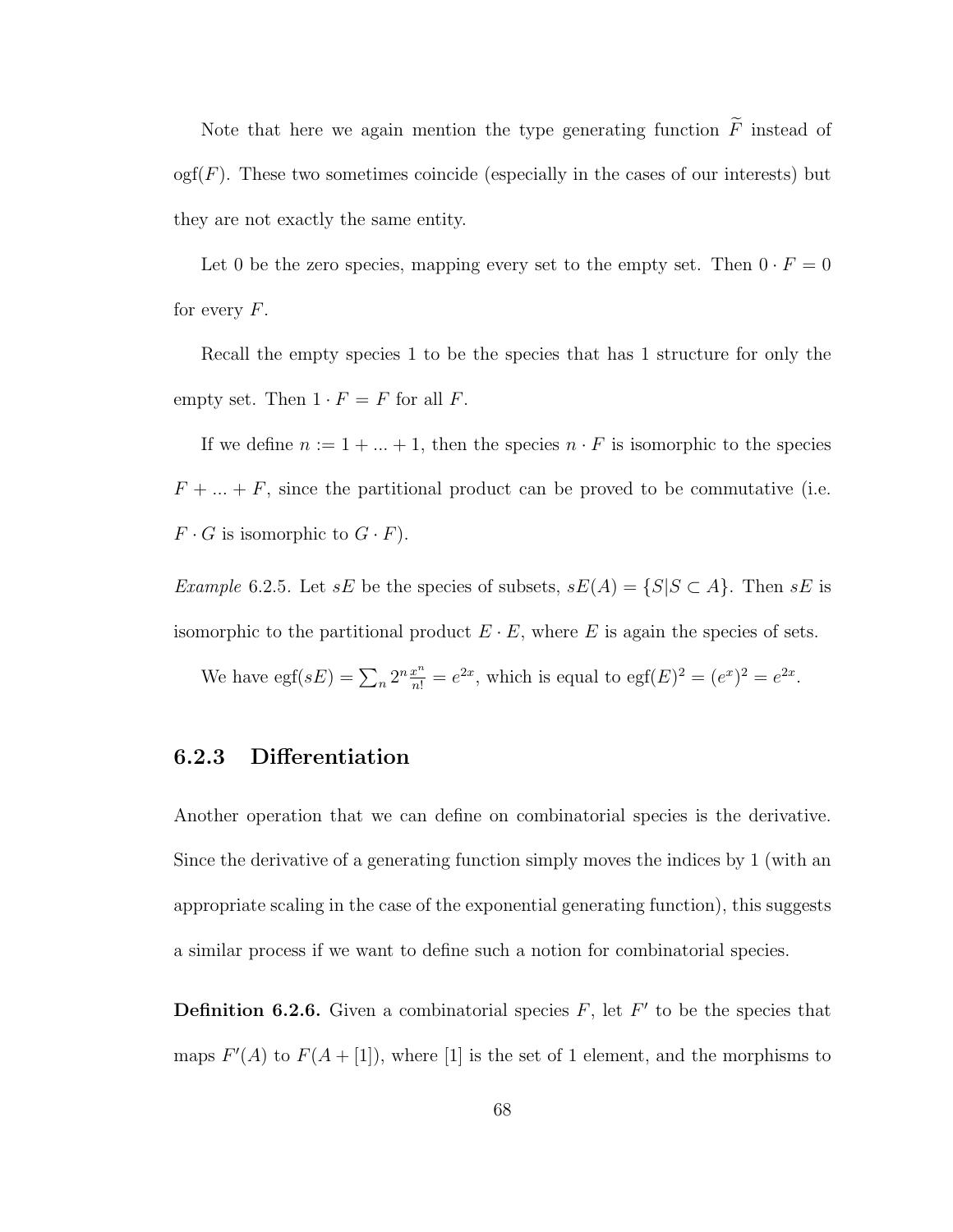Note that here we again mention the type generating function $\widetilde{F}$ instead of $\text{ogf}(F)$. These two sometimes coincide (especially in the cases of our interests) but they are not exactly the same entity.

Let 0 be the zero species, mapping every set to the empty set. Then $0 \cdot F = 0$ for every $F$.

Recall the empty species 1 to be the species that has 1 structure for only the empty set. Then $1 \cdot F = F$ for all $F$.

If we define $n := 1 + ... + 1$, then the species $n \cdot F$ is isomorphic to the species $F + ... + F$, since the partitional product can be proved to be commutative (i.e. $F \cdot G$ is isomorphic to $G \cdot F$).

*Example* 6.2.5. Let $sE$ be the species of subsets, $sE(A) = \{S | S \subset A\}$. Then $sE$ is isomorphic to the partitional product $E \cdot E$, where $E$ is again the species of sets.

We have $\text{egf}(sE) = \sum_n 2^n \frac{x^n}{n!} = e^{2x}$, which is equal to $\text{egf}(E)^2 = (e^x)^2 = e^{2x}$.

### 6.2.3 Differentiation

Another operation that we can define on combinatorial species is the derivative. Since the derivative of a generating function simply moves the indices by 1 (with an appropriate scaling in the case of the exponential generating function), this suggests a similar process if we want to define such a notion for combinatorial species.

**Definition 6.2.6.** Given a combinatorial species $F$, let $F'$ to be the species that maps $F'(A)$ to $F(A + [1])$, where $[1]$ is the set of 1 element, and the morphisms to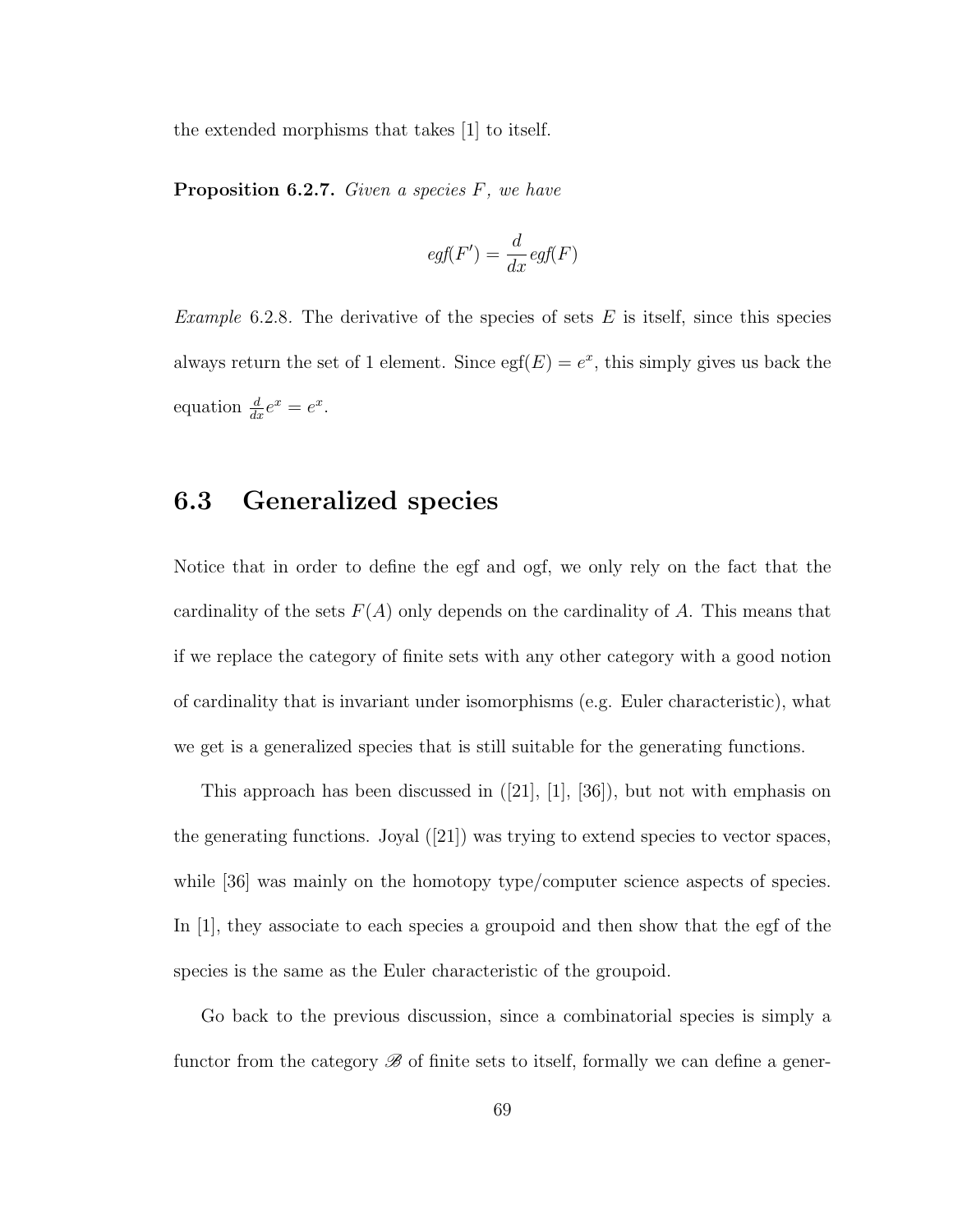the extended morphisms that takes [1] to itself.

**Proposition 6.2.7.** *Given a species $F$, we have*

$$egf(F') = \frac{d}{dx} egf(F)$$

*Example* 6.2.8. The derivative of the species of sets $E$ is itself, since this species always return the set of 1 element. Since $\text{egf}(E) = e^x$, this simply gives us back the equation $\frac{d}{dx}e^x = e^x$.

## 6.3 Generalized species

Notice that in order to define the egf and ogf, we only rely on the fact that the cardinality of the sets $F(A)$ only depends on the cardinality of $A$. This means that if we replace the category of finite sets with any other category with a good notion of cardinality that is invariant under isomorphisms (e.g. Euler characteristic), what we get is a generalized species that is still suitable for the generating functions.

This approach has been discussed in ([21], [1], [36]), but not with emphasis on the generating functions. Joyal ([21]) was trying to extend species to vector spaces, while [36] was mainly on the homotopy type/computer science aspects of species. In [1], they associate to each species a groupoid and then show that the egf of the species is the same as the Euler characteristic of the groupoid.

Go back to the previous discussion, since a combinatorial species is simply a functor from the category $\mathscr{B}$ of finite sets to itself, formally we can define a gener-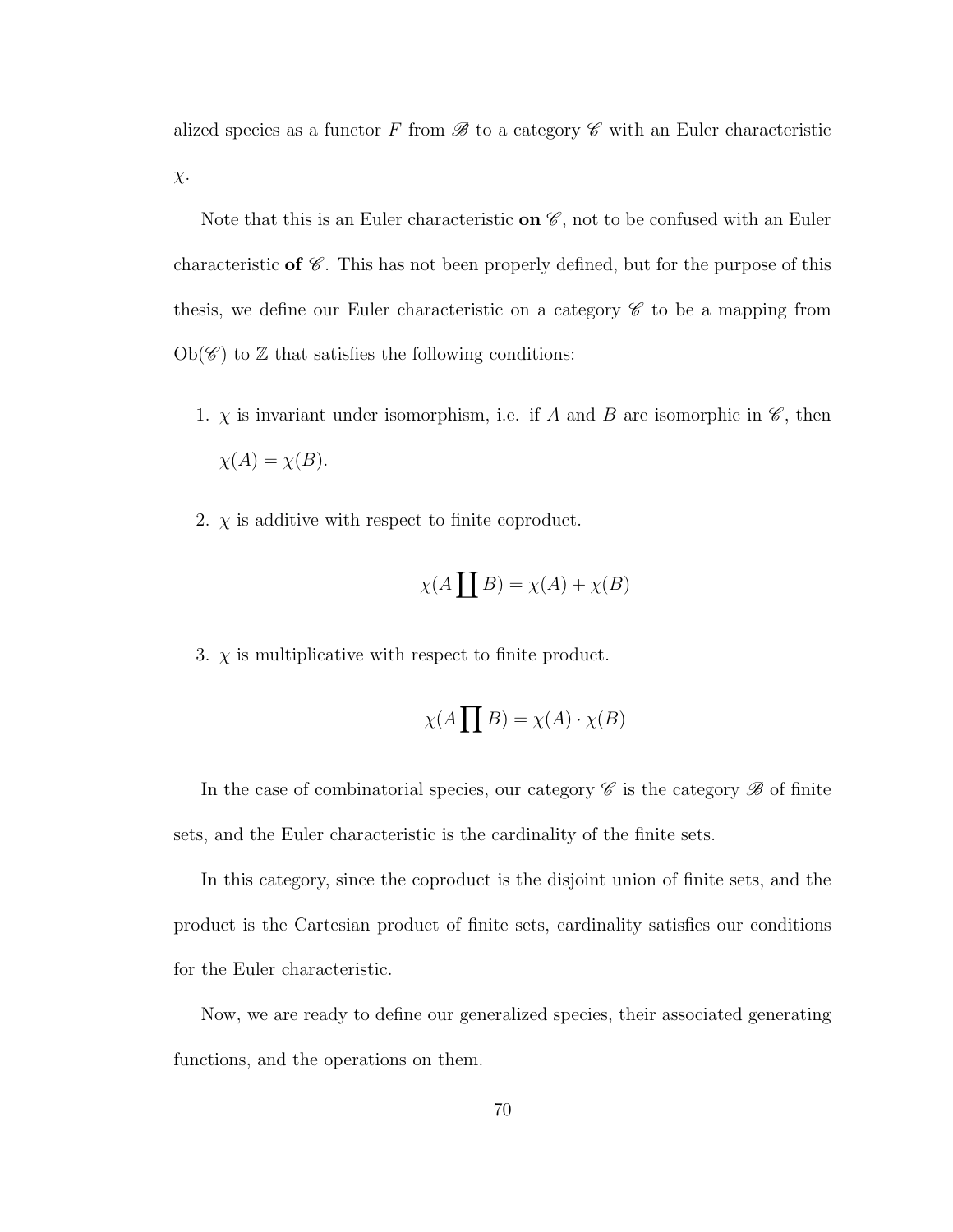alized species as a functor $F$ from $\mathscr{B}$ to a category $\mathscr{C}$ with an Euler characteristic $\chi$.

Note that this is an Euler characteristic **on** $\mathscr{C}$, not to be confused with an Euler characteristic **of** $\mathscr{C}$. This has not been properly defined, but for the purpose of this thesis, we define our Euler characteristic on a category $\mathscr{C}$ to be a mapping from $\mathrm{Ob}(\mathscr{C})$ to $\mathbb{Z}$ that satisfies the following conditions:

1. $\chi$ is invariant under isomorphism, i.e. if $A$ and $B$ are isomorphic in $\mathscr{C}$, then $\chi(A) = \chi(B)$.

2. $\chi$ is additive with respect to finite coproduct.

$$\chi(A \coprod B) = \chi(A) + \chi(B)$$

3. $\chi$ is multiplicative with respect to finite product.

$$\chi(A \prod B) = \chi(A) \cdot \chi(B)$$

In the case of combinatorial species, our category $\mathscr{C}$ is the category $\mathscr{B}$ of finite sets, and the Euler characteristic is the cardinality of the finite sets.

In this category, since the coproduct is the disjoint union of finite sets, and the product is the Cartesian product of finite sets, cardinality satisfies our conditions for the Euler characteristic.

Now, we are ready to define our generalized species, their associated generating functions, and the operations on them.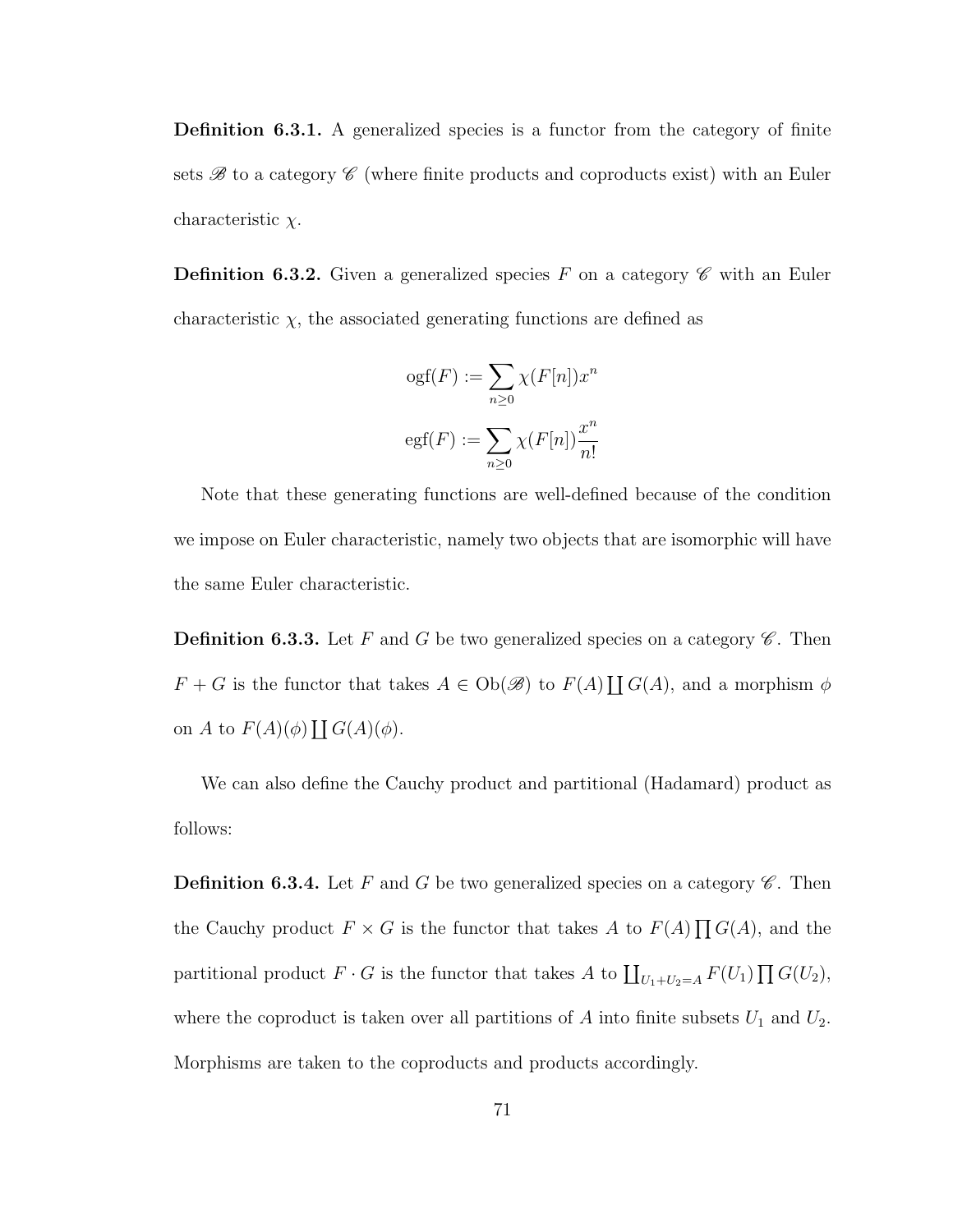**Definition 6.3.1.** A generalized species is a functor from the category of finite sets $\mathscr{B}$ to a category $\mathscr{C}$ (where finite products and coproducts exist) with an Euler characteristic $\chi$.

**Definition 6.3.2.** Given a generalized species $F$ on a category $\mathscr{C}$ with an Euler characteristic $\chi$, the associated generating functions are defined as

$$\operatorname{ogf}(F) := \sum_{n \geq 0} \chi(F[n]) x^n$$

$$\operatorname{egf}(F) := \sum_{n \geq 0} \chi(F[n]) \frac{x^n}{n!}$$

Note that these generating functions are well-defined because of the condition we impose on Euler characteristic, namely two objects that are isomorphic will have the same Euler characteristic.

**Definition 6.3.3.** Let $F$ and $G$ be two generalized species on a category $\mathscr{C}$. Then $F + G$ is the functor that takes $A \in \operatorname{Ob}(\mathscr{B})$ to $F(A) \coprod G(A)$, and a morphism $\phi$ on $A$ to $F(A)(\phi) \coprod G(A)(\phi)$.

We can also define the Cauchy product and partitional (Hadamard) product as follows:

**Definition 6.3.4.** Let $F$ and $G$ be two generalized species on a category $\mathscr{C}$. Then the Cauchy product $F \times G$ is the functor that takes $A$ to $F(A) \prod G(A)$, and the partitional product $F \cdot G$ is the functor that takes $A$ to $\coprod_{U_1 + U_2 = A} F(U_1) \prod G(U_2)$, where the coproduct is taken over all partitions of $A$ into finite subsets $U_1$ and $U_2$. Morphisms are taken to the coproducts and products accordingly.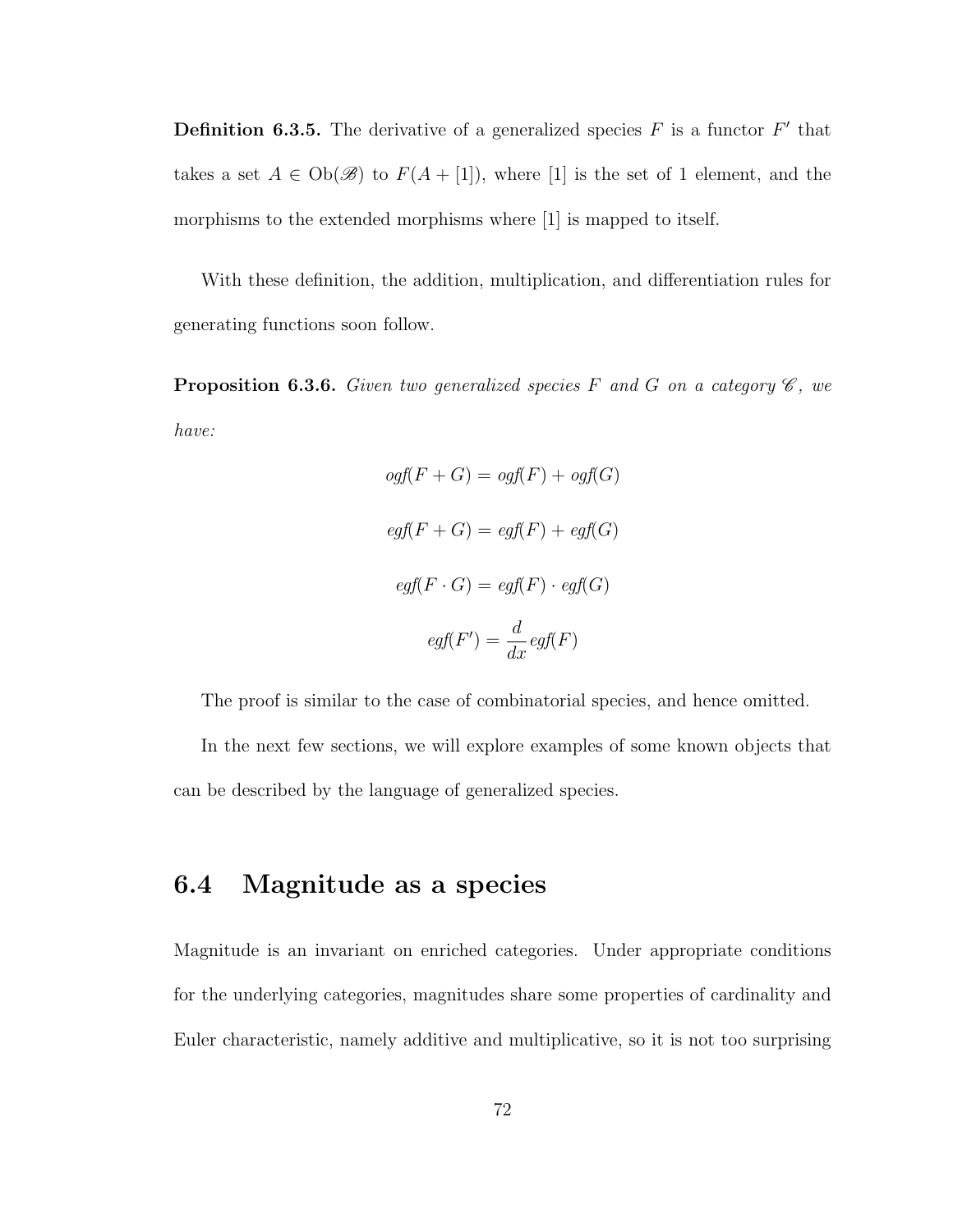**Definition 6.3.5.** The derivative of a generalized species $F$ is a functor $F'$ that takes a set $A \in \mathrm{Ob}(\mathscr{B})$ to $F(A + [1])$, where $[1]$ is the set of 1 element, and the morphisms to the extended morphisms where $[1]$ is mapped to itself.

With these definition, the addition, multiplication, and differentiation rules for generating functions soon follow.

**Proposition 6.3.6.** *Given two generalized species $F$ and $G$ on a category $\mathscr{C}$, we have:*

$$ogf(F + G) = ogf(F) + ogf(G)$$

$$egf(F + G) = egf(F) + egf(G)$$

$$egf(F \cdot G) = egf(F) \cdot egf(G)$$

$$egf(F') = \frac{d}{dx} egf(F)$$

The proof is similar to the case of combinatorial species, and hence omitted.

In the next few sections, we will explore examples of some known objects that can be described by the language of generalized species.

## 6.4 Magnitude as a species

Magnitude is an invariant on enriched categories. Under appropriate conditions for the underlying categories, magnitudes share some properties of cardinality and Euler characteristic, namely additive and multiplicative, so it is not too surprising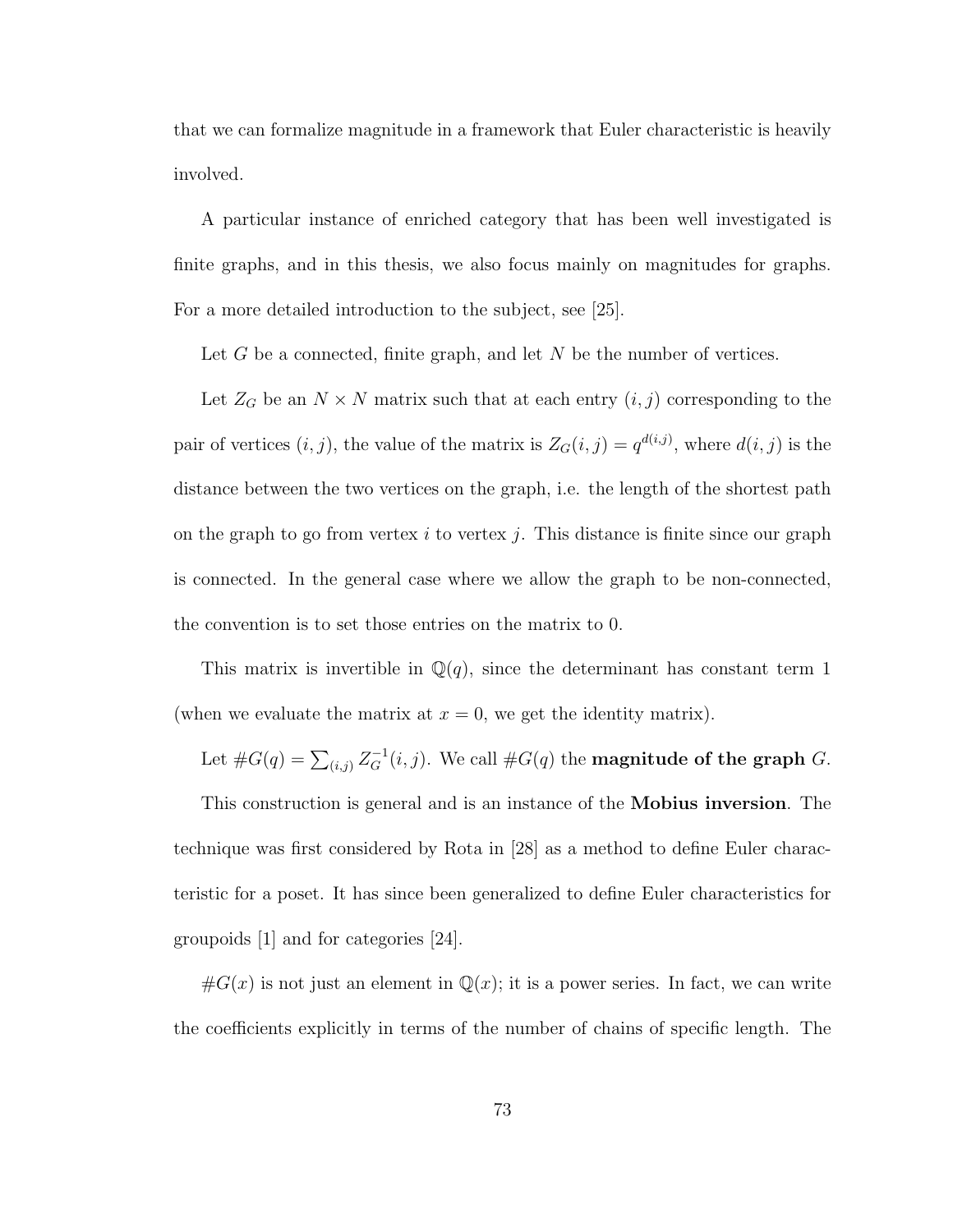that we can formalize magnitude in a framework that Euler characteristic is heavily involved.

A particular instance of enriched category that has been well investigated is finite graphs, and in this thesis, we also focus mainly on magnitudes for graphs. For a more detailed introduction to the subject, see [25].

Let $G$ be a connected, finite graph, and let $N$ be the number of vertices.

Let $Z_G$ be an $N \times N$ matrix such that at each entry $(i, j)$ corresponding to the pair of vertices $(i, j)$, the value of the matrix is $Z_G(i, j) = q^{d(i,j)}$, where $d(i, j)$ is the distance between the two vertices on the graph, i.e. the length of the shortest path on the graph to go from vertex $i$ to vertex $j$. This distance is finite since our graph is connected. In the general case where we allow the graph to be non-connected, the convention is to set those entries on the matrix to 0.

This matrix is invertible in $\mathbb{Q}(q)$, since the determinant has constant term 1 (when we evaluate the matrix at $x = 0$, we get the identity matrix).

Let $\#G(q) = \sum_{(i,j)} Z_G^{-1}(i, j)$. We call $\#G(q)$ the **magnitude of the graph** $G$.

This construction is general and is an instance of the **Mobius inversion**. The technique was first considered by Rota in [28] as a method to define Euler characteristic for a poset. It has since been generalized to define Euler characteristics for groupoids [1] and for categories [24].

$\#G(x)$ is not just an element in $\mathbb{Q}(x)$; it is a power series. In fact, we can write the coefficients explicitly in terms of the number of chains of specific length. The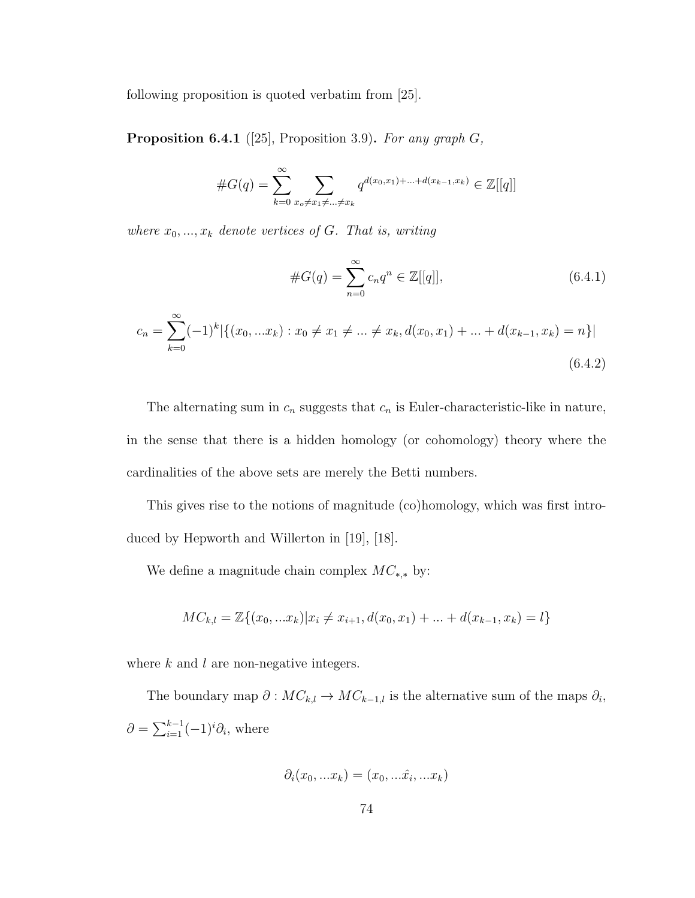following proposition is quoted verbatim from [25].

**Proposition 6.4.1** ([25], Proposition 3.9)**.** *For any graph $G$,*

$$\#G(q) = \sum_{k=0}^{\infty} \sum_{x_o \neq x_1 \neq \ldots \neq x_k} q^{d(x_0,x_1)+\ldots+d(x_{k-1},x_k)} \in \mathbb{Z}[[q]]$$

*where $x_0, ..., x_k$ denote vertices of $G$. That is, writing*

$$\#G(q) = \sum_{n=0}^{\infty} c_n q^n \in \mathbb{Z}[[q]], \tag{6.4.1}$$

$$c_n = \sum_{k=0}^{\infty} (-1)^k |\{(x_0, ...x_k) : x_0 \neq x_1 \neq ... \neq x_k, d(x_0, x_1) + ... + d(x_{k-1}, x_k) = n\}| \tag{6.4.2}$$

The alternating sum in $c_n$ suggests that $c_n$ is Euler-characteristic-like in nature, in the sense that there is a hidden homology (or cohomology) theory where the cardinalities of the above sets are merely the Betti numbers.

This gives rise to the notions of magnitude (co)homology, which was first introduced by Hepworth and Willerton in [19], [18].

We define a magnitude chain complex $MC_{*,*}$ by:

$$MC_{k,l} = \mathbb{Z}\{(x_0, ...x_k) | x_i \neq x_{i+1}, d(x_0, x_1) + ... + d(x_{k-1}, x_k) = l\}$$

where $k$ and $l$ are non-negative integers.

The boundary map $\partial : MC_{k,l} \to MC_{k-1,l}$ is the alternative sum of the maps $\partial_i$, $\partial = \sum_{i=1}^{k-1} (-1)^i \partial_i$, where

$$\partial_i(x_0, ...x_k) = (x_0, ...\hat{x}_i, ...x_k)$$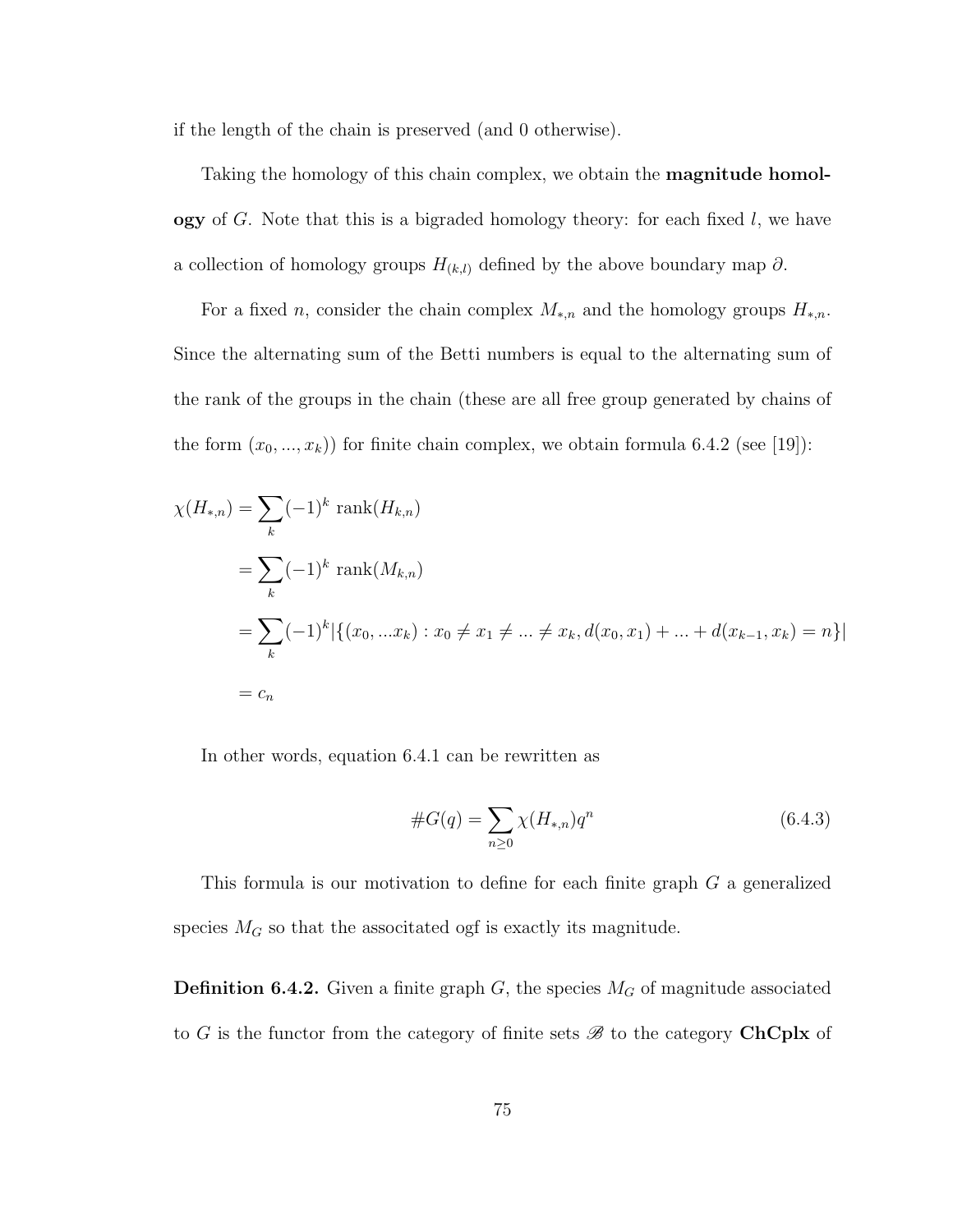if the length of the chain is preserved (and 0 otherwise).

Taking the homology of this chain complex, we obtain the **magnitude homology** of $G$. Note that this is a bigraded homology theory: for each fixed $l$, we have a collection of homology groups $H_{(k,l)}$ defined by the above boundary map $\partial$.

For a fixed $n$, consider the chain complex $M_{*,n}$ and the homology groups $H_{*,n}$. Since the alternating sum of the Betti numbers is equal to the alternating sum of the rank of the groups in the chain (these are all free group generated by chains of the form $(x_0, ..., x_k)$) for finite chain complex, we obtain formula 6.4.2 (see [19]):

$$
\begin{aligned}
\chi(H_{*,n}) &= \sum_k (-1)^k \ \mathrm{rank}(H_{k,n}) \\
&= \sum_k (-1)^k \ \mathrm{rank}(M_{k,n}) \\
&= \sum_k (-1)^k |\{(x_0, ...x_k) : x_0 \neq x_1 \neq ... \neq x_k, d(x_0, x_1) + ... + d(x_{k-1}, x_k) = n\}| \\
&= c_n
\end{aligned}
$$

In other words, equation 6.4.1 can be rewritten as

$$
\#G(q) = \sum_{n \geq 0} \chi(H_{*,n}) q^n \tag{6.4.3}
$$

This formula is our motivation to define for each finite graph $G$ a generalized species $M_G$ so that the assoticated ogf is exactly its magnitude.

**Definition 6.4.2.** Given a finite graph $G$, the species $M_G$ of magnitude associated to $G$ is the functor from the category of finite sets $\mathscr{B}$ to the category **ChCplx** of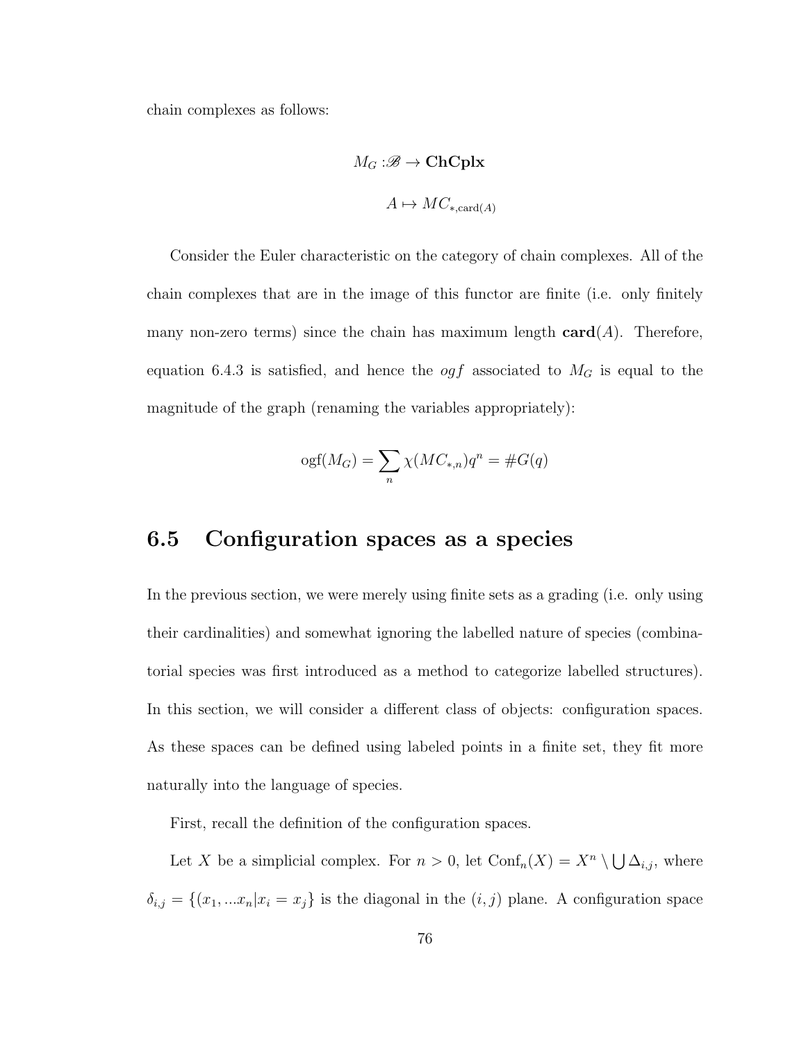chain complexes as follows:

$$M_G : \mathscr{B} \to \mathbf{ChCplx}$$

$$A \mapsto MC_{*,\mathrm{card}(A)}$$

Consider the Euler characteristic on the category of chain complexes. All of the chain complexes that are in the image of this functor are finite (i.e. only finitely many non-zero terms) since the chain has maximum length $\mathbf{card}(A)$. Therefore, equation 6.4.3 is satisfied, and hence the *ogf* associated to $M_G$ is equal to the magnitude of the graph (renaming the variables appropriately):

$$\mathrm{ogf}(M_G) = \sum_n \chi(MC_{*,n})q^n = \#G(q)$$

## 6.5 Configuration spaces as a species

In the previous section, we were merely using finite sets as a grading (i.e. only using their cardinalities) and somewhat ignoring the labelled nature of species (combinatorial species was first introduced as a method to categorize labelled structures). In this section, we will consider a different class of objects: configuration spaces. As these spaces can be defined using labeled points in a finite set, they fit more naturally into the language of species.

First, recall the definition of the configuration spaces.

Let $X$ be a simplicial complex. For $n > 0$, let $\mathrm{Conf}_n(X) = X^n \setminus \bigcup \Delta_{i,j}$, where $\delta_{i,j} = \{(x_1, ...x_n | x_i = x_j\}$ is the diagonal in the $(i, j)$ plane. A configuration space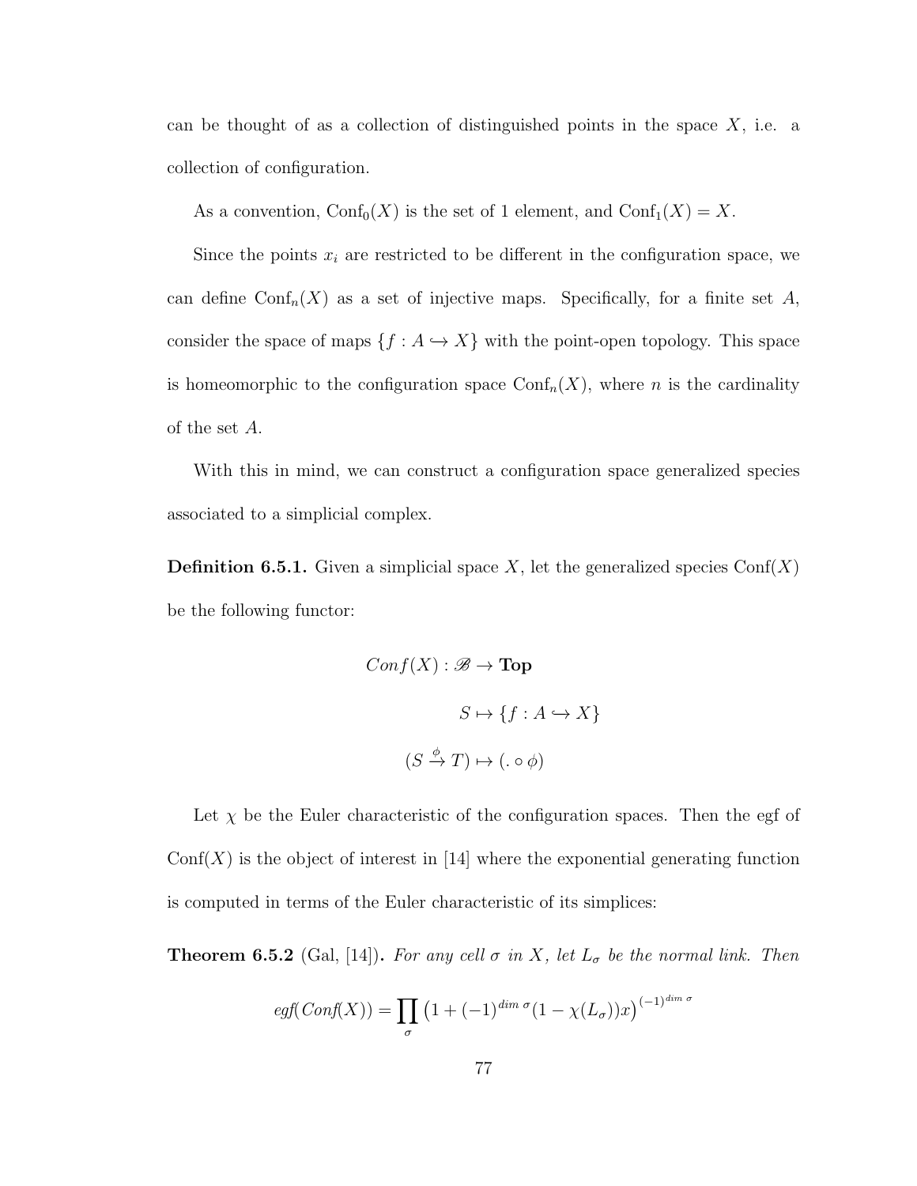can be thought of as a collection of distinguished points in the space $X$, i.e. a collection of configuration.

As a convention, $\mathrm{Conf}_0(X)$ is the set of 1 element, and $\mathrm{Conf}_1(X) = X$.

Since the points $x_i$ are restricted to be different in the configuration space, we can define $\mathrm{Conf}_n(X)$ as a set of injective maps. Specifically, for a finite set $A$, consider the space of maps $\{f : A \hookrightarrow X\}$ with the point-open topology. This space is homeomorphic to the configuration space $\mathrm{Conf}_n(X)$, where $n$ is the cardinality of the set $A$.

With this in mind, we can construct a configuration space generalized species associated to a simplicial complex.

**Definition 6.5.1.** Given a simplicial space $X$, let the generalized species $\mathrm{Conf}(X)$ be the following functor:

$$Conf(X) : \mathscr{B} \to \mathbf{Top}$$

$$S \mapsto \{f : A \hookrightarrow X\}$$

$$(S \xrightarrow{\phi} T) \mapsto (. \circ \phi)$$

Let $\chi$ be the Euler characteristic of the configuration spaces. Then the egf of $\mathrm{Conf}(X)$ is the object of interest in [14] where the exponential generating function is computed in terms of the Euler characteristic of its simplices:

**Theorem 6.5.2** (Gal, [14]). *For any cell $\sigma$ in $X$, let $L_\sigma$ be the normal link. Then*

$$egf(Conf(X)) = \prod_{\sigma} \left(1 + (-1)^{dim\ \sigma}(1 - \chi(L_\sigma))x\right)^{(-1)^{dim\ \sigma}}$$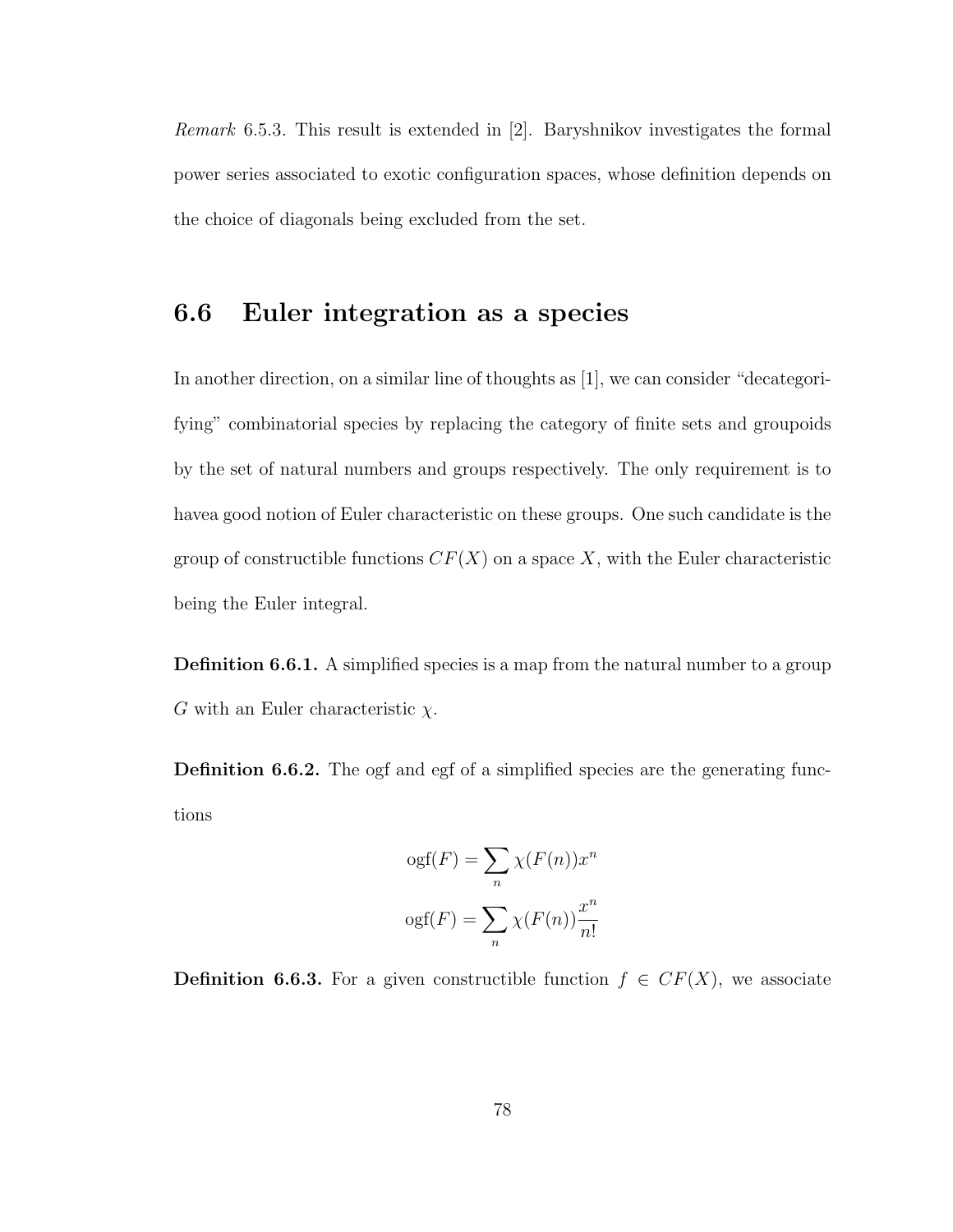*Remark* 6.5.3. This result is extended in [2]. Baryshnikov investigates the formal power series associated to exotic configuration spaces, whose definition depends on the choice of diagonals being excluded from the set.

## 6.6 Euler integration as a species

In another direction, on a similar line of thoughts as [1], we can consider "decategorifying" combinatorial species by replacing the category of finite sets and groupoids by the set of natural numbers and groups respectively. The only requirement is to havea good notion of Euler characteristic on these groups. One such candidate is the group of constructible functions $CF(X)$ on a space $X$, with the Euler characteristic being the Euler integral.

**Definition 6.6.1.** A simplified species is a map from the natural number to a group $G$ with an Euler characteristic $\chi$.

**Definition 6.6.2.** The ogf and egf of a simplified species are the generating functions

$$\mathrm{ogf}(F) = \sum_n \chi(F(n))x^n$$

$$\mathrm{ogf}(F) = \sum_n \chi(F(n))\frac{x^n}{n!}$$

**Definition 6.6.3.** For a given constructible function $f \in CF(X)$, we associate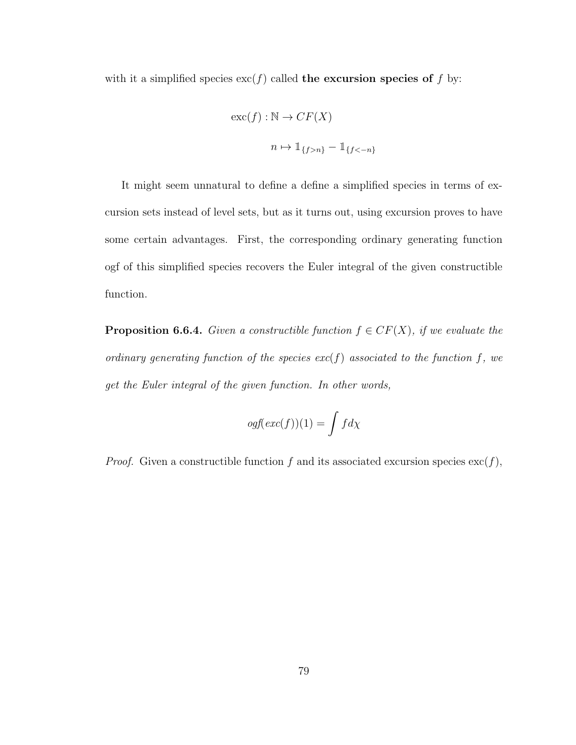with it a simplified species $\text{exc}(f)$ called **the excursion species of** $f$ by:

$$\text{exc}(f) : \mathbb{N} \to CF(X)$$

$$n \mapsto \mathbb{1}_{\{f>n\}} - \mathbb{1}_{\{f<-n\}}$$

It might seem unnatural to define a define a simplified species in terms of excursion sets instead of level sets, but as it turns out, using excursion proves to have some certain advantages. First, the corresponding ordinary generating function ogf of this simplified species recovers the Euler integral of the given constructible function.

**Proposition 6.6.4.** *Given a constructible function $f \in CF(X)$, if we evaluate the ordinary generating function of the species $exc(f)$ associated to the function $f$, we get the Euler integral of the given function. In other words,*

$$ogf(exc(f))(1) = \int f d\chi$$

*Proof.* Given a constructible function $f$ and its associated excursion species $\text{exc}(f)$,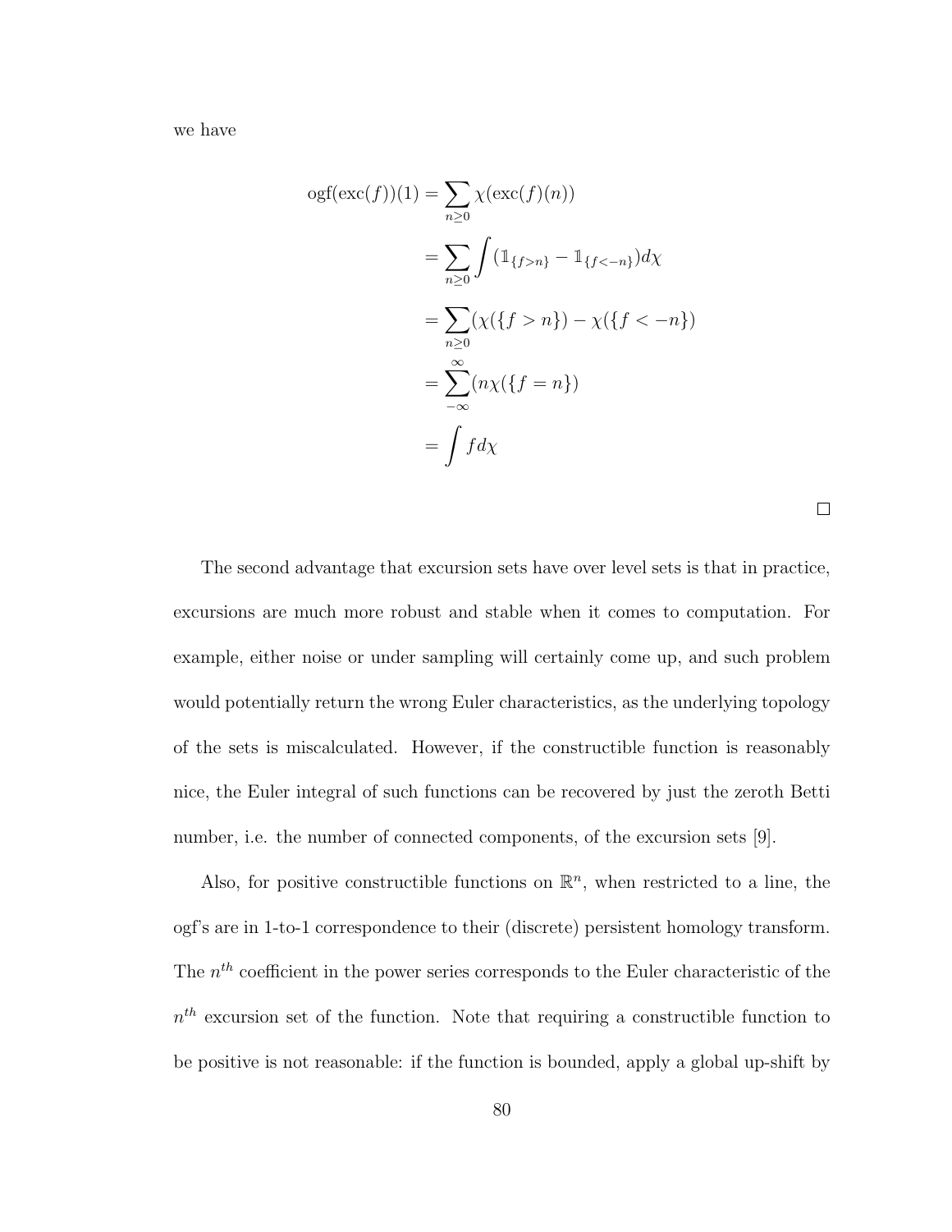we have

$$
\begin{aligned}
\text{ogf}(\text{exc}(f))(1) &= \sum_{n\geq 0} \chi(\text{exc}(f)(n)) \\
&= \sum_{n\geq 0} \int (\mathbb{1}_{\{f>n\}} - \mathbb{1}_{\{f<-n\}}) d\chi \\
&= \sum_{n\geq 0} (\chi(\{f > n\}) - \chi(\{f < -n\}) \\
&= \sum_{-\infty}^{\infty} (n\chi(\{f = n\}) \\
&= \int f d\chi
\end{aligned}
$$

□

The second advantage that excursion sets have over level sets is that in practice, excursions are much more robust and stable when it comes to computation. For example, either noise or under sampling will certainly come up, and such problem would potentially return the wrong Euler characteristics, as the underlying topology of the sets is miscalculated. However, if the constructible function is reasonably nice, the Euler integral of such functions can be recovered by just the zeroth Betti number, i.e. the number of connected components, of the excursion sets [9].

Also, for positive constructible functions on $\mathbb{R}^n$, when restricted to a line, the ogf's are in 1-to-1 correspondence to their (discrete) persistent homology transform. The $n^{th}$ coefficient in the power series corresponds to the Euler characteristic of the $n^{th}$ excursion set of the function. Note that requiring a constructible function to be positive is not reasonable: if the function is bounded, apply a global up-shift by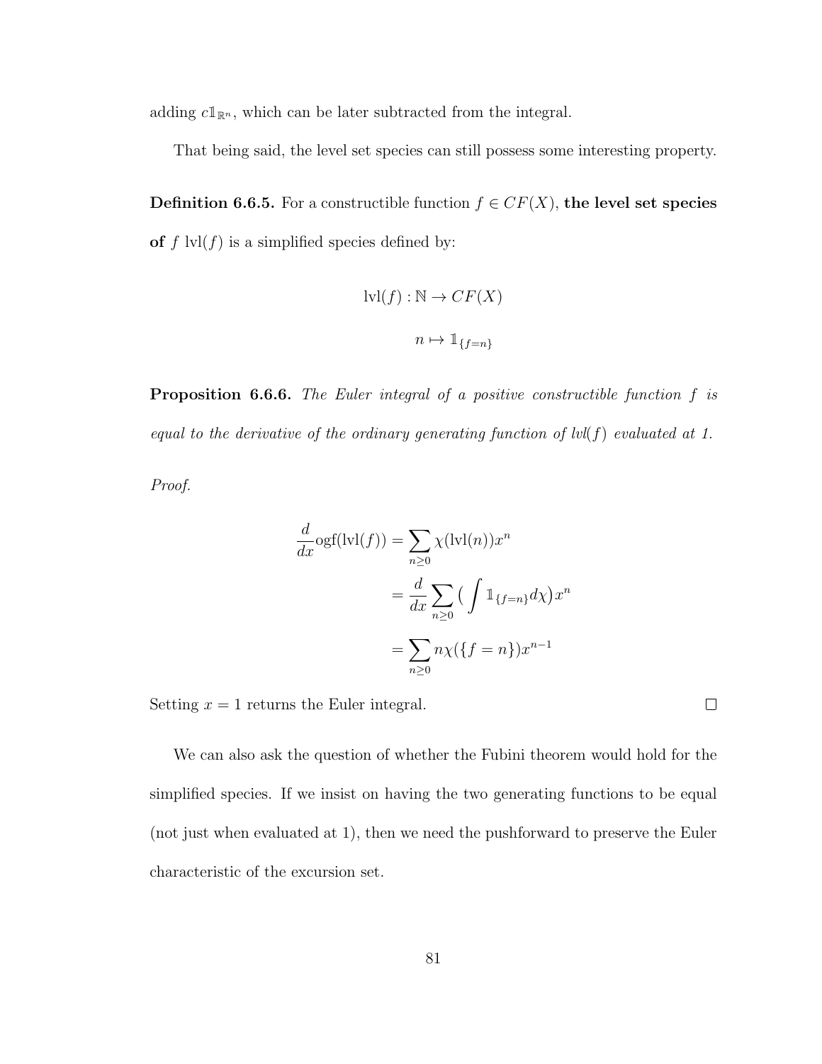adding $c\mathbb{1}_{\mathbb{R}^n}$, which can be later subtracted from the integral.

That being said, the level set species can still possess some interesting property.

**Definition 6.6.5.** For a constructible function $f \in CF(X)$, **the level set species of** $f$ $\text{lvl}(f)$ is a simplified species defined by:

$$\text{lvl}(f) : \mathbb{N} \to CF(X)$$

$$n \mapsto \mathbb{1}_{\{f=n\}}$$

**Proposition 6.6.6.** *The Euler integral of a positive constructible function $f$ is equal to the derivative of the ordinary generating function of lvl($f$) evaluated at 1.*

*Proof.*

$$\begin{aligned}
\frac{d}{dx}\text{ogf}(\text{lvl}(f)) &= \sum_{n \geq 0} \chi(\text{lvl}(n))x^n \\
&= \frac{d}{dx}\sum_{n \geq 0} \Big( \int \mathbb{1}_{\{f=n\}} d\chi \Big) x^n \\
&= \sum_{n \geq 0} n\chi(\{f = n\})x^{n-1}
\end{aligned}$$

Setting $x = 1$ returns the Euler integral. ∎

We can also ask the question of whether the Fubini theorem would hold for the simplified species. If we insist on having the two generating functions to be equal (not just when evaluated at 1), then we need the pushforward to preserve the Euler characteristic of the excursion set.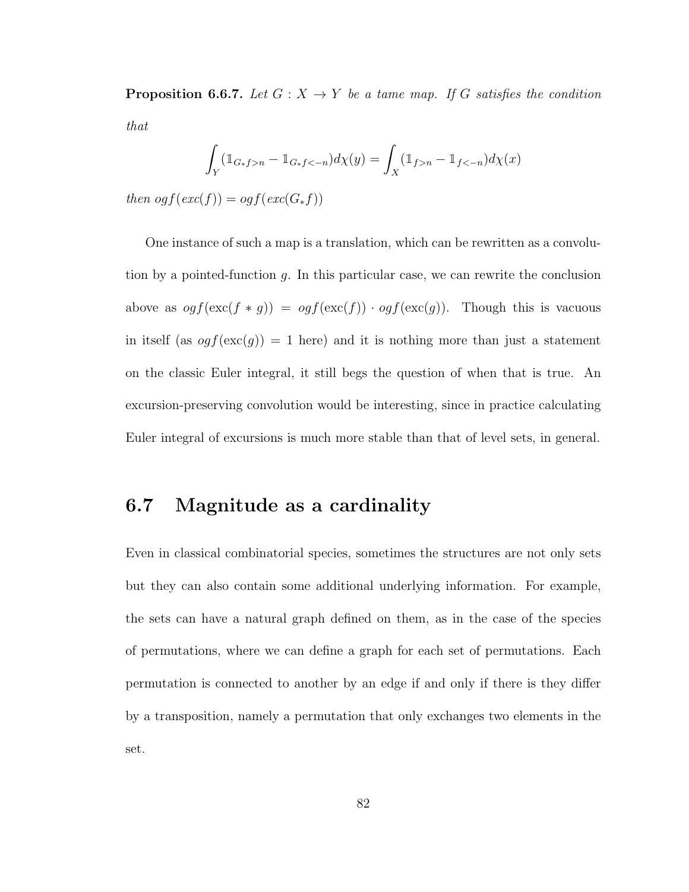**Proposition 6.6.7.** *Let $G : X \to Y$ be a tame map. If $G$ satisfies the condition that*

$$\int_Y (\mathbb{1}_{G_*f>n} - \mathbb{1}_{G_*f<-n}) d\chi(y) = \int_X (\mathbb{1}_{f>n} - \mathbb{1}_{f<-n}) d\chi(x)$$

*then $ogf(exc(f)) = ogf(exc(G_*f))$*

One instance of such a map is a translation, which can be rewritten as a convolution by a pointed-function $g$. In this particular case, we can rewrite the conclusion above as $ogf(\text{exc}(f * g)) = ogf(\text{exc}(f)) \cdot ogf(\text{exc}(g))$. Though this is vacuous in itself (as $ogf(\text{exc}(g)) = 1$ here) and it is nothing more than just a statement on the classic Euler integral, it still begs the question of when that is true. An excursion-preserving convolution would be interesting, since in practice calculating Euler integral of excursions is much more stable than that of level sets, in general.

## 6.7 Magnitude as a cardinality

Even in classical combinatorial species, sometimes the structures are not only sets but they can also contain some additional underlying information. For example, the sets can have a natural graph defined on them, as in the case of the species of permutations, where we can define a graph for each set of permutations. Each permutation is connected to another by an edge if and only if there is they differ by a transposition, namely a permutation that only exchanges two elements in the set.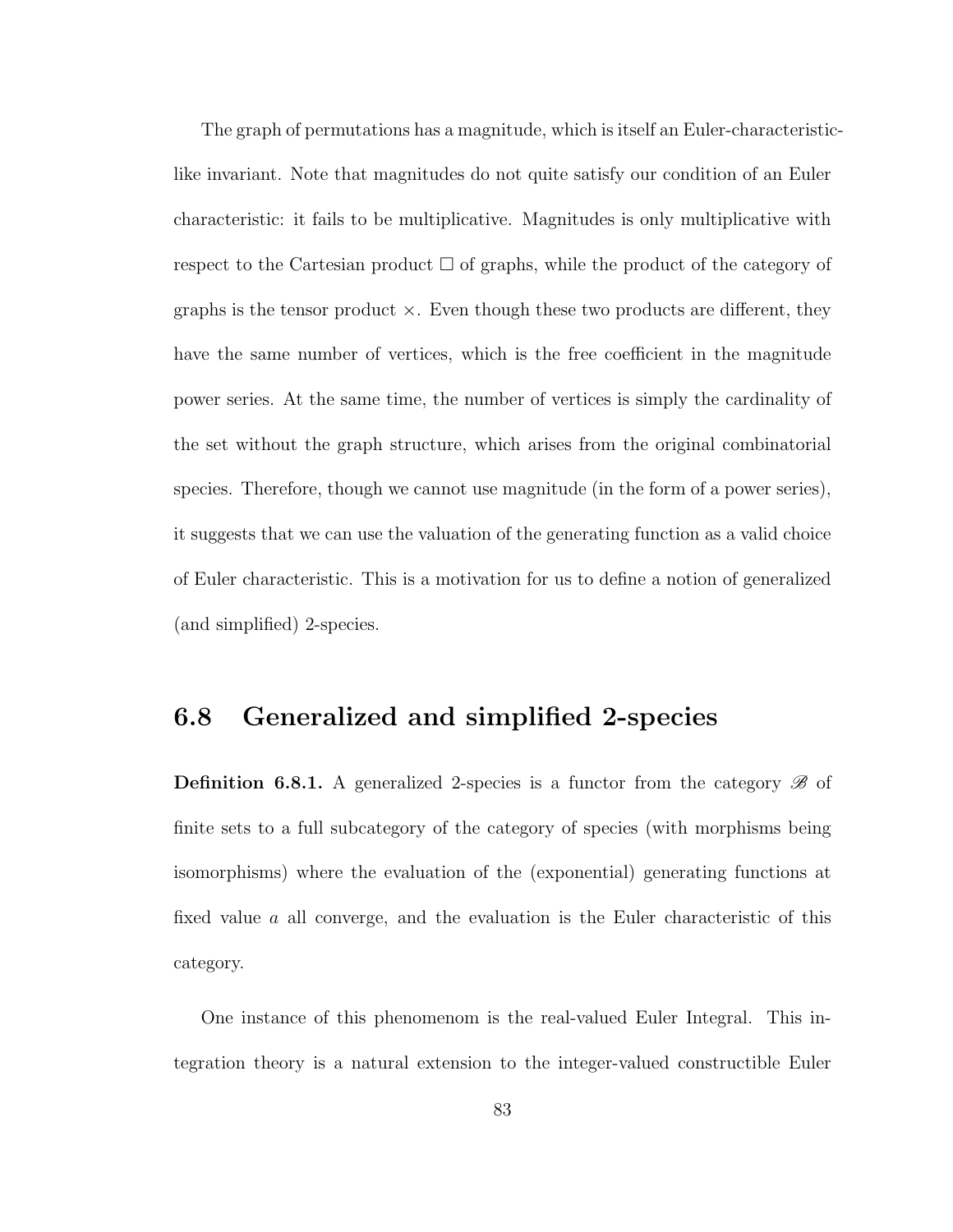The graph of permutations has a magnitude, which is itself an Euler-characteristic-like invariant. Note that magnitudes do not quite satisfy our condition of an Euler characteristic: it fails to be multiplicative. Magnitudes is only multiplicative with respect to the Cartesian product $\square$ of graphs, while the product of the category of graphs is the tensor product $\times$. Even though these two products are different, they have the same number of vertices, which is the free coefficient in the magnitude power series. At the same time, the number of vertices is simply the cardinality of the set without the graph structure, which arises from the original combinatorial species. Therefore, though we cannot use magnitude (in the form of a power series), it suggests that we can use the valuation of the generating function as a valid choice of Euler characteristic. This is a motivation for us to define a notion of generalized (and simplified) 2-species.

## 6.8 Generalized and simplified 2-species

**Definition 6.8.1.** A generalized 2-species is a functor from the category $\mathscr{B}$ of finite sets to a full subcategory of the category of species (with morphisms being isomorphisms) where the evaluation of the (exponential) generating functions at fixed value $a$ all converge, and the evaluation is the Euler characteristic of this category.

One instance of this phenomenom is the real-valued Euler Integral. This integration theory is a natural extension to the integer-valued constructible Euler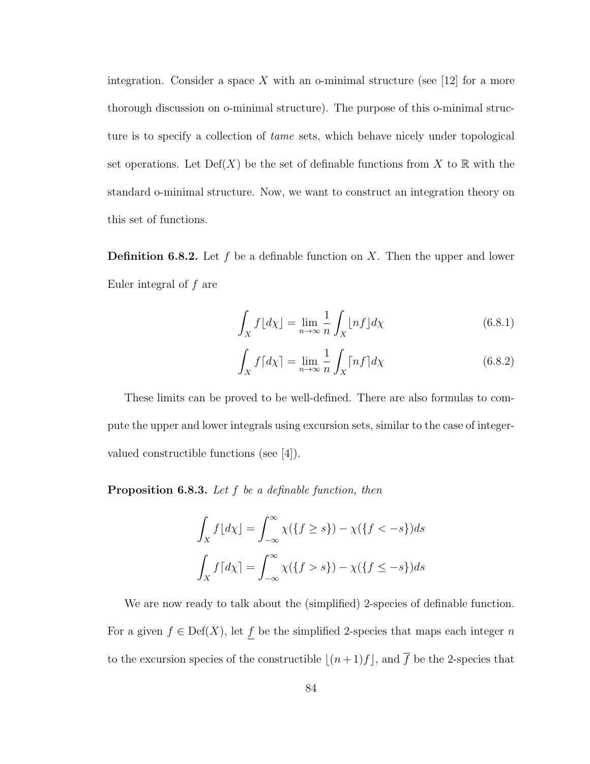integration. Consider a space $X$ with an o-minimal structure (see [12] for a more thorough discussion on o-minimal structure). The purpose of this o-minimal structure is to specify a collection of *tame* sets, which behave nicely under topological set operations. Let $\mathrm{Def}(X)$ be the set of definable functions from $X$ to $\mathbb{R}$ with the standard o-minimal structure. Now, we want to construct an integration theory on this set of functions.

**Definition 6.8.2.** Let $f$ be a definable function on $X$. Then the upper and lower Euler integral of $f$ are

$$\int_X f\lfloor d\chi \rfloor = \lim_{n\to\infty} \frac{1}{n} \int_X \lfloor nf \rfloor d\chi \tag{6.8.1}$$

$$\int_X f\lceil d\chi \rceil = \lim_{n\to\infty} \frac{1}{n} \int_X \lceil nf \rceil d\chi \tag{6.8.2}$$

These limits can be proved to be well-defined. There are also formulas to compute the upper and lower integrals using excursion sets, similar to the case of integer-valued constructible functions (see [4]).

**Proposition 6.8.3.** *Let $f$ be a definable function, then*

$$\int_X f\lfloor d\chi \rfloor = \int_{-\infty}^{\infty} \chi(\{f \geq s\}) - \chi(\{f < -s\}) ds$$

$$\int_X f\lceil d\chi \rceil = \int_{-\infty}^{\infty} \chi(\{f > s\}) - \chi(\{f \leq -s\}) ds$$

We are now ready to talk about the (simplified) 2-species of definable function. For a given $f \in \mathrm{Def}(X)$, let $\underline{f}$ be the simplified 2-species that maps each integer $n$ to the excursion species of the constructible $\lfloor (n+1)f \rfloor$, and $\overline{f}$ be the 2-species that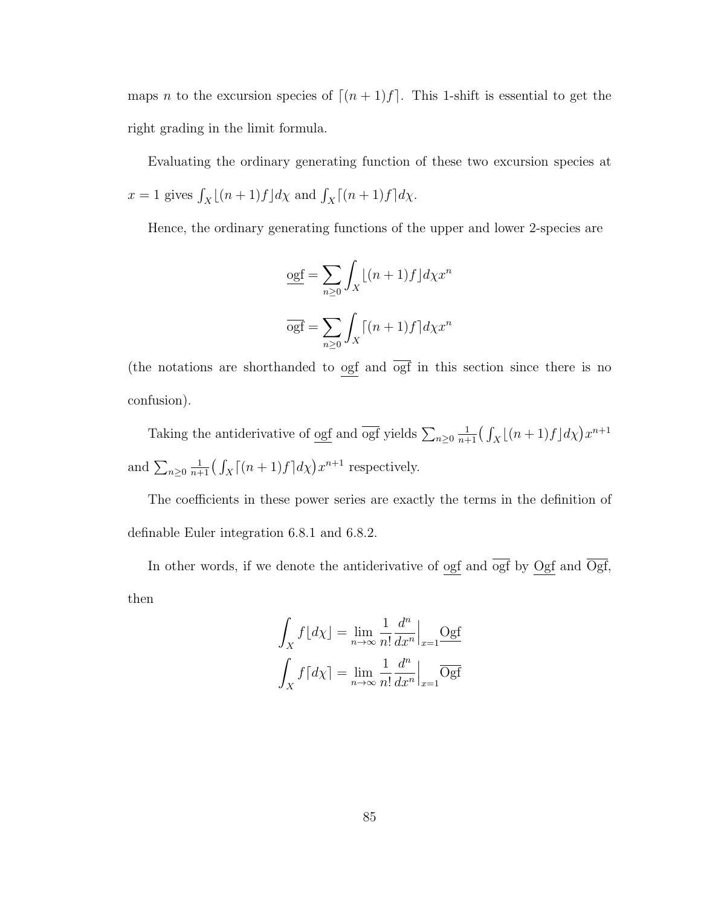maps $n$ to the excursion species of $\lceil (n+1)f \rceil$. This 1-shift is essential to get the right grading in the limit formula.

Evaluating the ordinary generating function of these two excursion species at $x = 1$ gives $\int_X \lfloor (n+1)f \rfloor d\chi$ and $\int_X \lceil (n+1)f \rceil d\chi$.

Hence, the ordinary generating functions of the upper and lower 2-species are

$$\underline{\text{ogf}} = \sum_{n \geq 0} \int_X \lfloor (n+1)f \rfloor d\chi x^n$$

$$\overline{\text{ogf}} = \sum_{n \geq 0} \int_X \lceil (n+1)f \rceil d\chi x^n$$

(the notations are shorthanded to $\underline{\text{ogf}}$ and $\overline{\text{ogf}}$ in this section since there is no confusion).

Taking the antiderivative of $\underline{\text{ogf}}$ and $\overline{\text{ogf}}$ yields $\sum_{n \geq 0} \frac{1}{n+1} \big( \int_X \lfloor (n+1)f \rfloor d\chi \big) x^{n+1}$ and $\sum_{n \geq 0} \frac{1}{n+1} \big( \int_X \lceil (n+1)f \rceil d\chi \big) x^{n+1}$ respectively.

The coefficients in these power series are exactly the terms in the definition of definable Euler integration 6.8.1 and 6.8.2.

In other words, if we denote the antiderivative of $\underline{\text{ogf}}$ and $\overline{\text{ogf}}$ by $\underline{\text{Ogf}}$ and $\overline{\text{Ogf}}$, then

$$\int_X f \lfloor d\chi \rfloor = \lim_{n \to \infty} \frac{1}{n!} \frac{d^n}{dx^n} \Big|_{x=1} \underline{\text{Ogf}}$$

$$\int_X f \lceil d\chi \rceil = \lim_{n \to \infty} \frac{1}{n!} \frac{d^n}{dx^n} \Big|_{x=1} \overline{\text{Ogf}}$$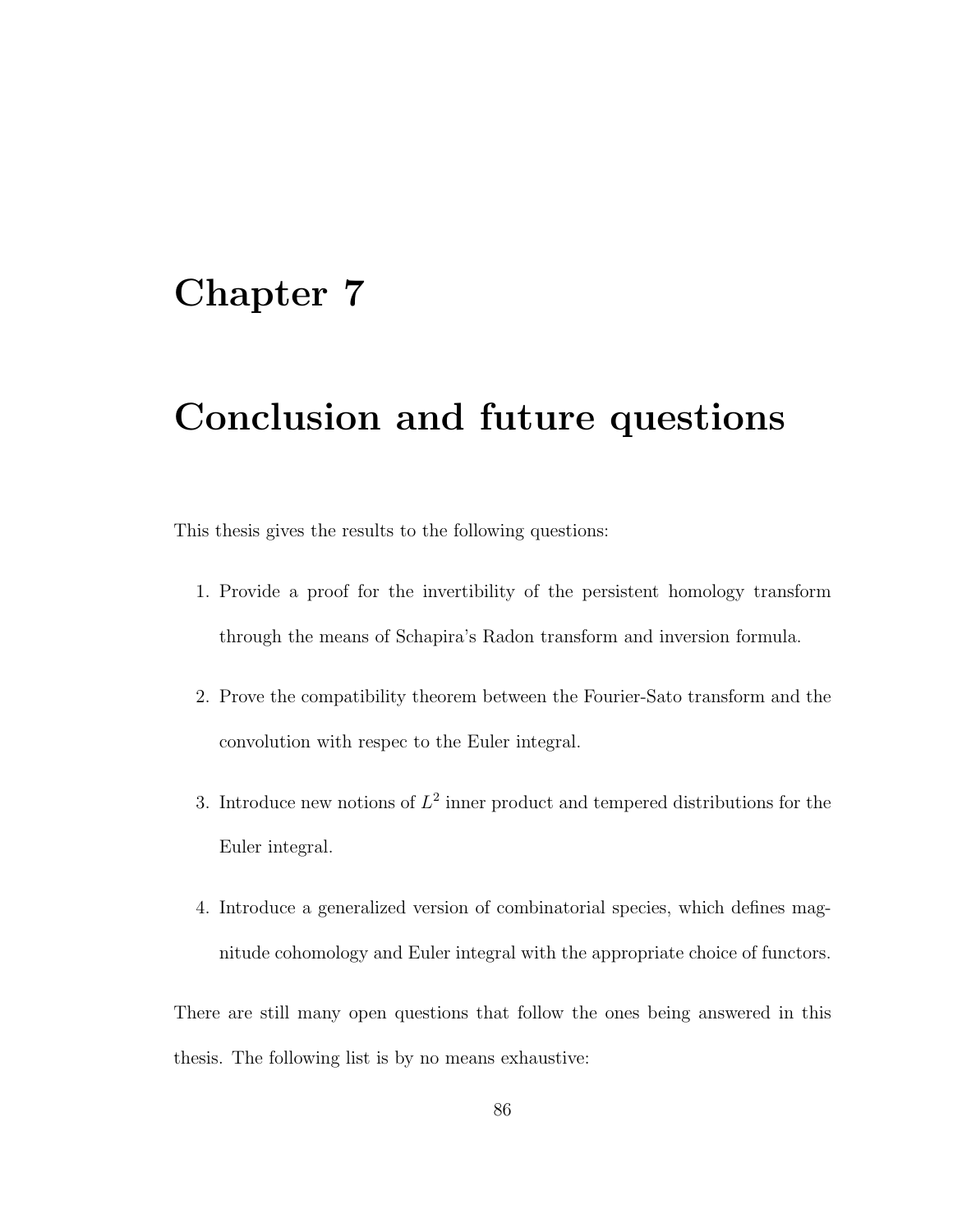# Chapter 7

# Conclusion and future questions

This thesis gives the results to the following questions:

1. Provide a proof for the invertibility of the persistent homology transform through the means of Schapira's Radon transform and inversion formula.

2. Prove the compatibility theorem between the Fourier-Sato transform and the convolution with respec to the Euler integral.

3. Introduce new notions of $L^2$ inner product and tempered distributions for the Euler integral.

4. Introduce a generalized version of combinatorial species, which defines magnitude cohomology and Euler integral with the appropriate choice of functors.

There are still many open questions that follow the ones being answered in this thesis. The following list is by no means exhaustive: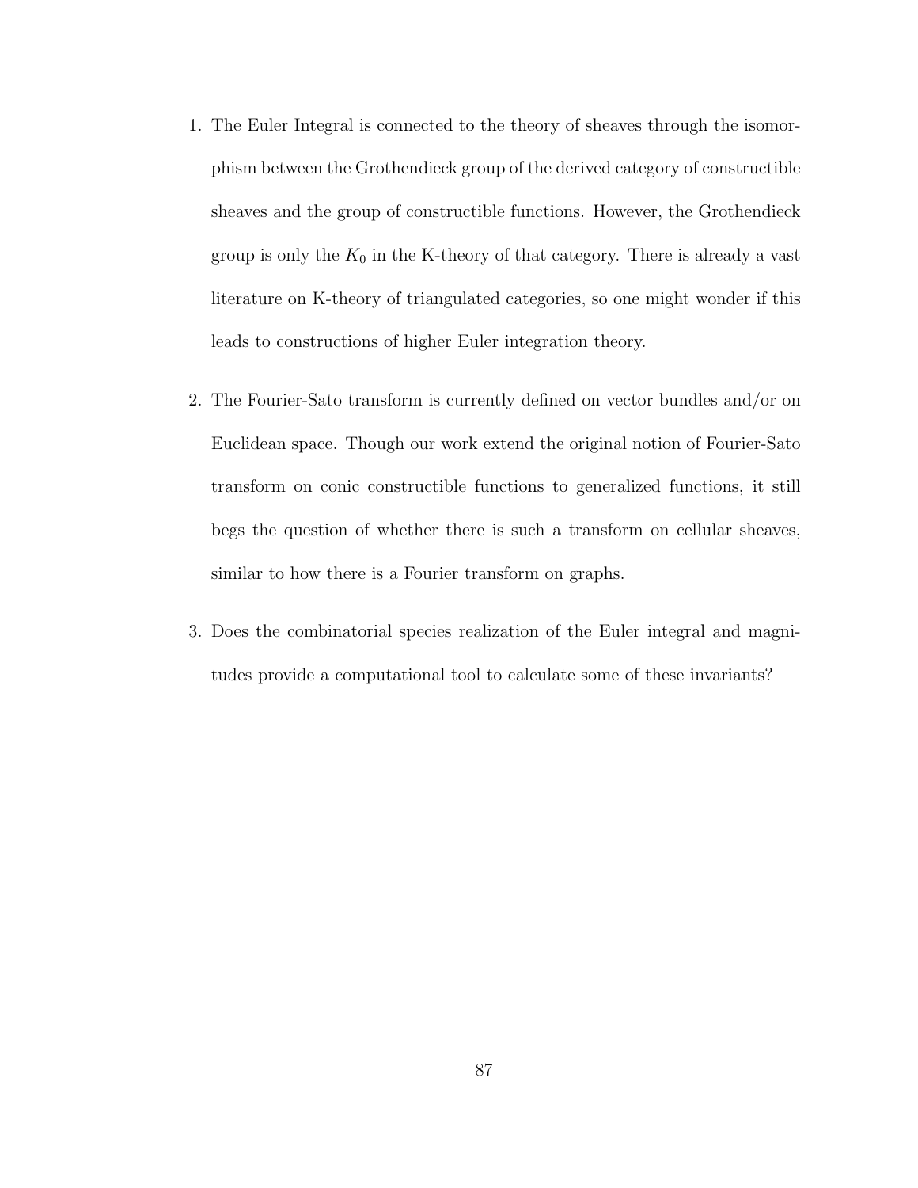1. The Euler Integral is connected to the theory of sheaves through the isomorphism between the Grothendieck group of the derived category of constructible sheaves and the group of constructible functions. However, the Grothendieck group is only the $K_0$ in the K-theory of that category. There is already a vast literature on K-theory of triangulated categories, so one might wonder if this leads to constructions of higher Euler integration theory.

2. The Fourier-Sato transform is currently defined on vector bundles and/or on Euclidean space. Though our work extend the original notion of Fourier-Sato transform on conic constructible functions to generalized functions, it still begs the question of whether there is such a transform on cellular sheaves, similar to how there is a Fourier transform on graphs.

3. Does the combinatorial species realization of the Euler integral and magnitudes provide a computational tool to calculate some of these invariants?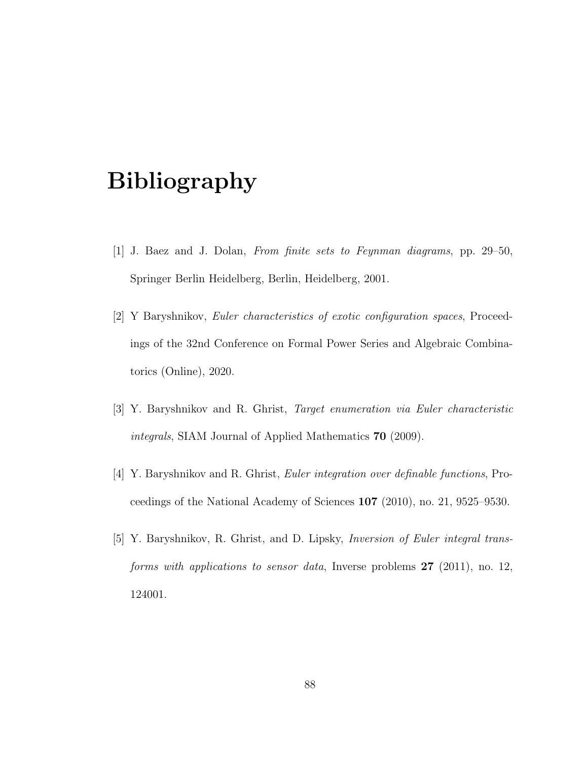# Bibliography

[1] J. Baez and J. Dolan, *From finite sets to Feynman diagrams*, pp. 29–50, Springer Berlin Heidelberg, Berlin, Heidelberg, 2001.

[2] Y Baryshnikov, *Euler characteristics of exotic configuration spaces*, Proceedings of the 32nd Conference on Formal Power Series and Algebraic Combinatorics (Online), 2020.

[3] Y. Baryshnikov and R. Ghrist, *Target enumeration via Euler characteristic integrals*, SIAM Journal of Applied Mathematics **70** (2009).

[4] Y. Baryshnikov and R. Ghrist, *Euler integration over definable functions*, Proceedings of the National Academy of Sciences **107** (2010), no. 21, 9525–9530.

[5] Y. Baryshnikov, R. Ghrist, and D. Lipsky, *Inversion of Euler integral transforms with applications to sensor data*, Inverse problems **27** (2011), no. 12, 124001.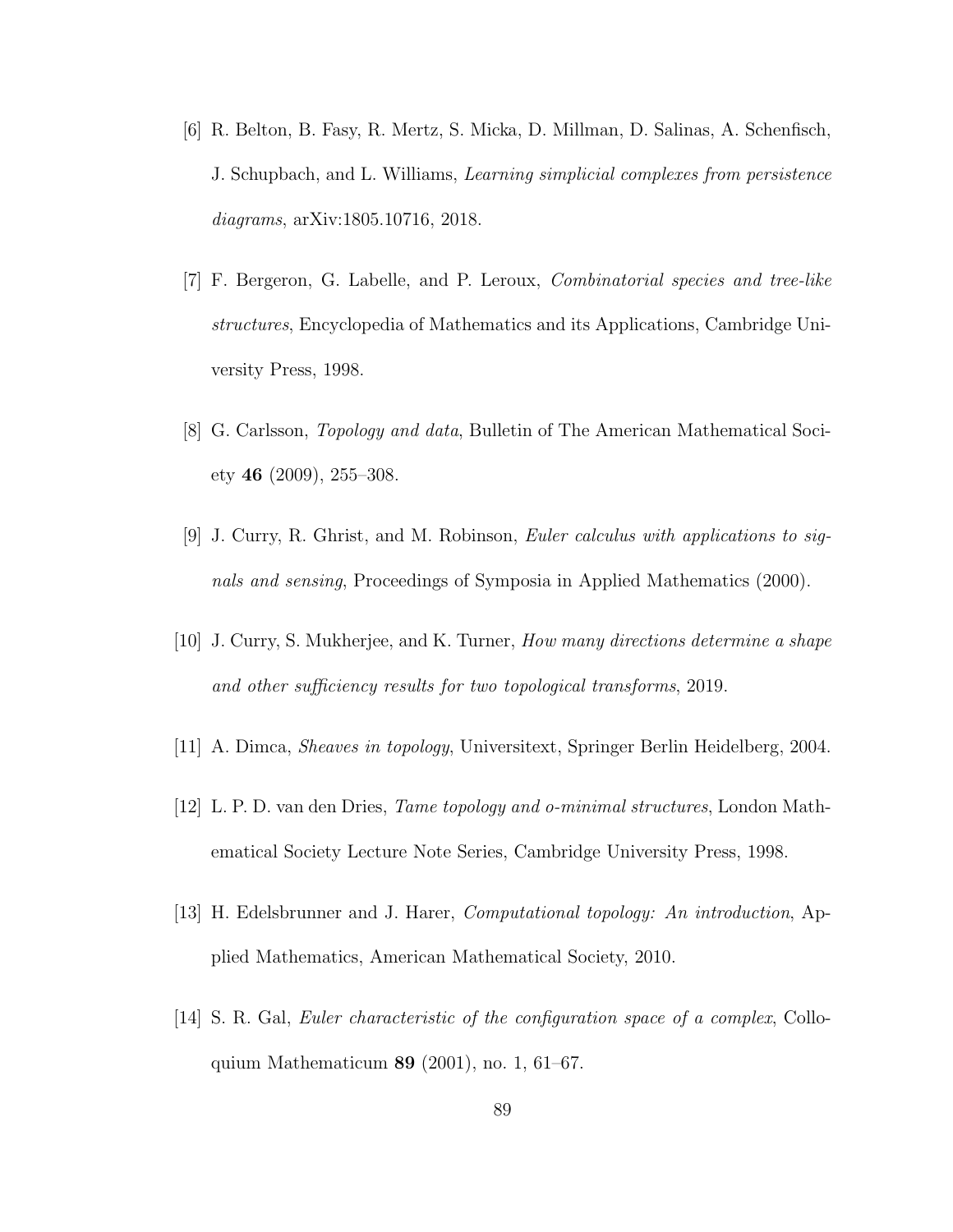[6] R. Belton, B. Fasy, R. Mertz, S. Micka, D. Millman, D. Salinas, A. Schenfisch, J. Schupbach, and L. Williams, *Learning simplicial complexes from persistence diagrams*, arXiv:1805.10716, 2018.

[7] F. Bergeron, G. Labelle, and P. Leroux, *Combinatorial species and tree-like structures*, Encyclopedia of Mathematics and its Applications, Cambridge University Press, 1998.

[8] G. Carlsson, *Topology and data*, Bulletin of The American Mathematical Society **46** (2009), 255–308.

[9] J. Curry, R. Ghrist, and M. Robinson, *Euler calculus with applications to signals and sensing*, Proceedings of Symposia in Applied Mathematics (2000).

[10] J. Curry, S. Mukherjee, and K. Turner, *How many directions determine a shape and other sufficiency results for two topological transforms*, 2019.

[11] A. Dimca, *Sheaves in topology*, Universitext, Springer Berlin Heidelberg, 2004.

[12] L. P. D. van den Dries, *Tame topology and o-minimal structures*, London Mathematical Society Lecture Note Series, Cambridge University Press, 1998.

[13] H. Edelsbrunner and J. Harer, *Computational topology: An introduction*, Applied Mathematics, American Mathematical Society, 2010.

[14] S. R. Gal, *Euler characteristic of the configuration space of a complex*, Colloquium Mathematicum **89** (2001), no. 1, 61–67.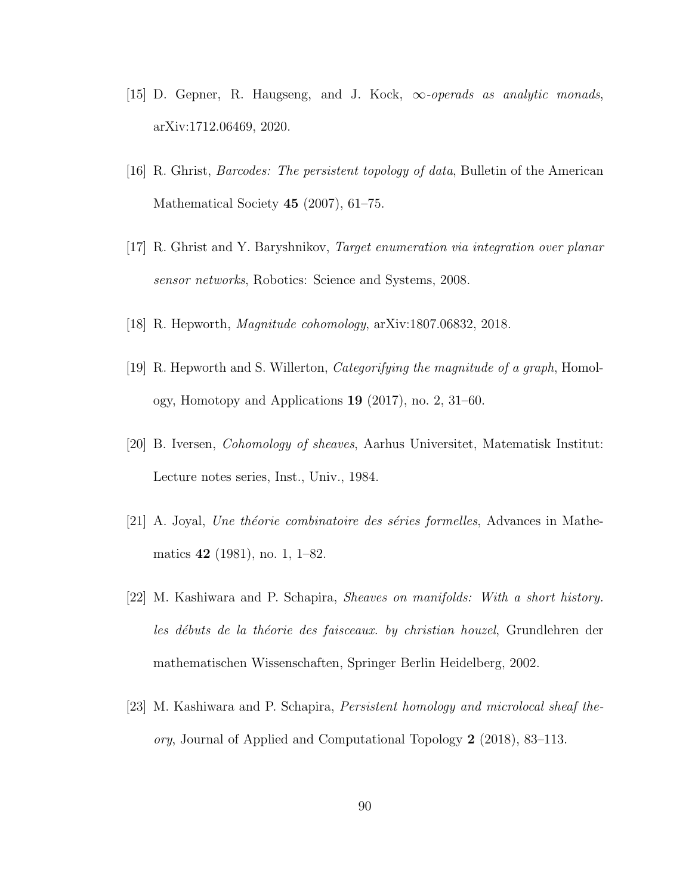[15] D. Gepner, R. Haugseng, and J. Kock, *$\infty$-operads as analytic monads*, arXiv:1712.06469, 2020.

[16] R. Ghrist, *Barcodes: The persistent topology of data*, Bulletin of the American Mathematical Society **45** (2007), 61–75.

[17] R. Ghrist and Y. Baryshnikov, *Target enumeration via integration over planar sensor networks*, Robotics: Science and Systems, 2008.

[18] R. Hepworth, *Magnitude cohomology*, arXiv:1807.06832, 2018.

[19] R. Hepworth and S. Willerton, *Categorifying the magnitude of a graph*, Homology, Homotopy and Applications **19** (2017), no. 2, 31–60.

[20] B. Iversen, *Cohomology of sheaves*, Aarhus Universitet, Matematisk Institut: Lecture notes series, Inst., Univ., 1984.

[21] A. Joyal, *Une théorie combinatoire des séries formelles*, Advances in Mathematics **42** (1981), no. 1, 1–82.

[22] M. Kashiwara and P. Schapira, *Sheaves on manifolds: With a short history. les débuts de la théorie des faisceaux. by christian houzel*, Grundlehren der mathematischen Wissenschaften, Springer Berlin Heidelberg, 2002.

[23] M. Kashiwara and P. Schapira, *Persistent homology and microlocal sheaf theory*, Journal of Applied and Computational Topology **2** (2018), 83–113.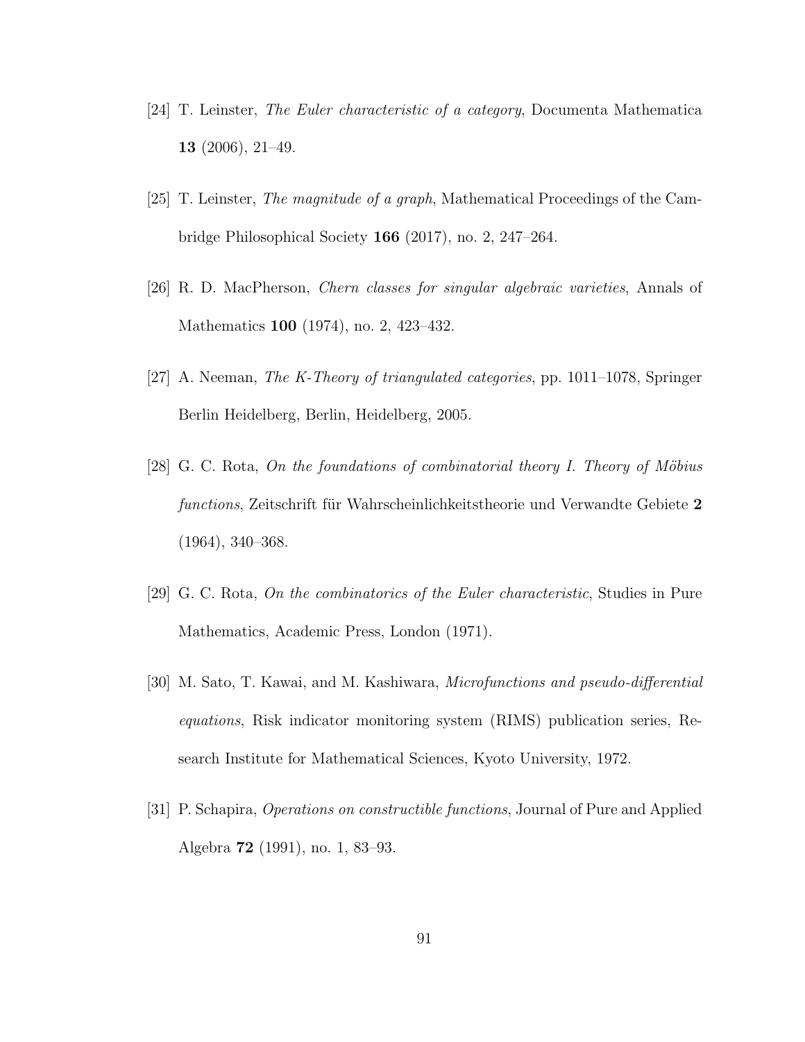[24] T. Leinster, *The Euler characteristic of a category*, Documenta Mathematica **13** (2006), 21–49.

[25] T. Leinster, *The magnitude of a graph*, Mathematical Proceedings of the Cambridge Philosophical Society **166** (2017), no. 2, 247–264.

[26] R. D. MacPherson, *Chern classes for singular algebraic varieties*, Annals of Mathematics **100** (1974), no. 2, 423–432.

[27] A. Neeman, *The K-Theory of triangulated categories*, pp. 1011–1078, Springer Berlin Heidelberg, Berlin, Heidelberg, 2005.

[28] G. C. Rota, *On the foundations of combinatorial theory I. Theory of Möbius functions*, Zeitschrift für Wahrscheinlichkeitstheorie und Verwandte Gebiete **2** (1964), 340–368.

[29] G. C. Rota, *On the combinatorics of the Euler characteristic*, Studies in Pure Mathematics, Academic Press, London (1971).

[30] M. Sato, T. Kawai, and M. Kashiwara, *Microfunctions and pseudo-differential equations*, Risk indicator monitoring system (RIMS) publication series, Research Institute for Mathematical Sciences, Kyoto University, 1972.

[31] P. Schapira, *Operations on constructible functions*, Journal of Pure and Applied Algebra **72** (1991), no. 1, 83–93.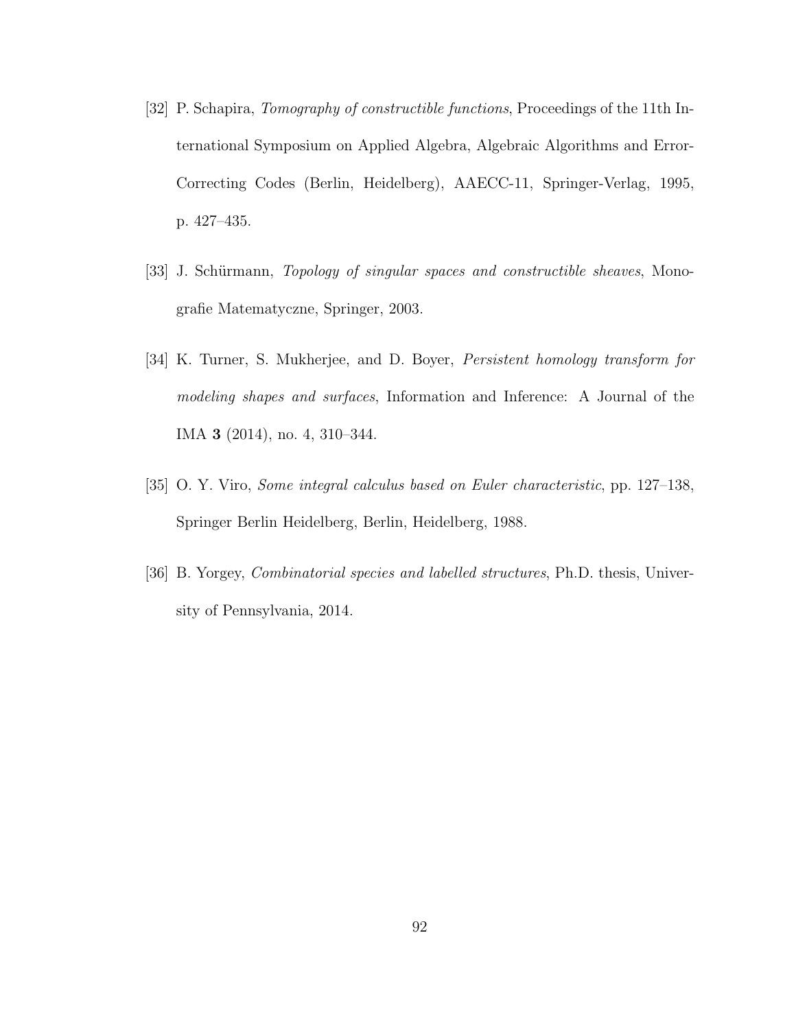[32] P. Schapira, *Tomography of constructible functions*, Proceedings of the 11th International Symposium on Applied Algebra, Algebraic Algorithms and Error-Correcting Codes (Berlin, Heidelberg), AAECC-11, Springer-Verlag, 1995, p. 427–435.

[33] J. Schürmann, *Topology of singular spaces and constructible sheaves*, Monografie Matematyczne, Springer, 2003.

[34] K. Turner, S. Mukherjee, and D. Boyer, *Persistent homology transform for modeling shapes and surfaces*, Information and Inference: A Journal of the IMA **3** (2014), no. 4, 310–344.

[35] O. Y. Viro, *Some integral calculus based on Euler characteristic*, pp. 127–138, Springer Berlin Heidelberg, Berlin, Heidelberg, 1988.

[36] B. Yorgey, *Combinatorial species and labelled structures*, Ph.D. thesis, University of Pennsylvania, 2014.